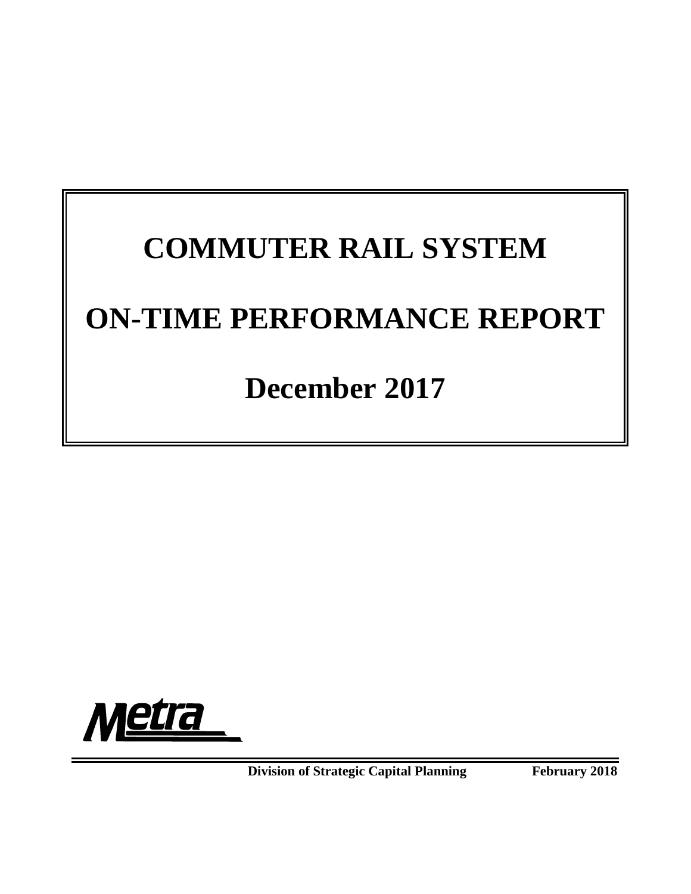# COMMUTER RAIL SYSTEM

# ON-TIME PERFORMANCE REPORT

# December 2017

Metra

**Division of Strategic Capital Planning** **February 2018**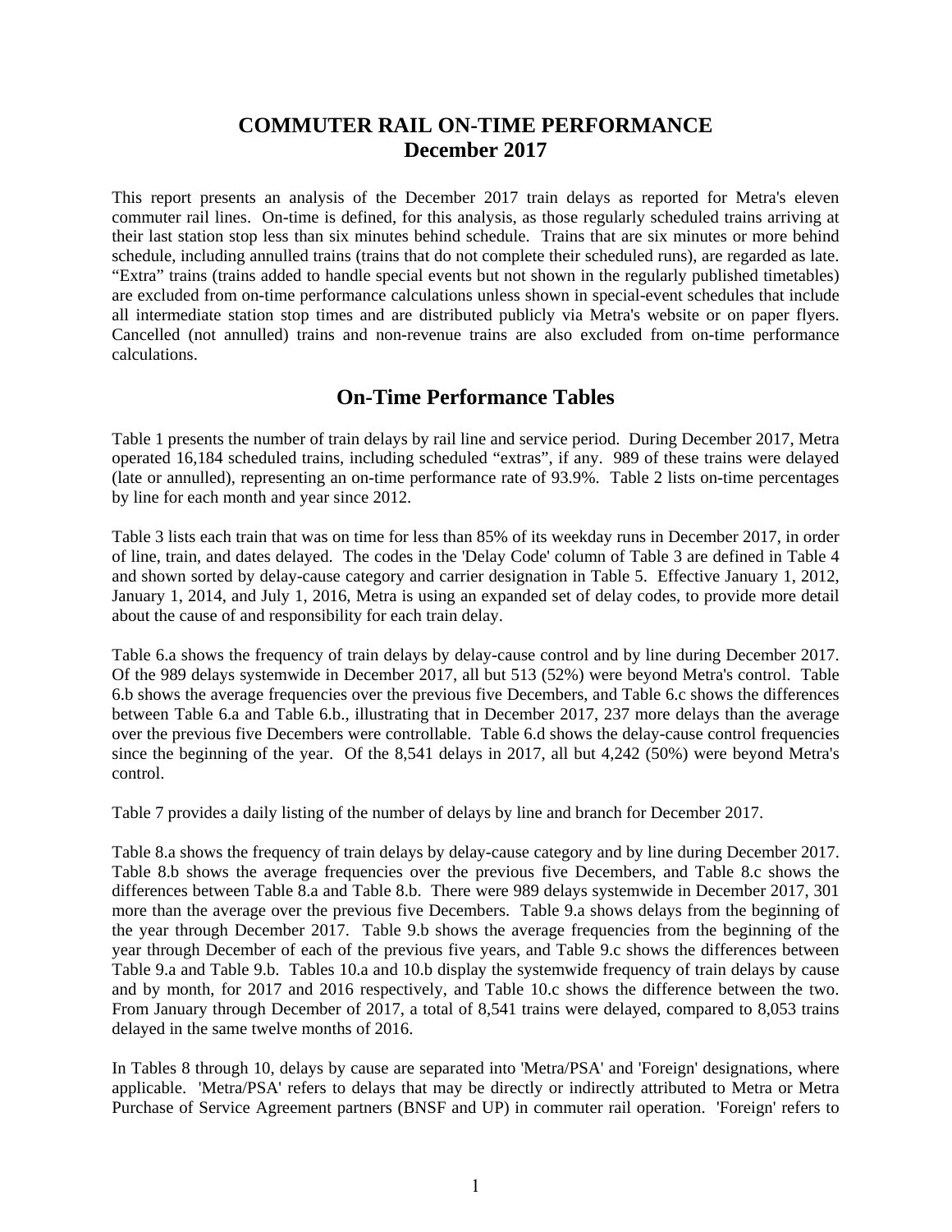# COMMUTER RAIL ON-TIME PERFORMANCE
# December 2017

This report presents an analysis of the December 2017 train delays as reported for Metra's eleven commuter rail lines. On-time is defined, for this analysis, as those regularly scheduled trains arriving at their last station stop less than six minutes behind schedule. Trains that are six minutes or more behind schedule, including annulled trains (trains that do not complete their scheduled runs), are regarded as late. "Extra" trains (trains added to handle special events but not shown in the regularly published timetables) are excluded from on-time performance calculations unless shown in special-event schedules that include all intermediate station stop times and are distributed publicly via Metra's website or on paper flyers. Cancelled (not annulled) trains and non-revenue trains are also excluded from on-time performance calculations.

## On-Time Performance Tables

Table 1 presents the number of train delays by rail line and service period. During December 2017, Metra operated 16,184 scheduled trains, including scheduled "extras", if any. 989 of these trains were delayed (late or annulled), representing an on-time performance rate of 93.9%. Table 2 lists on-time percentages by line for each month and year since 2012.

Table 3 lists each train that was on time for less than 85% of its weekday runs in December 2017, in order of line, train, and dates delayed. The codes in the 'Delay Code' column of Table 3 are defined in Table 4 and shown sorted by delay-cause category and carrier designation in Table 5. Effective January 1, 2012, January 1, 2014, and July 1, 2016, Metra is using an expanded set of delay codes, to provide more detail about the cause of and responsibility for each train delay.

Table 6.a shows the frequency of train delays by delay-cause control and by line during December 2017. Of the 989 delays systemwide in December 2017, all but 513 (52%) were beyond Metra's control. Table 6.b shows the average frequencies over the previous five Decembers, and Table 6.c shows the differences between Table 6.a and Table 6.b., illustrating that in December 2017, 237 more delays than the average over the previous five Decembers were controllable. Table 6.d shows the delay-cause control frequencies since the beginning of the year. Of the 8,541 delays in 2017, all but 4,242 (50%) were beyond Metra's control.

Table 7 provides a daily listing of the number of delays by line and branch for December 2017.

Table 8.a shows the frequency of train delays by delay-cause category and by line during December 2017. Table 8.b shows the average frequencies over the previous five Decembers, and Table 8.c shows the differences between Table 8.a and Table 8.b. There were 989 delays systemwide in December 2017, 301 more than the average over the previous five Decembers. Table 9.a shows delays from the beginning of the year through December 2017. Table 9.b shows the average frequencies from the beginning of the year through December of each of the previous five years, and Table 9.c shows the differences between Table 9.a and Table 9.b. Tables 10.a and 10.b display the systemwide frequency of train delays by cause and by month, for 2017 and 2016 respectively, and Table 10.c shows the difference between the two. From January through December of 2017, a total of 8,541 trains were delayed, compared to 8,053 trains delayed in the same twelve months of 2016.

In Tables 8 through 10, delays by cause are separated into 'Metra/PSA' and 'Foreign' designations, where applicable. 'Metra/PSA' refers to delays that may be directly or indirectly attributed to Metra or Metra Purchase of Service Agreement partners (BNSF and UP) in commuter rail operation. 'Foreign' refers to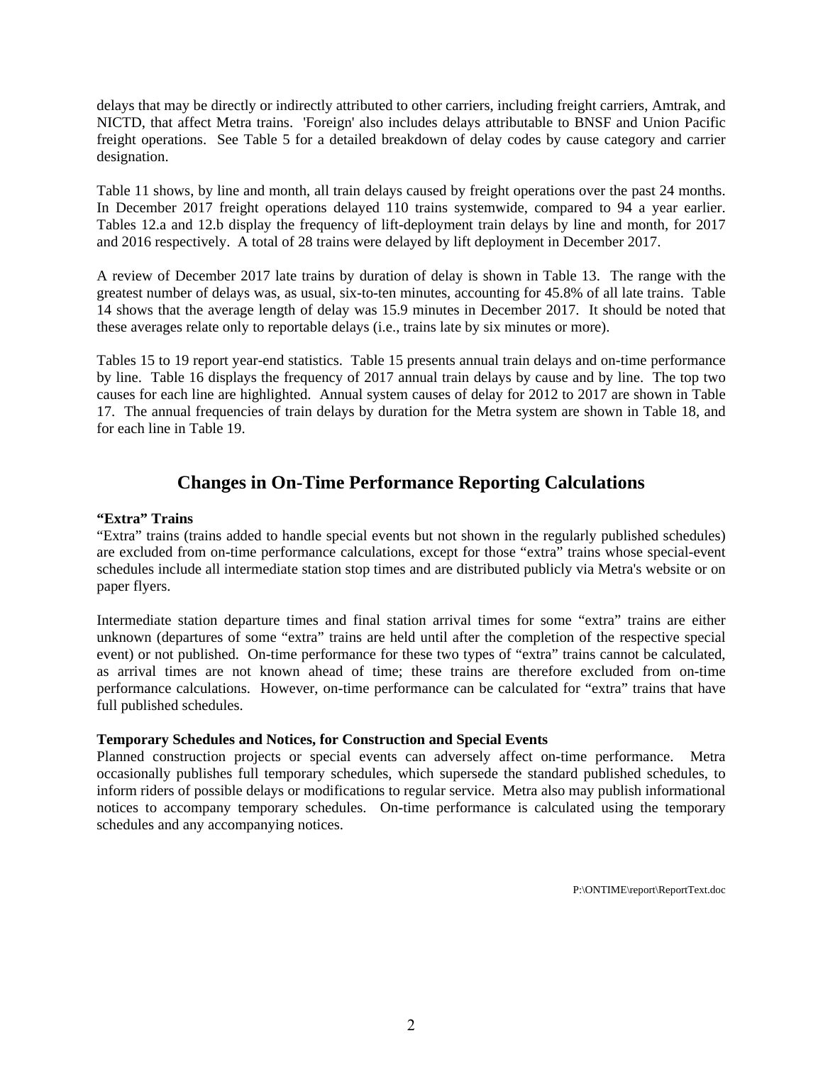delays that may be directly or indirectly attributed to other carriers, including freight carriers, Amtrak, and NICTD, that affect Metra trains. 'Foreign' also includes delays attributable to BNSF and Union Pacific freight operations. See Table 5 for a detailed breakdown of delay codes by cause category and carrier designation.

Table 11 shows, by line and month, all train delays caused by freight operations over the past 24 months. In December 2017 freight operations delayed 110 trains systemwide, compared to 94 a year earlier. Tables 12.a and 12.b display the frequency of lift-deployment train delays by line and month, for 2017 and 2016 respectively. A total of 28 trains were delayed by lift deployment in December 2017.

A review of December 2017 late trains by duration of delay is shown in Table 13. The range with the greatest number of delays was, as usual, six-to-ten minutes, accounting for 45.8% of all late trains. Table 14 shows that the average length of delay was 15.9 minutes in December 2017. It should be noted that these averages relate only to reportable delays (i.e., trains late by six minutes or more).

Tables 15 to 19 report year-end statistics. Table 15 presents annual train delays and on-time performance by line. Table 16 displays the frequency of 2017 annual train delays by cause and by line. The top two causes for each line are highlighted. Annual system causes of delay for 2012 to 2017 are shown in Table 17. The annual frequencies of train delays by duration for the Metra system are shown in Table 18, and for each line in Table 19.

## Changes in On-Time Performance Reporting Calculations

**"Extra" Trains**

"Extra" trains (trains added to handle special events but not shown in the regularly published schedules) are excluded from on-time performance calculations, except for those "extra" trains whose special-event schedules include all intermediate station stop times and are distributed publicly via Metra's website or on paper flyers.

Intermediate station departure times and final station arrival times for some "extra" trains are either unknown (departures of some "extra" trains are held until after the completion of the respective special event) or not published. On-time performance for these two types of "extra" trains cannot be calculated, as arrival times are not known ahead of time; these trains are therefore excluded from on-time performance calculations. However, on-time performance can be calculated for "extra" trains that have full published schedules.

**Temporary Schedules and Notices, for Construction and Special Events**

Planned construction projects or special events can adversely affect on-time performance. Metra occasionally publishes full temporary schedules, which supersede the standard published schedules, to inform riders of possible delays or modifications to regular service. Metra also may publish informational notices to accompany temporary schedules. On-time performance is calculated using the temporary schedules and any accompanying notices.

P:\ONTIME\report\ReportText.doc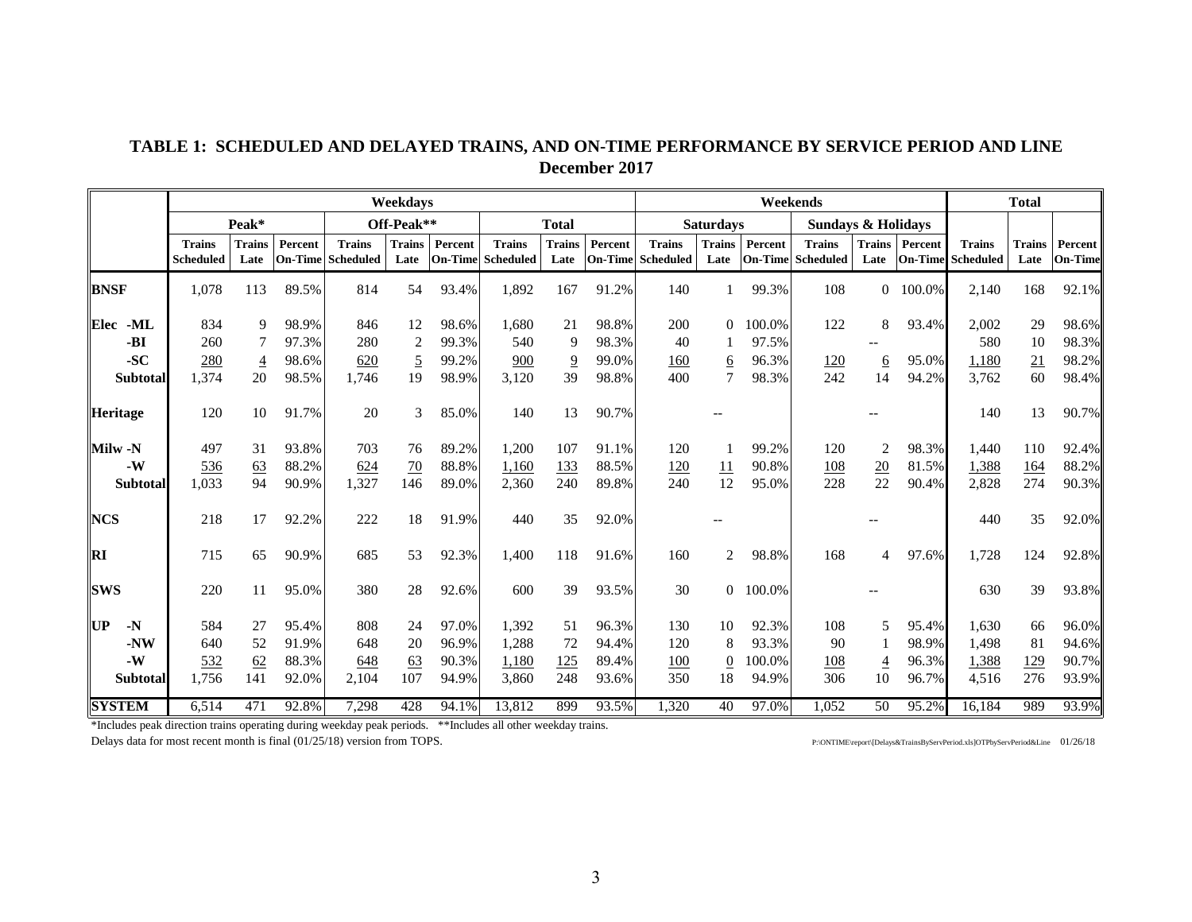## TABLE 1: SCHEDULED AND DELAYED TRAINS, AND ON-TIME PERFORMANCE BY SERVICE PERIOD AND LINE
### December 2017

| | Weekdays | | | | | | | | | Weekends | | | | | | Total | | |
|---|---|---|---|---|---|---|---|---|---|---|---|---|---|---|---|---|---|---|
| | Peak* | | | Off-Peak** | | | Total | | | Saturdays | | | Sundays & Holidays | | | | | |
| | Trains Scheduled | Trains Late | Percent On-Time | Trains Scheduled | Trains Late | Percent On-Time | Trains Scheduled | Trains Late | Percent On-Time | Trains Scheduled | Trains Late | Percent On-Time | Trains Scheduled | Trains Late | Percent On-Time | Trains Scheduled | Trains Late | Percent On-Time |
| **BNSF** | 1,078 | 113 | 89.5% | 814 | 54 | 93.4% | 1,892 | 167 | 91.2% | 140 | 1 | 99.3% | 108 | 0 | 100.0% | 2,140 | 168 | 92.1% |
| **Elec -ML** | 834 | 9 | 98.9% | 846 | 12 | 98.6% | 1,680 | 21 | 98.8% | 200 | 0 | 100.0% | 122 | 8 | 93.4% | 2,002 | 29 | 98.6% |
| **-BI** | 260 | 7 | 97.3% | 280 | 2 | 99.3% | 540 | 9 | 98.3% | 40 | 1 | 97.5% | | -- | | 580 | 10 | 98.3% |
| **-SC** | 280 | 4 | 98.6% | 620 | 5 | 99.2% | 900 | 9 | 99.0% | 160 | 6 | 96.3% | 120 | 6 | 95.0% | 1,180 | 21 | 98.2% |
| **Subtotal** | 1,374 | 20 | 98.5% | 1,746 | 19 | 98.9% | 3,120 | 39 | 98.8% | 400 | 7 | 98.3% | 242 | 14 | 94.2% | 3,762 | 60 | 98.4% |
| **Heritage** | 120 | 10 | 91.7% | 20 | 3 | 85.0% | 140 | 13 | 90.7% | | -- | | | -- | | 140 | 13 | 90.7% |
| **Milw -N** | 497 | 31 | 93.8% | 703 | 76 | 89.2% | 1,200 | 107 | 91.1% | 120 | 1 | 99.2% | 120 | 2 | 98.3% | 1,440 | 110 | 92.4% |
| **-W** | 536 | 63 | 88.2% | 624 | 70 | 88.8% | 1,160 | 133 | 88.5% | 120 | 11 | 90.8% | 108 | 20 | 81.5% | 1,388 | 164 | 88.2% |
| **Subtotal** | 1,033 | 94 | 90.9% | 1,327 | 146 | 89.0% | 2,360 | 240 | 89.8% | 240 | 12 | 95.0% | 228 | 22 | 90.4% | 2,828 | 274 | 90.3% |
| **NCS** | 218 | 17 | 92.2% | 222 | 18 | 91.9% | 440 | 35 | 92.0% | | -- | | | -- | | 440 | 35 | 92.0% |
| **RI** | 715 | 65 | 90.9% | 685 | 53 | 92.3% | 1,400 | 118 | 91.6% | 160 | 2 | 98.8% | 168 | 4 | 97.6% | 1,728 | 124 | 92.8% |
| **SWS** | 220 | 11 | 95.0% | 380 | 28 | 92.6% | 600 | 39 | 93.5% | 30 | 0 | 100.0% | | -- | | 630 | 39 | 93.8% |
| **UP -N** | 584 | 27 | 95.4% | 808 | 24 | 97.0% | 1,392 | 51 | 96.3% | 130 | 10 | 92.3% | 108 | 5 | 95.4% | 1,630 | 66 | 96.0% |
| **-NW** | 640 | 52 | 91.9% | 648 | 20 | 96.9% | 1,288 | 72 | 94.4% | 120 | 8 | 93.3% | 90 | 1 | 98.9% | 1,498 | 81 | 94.6% |
| **-W** | 532 | 62 | 88.3% | 648 | 63 | 90.3% | 1,180 | 125 | 89.4% | 100 | 0 | 100.0% | 108 | 4 | 96.3% | 1,388 | 129 | 90.7% |
| **Subtotal** | 1,756 | 141 | 92.0% | 2,104 | 107 | 94.9% | 3,860 | 248 | 93.6% | 350 | 18 | 94.9% | 306 | 10 | 96.7% | 4,516 | 276 | 93.9% |
| **SYSTEM** | 6,514 | 471 | 92.8% | 7,298 | 428 | 94.1% | 13,812 | 899 | 93.5% | 1,320 | 40 | 97.0% | 1,052 | 50 | 95.2% | 16,184 | 989 | 93.9% |

*Includes peak direction trains operating during weekday peak periods. **Includes all other weekday trains.

Delays data for most recent month is final (01/25/18) version from TOPS.

P:\ONTIME\report\[Delays&TrainsByServPeriod.xls]OTPbyServPeriod&Line 01/26/18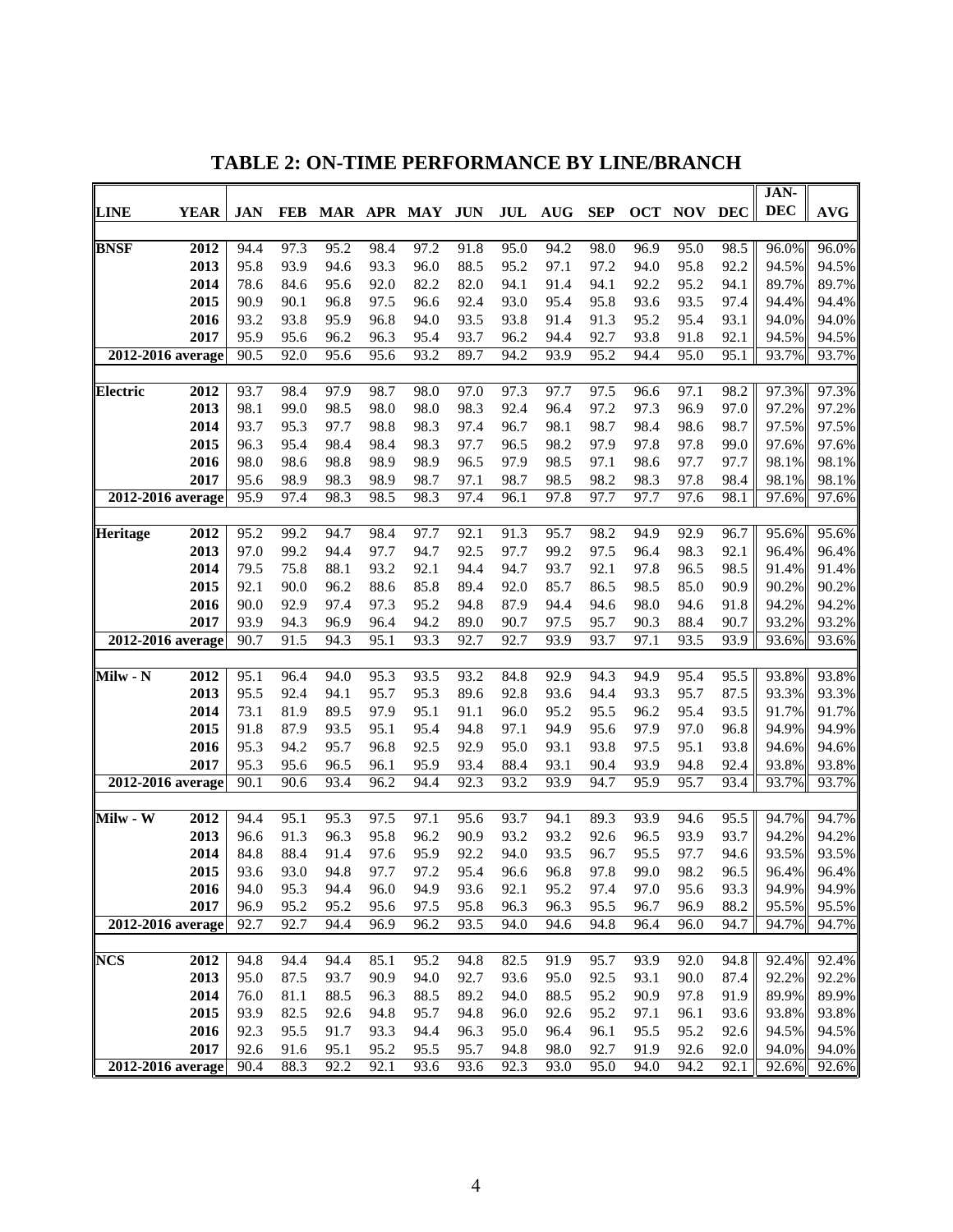# TABLE 2: ON-TIME PERFORMANCE BY LINE/BRANCH

| LINE | YEAR | JAN | FEB | MAR | APR | MAY | JUN | JUL | AUG | SEP | OCT | NOV | DEC | JAN-DEC | AVG |
|---|---|---|---|---|---|---|---|---|---|---|---|---|---|---|---|
| **BNSF** | **2012** | 94.4 | 97.3 | 95.2 | 98.4 | 97.2 | 91.8 | 95.0 | 94.2 | 98.0 | 96.9 | 95.0 | 98.5 | 96.0% | 96.0% |
| | **2013** | 95.8 | 93.9 | 94.6 | 93.3 | 96.0 | 88.5 | 95.2 | 97.1 | 97.2 | 94.0 | 95.8 | 92.2 | 94.5% | 94.5% |
| | **2014** | 78.6 | 84.6 | 95.6 | 92.0 | 82.2 | 82.0 | 94.1 | 91.4 | 94.1 | 92.2 | 95.2 | 94.1 | 89.7% | 89.7% |
| | **2015** | 90.9 | 90.1 | 96.8 | 97.5 | 96.6 | 92.4 | 93.0 | 95.4 | 95.8 | 93.6 | 93.5 | 97.4 | 94.4% | 94.4% |
| | **2016** | 93.2 | 93.8 | 95.9 | 96.8 | 94.0 | 93.5 | 93.8 | 91.4 | 91.3 | 95.2 | 95.4 | 93.1 | 94.0% | 94.0% |
| | **2017** | 95.9 | 95.6 | 96.2 | 96.3 | 95.4 | 93.7 | 96.2 | 94.4 | 92.7 | 93.8 | 91.8 | 92.1 | 94.5% | 94.5% |
| **2012-2016 average** | | 90.5 | 92.0 | 95.6 | 95.6 | 93.2 | 89.7 | 94.2 | 93.9 | 95.2 | 94.4 | 95.0 | 95.1 | 93.7% | 93.7% |
| **Electric** | **2012** | 93.7 | 98.4 | 97.9 | 98.7 | 98.0 | 97.0 | 97.3 | 97.7 | 97.5 | 96.6 | 97.1 | 98.2 | 97.3% | 97.3% |
| | **2013** | 98.1 | 99.0 | 98.5 | 98.0 | 98.0 | 98.3 | 92.4 | 96.4 | 97.2 | 97.3 | 96.9 | 97.0 | 97.2% | 97.2% |
| | **2014** | 93.7 | 95.3 | 97.7 | 98.8 | 98.3 | 97.4 | 96.7 | 98.1 | 98.7 | 98.4 | 98.6 | 98.7 | 97.5% | 97.5% |
| | **2015** | 96.3 | 95.4 | 98.4 | 98.4 | 98.3 | 97.7 | 96.5 | 98.2 | 97.9 | 97.8 | 97.8 | 99.0 | 97.6% | 97.6% |
| | **2016** | 98.0 | 98.6 | 98.8 | 98.9 | 98.9 | 96.5 | 97.9 | 98.5 | 97.1 | 98.6 | 97.7 | 97.7 | 98.1% | 98.1% |
| | **2017** | 95.6 | 98.9 | 98.3 | 98.9 | 98.7 | 97.1 | 98.7 | 98.5 | 98.2 | 98.3 | 97.8 | 98.4 | 98.1% | 98.1% |
| **2012-2016 average** | | 95.9 | 97.4 | 98.3 | 98.5 | 98.3 | 97.4 | 96.1 | 97.8 | 97.7 | 97.7 | 97.6 | 98.1 | 97.6% | 97.6% |
| **Heritage** | **2012** | 95.2 | 99.2 | 94.7 | 98.4 | 97.7 | 92.1 | 91.3 | 95.7 | 98.2 | 94.9 | 92.9 | 96.7 | 95.6% | 95.6% |
| | **2013** | 97.0 | 99.2 | 94.4 | 97.7 | 94.7 | 92.5 | 97.7 | 99.2 | 97.5 | 96.4 | 98.3 | 92.1 | 96.4% | 96.4% |
| | **2014** | 79.5 | 75.8 | 88.1 | 93.2 | 92.1 | 94.4 | 94.7 | 93.7 | 92.1 | 97.8 | 96.5 | 98.5 | 91.4% | 91.4% |
| | **2015** | 92.1 | 90.0 | 96.2 | 88.6 | 85.8 | 89.4 | 92.0 | 85.7 | 86.5 | 98.5 | 85.0 | 90.9 | 90.2% | 90.2% |
| | **2016** | 90.0 | 92.9 | 97.4 | 97.3 | 95.2 | 94.8 | 87.9 | 94.4 | 94.6 | 98.0 | 94.6 | 91.8 | 94.2% | 94.2% |
| | **2017** | 93.9 | 94.3 | 96.9 | 96.4 | 94.2 | 89.0 | 90.7 | 97.5 | 95.7 | 90.3 | 88.4 | 90.7 | 93.2% | 93.2% |
| **2012-2016 average** | | 90.7 | 91.5 | 94.3 | 95.1 | 93.3 | 92.7 | 92.7 | 93.9 | 93.7 | 97.1 | 93.5 | 93.9 | 93.6% | 93.6% |
| **Milw - N** | **2012** | 95.1 | 96.4 | 94.0 | 95.3 | 93.5 | 93.2 | 84.8 | 92.9 | 94.3 | 94.9 | 95.4 | 95.5 | 93.8% | 93.8% |
| | **2013** | 95.5 | 92.4 | 94.1 | 95.7 | 95.3 | 89.6 | 92.8 | 93.6 | 94.4 | 93.3 | 95.7 | 87.5 | 93.3% | 93.3% |
| | **2014** | 73.1 | 81.9 | 89.5 | 97.9 | 95.1 | 91.1 | 96.0 | 95.2 | 95.5 | 96.2 | 95.4 | 93.5 | 91.7% | 91.7% |
| | **2015** | 91.8 | 87.9 | 93.5 | 95.1 | 95.4 | 94.8 | 97.1 | 94.9 | 95.6 | 97.9 | 97.0 | 96.8 | 94.9% | 94.9% |
| | **2016** | 95.3 | 94.2 | 95.7 | 96.8 | 92.5 | 92.9 | 95.0 | 93.1 | 93.8 | 97.5 | 95.1 | 93.8 | 94.6% | 94.6% |
| | **2017** | 95.3 | 95.6 | 96.5 | 96.1 | 95.9 | 93.4 | 88.4 | 93.1 | 90.4 | 93.9 | 94.8 | 92.4 | 93.8% | 93.8% |
| **2012-2016 average** | | 90.1 | 90.6 | 93.4 | 96.2 | 94.4 | 92.3 | 93.2 | 93.9 | 94.7 | 95.9 | 95.7 | 93.4 | 93.7% | 93.7% |
| **Milw - W** | **2012** | 94.4 | 95.1 | 95.3 | 97.5 | 97.1 | 95.6 | 93.7 | 94.1 | 89.3 | 93.9 | 94.6 | 95.5 | 94.7% | 94.7% |
| | **2013** | 96.6 | 91.3 | 96.3 | 95.8 | 96.2 | 90.9 | 93.2 | 93.2 | 92.6 | 96.5 | 93.9 | 93.7 | 94.2% | 94.2% |
| | **2014** | 84.8 | 88.4 | 91.4 | 97.6 | 95.9 | 92.2 | 94.0 | 93.5 | 96.7 | 95.5 | 97.7 | 94.6 | 93.5% | 93.5% |
| | **2015** | 93.6 | 93.0 | 94.8 | 97.7 | 97.2 | 95.4 | 96.6 | 96.8 | 97.8 | 99.0 | 98.2 | 96.5 | 96.4% | 96.4% |
| | **2016** | 94.0 | 95.3 | 94.4 | 96.0 | 94.9 | 93.6 | 92.1 | 95.2 | 97.4 | 97.0 | 95.6 | 93.3 | 94.9% | 94.9% |
| | **2017** | 96.9 | 95.2 | 95.2 | 95.6 | 97.5 | 95.8 | 96.3 | 96.3 | 95.5 | 96.7 | 96.9 | 88.2 | 95.5% | 95.5% |
| **2012-2016 average** | | 92.7 | 92.7 | 94.4 | 96.9 | 96.2 | 93.5 | 94.0 | 94.6 | 94.8 | 96.4 | 96.0 | 94.7 | 94.7% | 94.7% |
| **NCS** | **2012** | 94.8 | 94.4 | 94.4 | 85.1 | 95.2 | 94.8 | 82.5 | 91.9 | 95.7 | 93.9 | 92.0 | 94.8 | 92.4% | 92.4% |
| | **2013** | 95.0 | 87.5 | 93.7 | 90.9 | 94.0 | 92.7 | 93.6 | 95.0 | 92.5 | 93.1 | 90.0 | 87.4 | 92.2% | 92.2% |
| | **2014** | 76.0 | 81.1 | 88.5 | 96.3 | 88.5 | 89.2 | 94.0 | 88.5 | 95.2 | 90.9 | 97.8 | 91.9 | 89.9% | 89.9% |
| | **2015** | 93.9 | 82.5 | 92.6 | 94.8 | 95.7 | 94.8 | 96.0 | 92.6 | 95.2 | 97.1 | 96.1 | 93.6 | 93.8% | 93.8% |
| | **2016** | 92.3 | 95.5 | 91.7 | 93.3 | 94.4 | 96.3 | 95.0 | 96.4 | 96.1 | 95.5 | 95.2 | 92.6 | 94.5% | 94.5% |
| | **2017** | 92.6 | 91.6 | 95.1 | 95.2 | 95.5 | 95.7 | 94.8 | 98.0 | 92.7 | 91.9 | 92.6 | 92.0 | 94.0% | 94.0% |
| **2012-2016 average** | | 90.4 | 88.3 | 92.2 | 92.1 | 93.6 | 93.6 | 92.3 | 93.0 | 95.0 | 94.0 | 94.2 | 92.1 | 92.6% | 92.6% |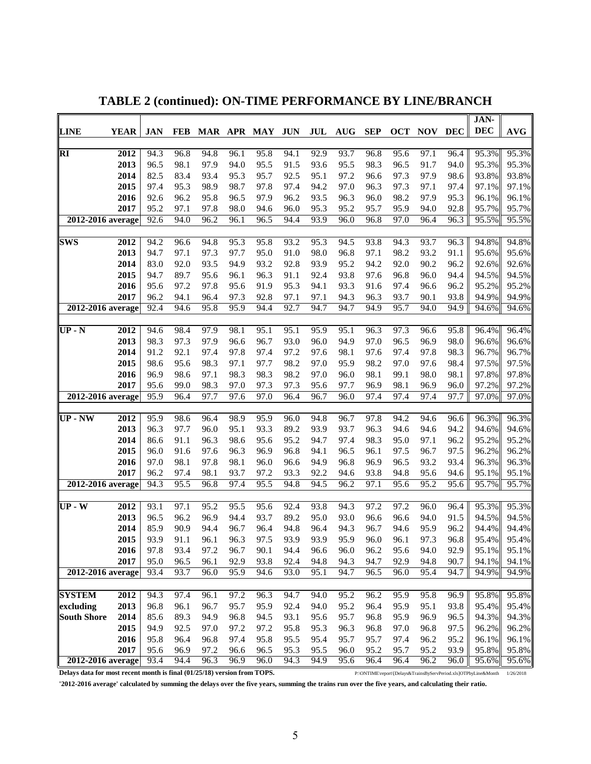# TABLE 2 (continued): ON-TIME PERFORMANCE BY LINE/BRANCH

| LINE | YEAR | JAN | FEB | MAR | APR | MAY | JUN | JUL | AUG | SEP | OCT | NOV | DEC | JAN-DEC | AVG |
|---|---|---|---|---|---|---|---|---|---|---|---|---|---|---|---|
| RI | 2012 | 94.3 | 96.8 | 94.8 | 96.1 | 95.8 | 94.1 | 92.9 | 93.7 | 96.8 | 95.6 | 97.1 | 96.4 | 95.3% | 95.3% |
| | 2013 | 96.5 | 98.1 | 97.9 | 94.0 | 95.5 | 91.5 | 93.6 | 95.5 | 98.3 | 96.5 | 91.7 | 94.0 | 95.3% | 95.3% |
| | 2014 | 82.5 | 83.4 | 93.4 | 95.3 | 95.7 | 92.5 | 95.1 | 97.2 | 96.6 | 97.3 | 97.9 | 98.6 | 93.8% | 93.8% |
| | 2015 | 97.4 | 95.3 | 98.9 | 98.7 | 97.8 | 97.4 | 94.2 | 97.0 | 96.3 | 97.3 | 97.1 | 97.4 | 97.1% | 97.1% |
| | 2016 | 92.6 | 96.2 | 95.8 | 96.5 | 97.9 | 96.2 | 93.5 | 96.3 | 96.0 | 98.2 | 97.9 | 95.3 | 96.1% | 96.1% |
| | 2017 | 95.2 | 97.1 | 97.8 | 98.0 | 94.6 | 96.0 | 95.3 | 95.2 | 95.7 | 95.9 | 94.0 | 92.8 | 95.7% | 95.7% |
| 2012-2016 average | | 92.6 | 94.0 | 96.2 | 96.1 | 96.5 | 94.4 | 93.9 | 96.0 | 96.8 | 97.0 | 96.4 | 96.3 | 95.5% | 95.5% |
| SWS | 2012 | 94.2 | 96.6 | 94.8 | 95.3 | 95.8 | 93.2 | 95.3 | 94.5 | 93.8 | 94.3 | 93.7 | 96.3 | 94.8% | 94.8% |
| | 2013 | 94.7 | 97.1 | 97.3 | 97.7 | 95.0 | 91.0 | 98.0 | 96.8 | 97.1 | 98.2 | 93.2 | 91.1 | 95.6% | 95.6% |
| | 2014 | 83.0 | 92.0 | 93.5 | 94.9 | 93.2 | 92.8 | 93.9 | 95.2 | 94.2 | 92.0 | 90.2 | 96.2 | 92.6% | 92.6% |
| | 2015 | 94.7 | 89.7 | 95.6 | 96.1 | 96.3 | 91.1 | 92.4 | 93.8 | 97.6 | 96.8 | 96.0 | 94.4 | 94.5% | 94.5% |
| | 2016 | 95.6 | 97.2 | 97.8 | 95.6 | 91.9 | 95.3 | 94.1 | 93.3 | 91.6 | 97.4 | 96.6 | 96.2 | 95.2% | 95.2% |
| | 2017 | 96.2 | 94.1 | 96.4 | 97.3 | 92.8 | 97.1 | 97.1 | 94.3 | 96.3 | 93.7 | 90.1 | 93.8 | 94.9% | 94.9% |
| 2012-2016 average | | 92.4 | 94.6 | 95.8 | 95.9 | 94.4 | 92.7 | 94.7 | 94.7 | 94.9 | 95.7 | 94.0 | 94.9 | 94.6% | 94.6% |
| UP - N | 2012 | 94.6 | 98.4 | 97.9 | 98.1 | 95.1 | 95.1 | 95.9 | 95.1 | 96.3 | 97.3 | 96.6 | 95.8 | 96.4% | 96.4% |
| | 2013 | 98.3 | 97.3 | 97.9 | 96.6 | 96.7 | 93.0 | 96.0 | 94.9 | 97.0 | 96.5 | 96.9 | 98.0 | 96.6% | 96.6% |
| | 2014 | 91.2 | 92.1 | 97.4 | 97.8 | 97.4 | 97.2 | 97.6 | 98.1 | 97.6 | 97.4 | 97.8 | 98.3 | 96.7% | 96.7% |
| | 2015 | 98.6 | 95.6 | 98.3 | 97.1 | 97.7 | 98.2 | 97.0 | 95.9 | 98.2 | 97.0 | 97.6 | 98.4 | 97.5% | 97.5% |
| | 2016 | 96.9 | 98.6 | 97.1 | 98.3 | 98.3 | 98.2 | 97.0 | 96.0 | 98.1 | 99.1 | 98.0 | 98.1 | 97.8% | 97.8% |
| | 2017 | 95.6 | 99.0 | 98.3 | 97.0 | 97.3 | 97.3 | 95.6 | 97.7 | 96.9 | 98.1 | 96.9 | 96.0 | 97.2% | 97.2% |
| 2012-2016 average | | 95.9 | 96.4 | 97.7 | 97.6 | 97.0 | 96.4 | 96.7 | 96.0 | 97.4 | 97.4 | 97.4 | 97.7 | 97.0% | 97.0% |
| UP - NW | 2012 | 95.9 | 98.6 | 96.4 | 98.9 | 95.9 | 96.0 | 94.8 | 96.7 | 97.8 | 94.2 | 94.6 | 96.6 | 96.3% | 96.3% |
| | 2013 | 96.3 | 97.7 | 96.0 | 95.1 | 93.3 | 89.2 | 93.9 | 93.7 | 96.3 | 94.6 | 94.6 | 94.2 | 94.6% | 94.6% |
| | 2014 | 86.6 | 91.1 | 96.3 | 98.6 | 95.6 | 95.2 | 94.7 | 97.4 | 98.3 | 95.0 | 97.1 | 96.2 | 95.2% | 95.2% |
| | 2015 | 96.0 | 91.6 | 97.6 | 96.3 | 96.9 | 96.8 | 94.1 | 96.5 | 96.1 | 97.5 | 96.7 | 97.5 | 96.2% | 96.2% |
| | 2016 | 97.0 | 98.1 | 97.8 | 98.1 | 96.0 | 96.6 | 94.9 | 96.8 | 96.9 | 96.5 | 93.2 | 93.4 | 96.3% | 96.3% |
| | 2017 | 96.2 | 97.4 | 98.1 | 93.7 | 97.2 | 93.3 | 92.2 | 94.6 | 93.8 | 94.8 | 95.6 | 94.6 | 95.1% | 95.1% |
| 2012-2016 average | | 94.3 | 95.5 | 96.8 | 97.4 | 95.5 | 94.8 | 94.5 | 96.2 | 97.1 | 95.6 | 95.2 | 95.6 | 95.7% | 95.7% |
| UP - W | 2012 | 93.1 | 97.1 | 95.2 | 95.5 | 95.6 | 92.4 | 93.8 | 94.3 | 97.2 | 97.2 | 96.0 | 96.4 | 95.3% | 95.3% |
| | 2013 | 96.5 | 96.2 | 96.9 | 94.4 | 93.7 | 89.2 | 95.0 | 93.0 | 96.6 | 96.6 | 94.0 | 91.5 | 94.5% | 94.5% |
| | 2014 | 85.9 | 90.9 | 94.4 | 96.7 | 96.4 | 94.8 | 96.4 | 94.3 | 96.7 | 94.6 | 95.9 | 96.2 | 94.4% | 94.4% |
| | 2015 | 93.9 | 91.1 | 96.1 | 96.3 | 97.5 | 93.9 | 93.9 | 95.9 | 96.0 | 96.1 | 97.3 | 96.8 | 95.4% | 95.4% |
| | 2016 | 97.8 | 93.4 | 97.2 | 96.7 | 90.1 | 94.4 | 96.6 | 96.0 | 96.2 | 95.6 | 94.0 | 92.9 | 95.1% | 95.1% |
| | 2017 | 95.0 | 96.5 | 96.1 | 92.9 | 93.8 | 92.4 | 94.8 | 94.3 | 94.7 | 92.9 | 94.8 | 90.7 | 94.1% | 94.1% |
| 2012-2016 average | | 93.4 | 93.7 | 96.0 | 95.9 | 94.6 | 93.0 | 95.1 | 94.7 | 96.5 | 96.0 | 95.4 | 94.7 | 94.9% | 94.9% |
| SYSTEM | 2012 | 94.3 | 97.4 | 96.1 | 97.2 | 96.3 | 94.7 | 94.0 | 95.2 | 96.2 | 95.9 | 95.8 | 96.9 | 95.8% | 95.8% |
| excluding | 2013 | 96.8 | 96.1 | 96.7 | 95.7 | 95.9 | 92.4 | 94.0 | 95.2 | 96.4 | 95.9 | 95.1 | 93.8 | 95.4% | 95.4% |
| South Shore | 2014 | 85.6 | 89.3 | 94.9 | 96.8 | 94.5 | 93.1 | 95.6 | 95.7 | 96.8 | 95.9 | 96.9 | 96.5 | 94.3% | 94.3% |
| | 2015 | 94.9 | 92.5 | 97.0 | 97.2 | 97.2 | 95.8 | 95.3 | 96.3 | 96.8 | 97.0 | 96.8 | 97.5 | 96.2% | 96.2% |
| | 2016 | 95.8 | 96.4 | 96.8 | 97.4 | 95.8 | 95.5 | 95.4 | 95.7 | 95.7 | 97.4 | 96.2 | 95.2 | 96.1% | 96.1% |
| | 2017 | 95.6 | 96.9 | 97.2 | 96.6 | 96.5 | 95.3 | 95.5 | 96.0 | 95.2 | 95.7 | 95.2 | 93.9 | 95.8% | 95.8% |
| 2012-2016 average | | 93.4 | 94.4 | 96.3 | 96.9 | 96.0 | 94.3 | 94.9 | 95.6 | 96.4 | 96.4 | 96.2 | 96.0 | 95.6% | 95.6% |

**Delays data for most recent month is final (01/25/18) version from TOPS.** P:\ONTIME\report\[Delays&TrainsByServPeriod.xls]OTPbyLine&Month 1/26/2018

**'2012-2016 average' calculated by summing the delays over the five years, summing the trains run over the five years, and calculating their ratio.**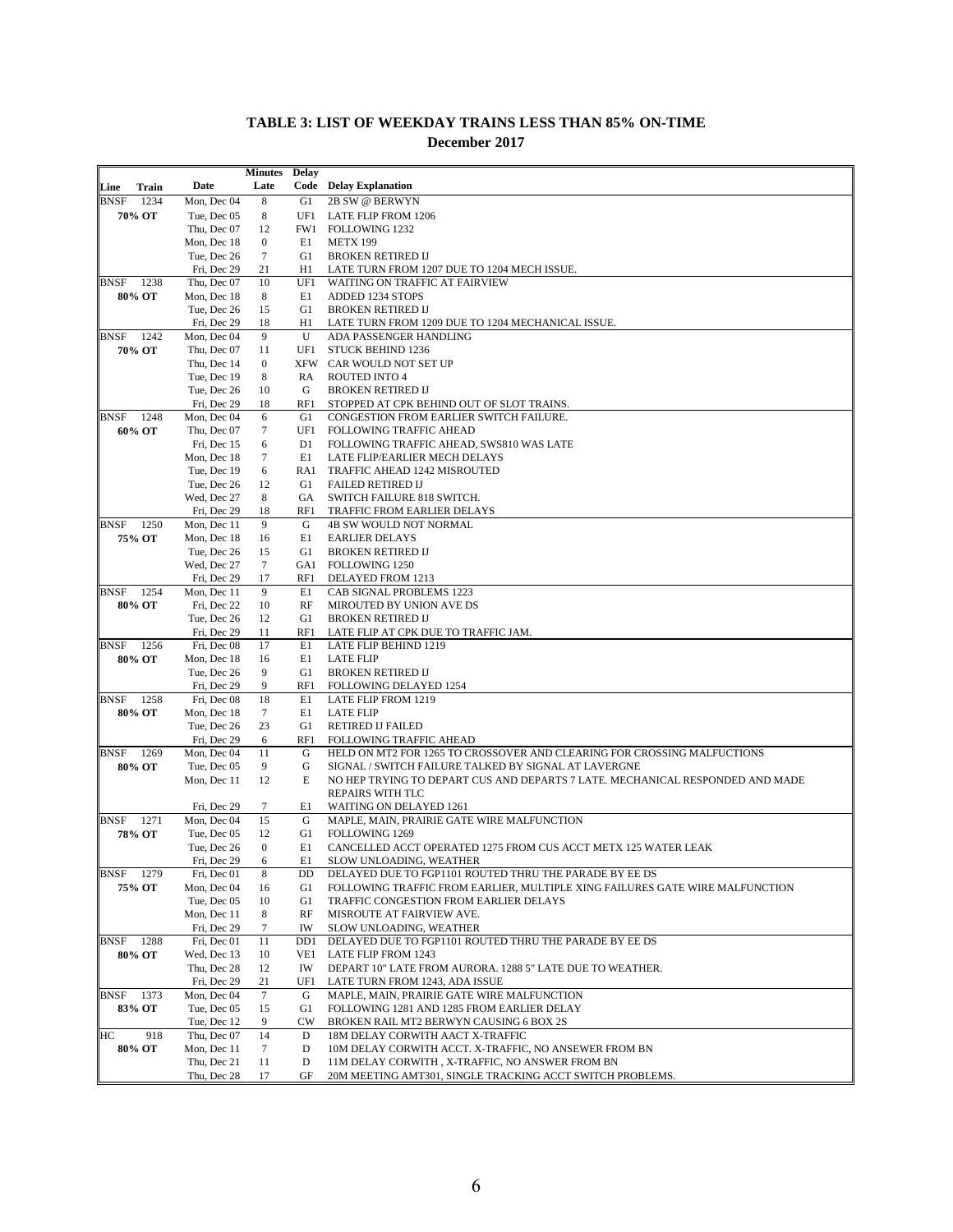## TABLE 3: LIST OF WEEKDAY TRAINS LESS THAN 85% ON-TIME

### December 2017

| Line | Train | Date | Minutes Late | Delay Code | Delay Explanation |
|---|---|---|---|---|---|
| BNSF | 1234 | Mon, Dec 04 | 8 | G1 | 2B SW @ BERWYN |
| 70% OT | | Tue, Dec 05 | 8 | UF1 | LATE FLIP FROM 1206 |
| | | Thu, Dec 07 | 12 | FW1 | FOLLOWING 1232 |
| | | Mon, Dec 18 | 0 | E1 | METX 199 |
| | | Tue, Dec 26 | 7 | G1 | BROKEN RETIRED IJ |
| | | Fri, Dec 29 | 21 | H1 | LATE TURN FROM 1207 DUE TO 1204 MECH ISSUE. |
| BNSF | 1238 | Thu, Dec 07 | 10 | UF1 | WAITING ON TRAFFIC AT FAIRVIEW |
| 80% OT | | Mon, Dec 18 | 8 | E1 | ADDED 1234 STOPS |
| | | Tue, Dec 26 | 15 | G1 | BROKEN RETIRED IJ |
| | | Fri, Dec 29 | 18 | H1 | LATE TURN FROM 1209 DUE TO 1204 MECHANICAL ISSUE. |
| BNSF | 1242 | Mon, Dec 04 | 9 | U | ADA PASSENGER HANDLING |
| 70% OT | | Thu, Dec 07 | 11 | UF1 | STUCK BEHIND 1236 |
| | | Thu, Dec 14 | 0 | XFW | CAR WOULD NOT SET UP |
| | | Tue, Dec 19 | 8 | RA | ROUTED INTO 4 |
| | | Tue, Dec 26 | 10 | G | BROKEN RETIRED IJ |
| | | Fri, Dec 29 | 18 | RF1 | STOPPED AT CPK BEHIND OUT OF SLOT TRAINS. |
| BNSF | 1248 | Mon, Dec 04 | 6 | G1 | CONGESTION FROM EARLIER SWITCH FAILURE. |
| 60% OT | | Thu, Dec 07 | 7 | UF1 | FOLLOWING TRAFFIC AHEAD |
| | | Fri, Dec 15 | 6 | D1 | FOLLOWING TRAFFIC AHEAD, SWS810 WAS LATE |
| | | Mon, Dec 18 | 7 | E1 | LATE FLIP/EARLIER MECH DELAYS |
| | | Tue, Dec 19 | 6 | RA1 | TRAFFIC AHEAD 1242 MISROUTED |
| | | Tue, Dec 26 | 12 | G1 | FAILED RETIRED IJ |
| | | Wed, Dec 27 | 8 | GA | SWITCH FAILURE 818 SWITCH. |
| | | Fri, Dec 29 | 18 | RF1 | TRAFFIC FROM EARLIER DELAYS |
| BNSF | 1250 | Mon, Dec 11 | 9 | G | 4B SW WOULD NOT NORMAL |
| 75% OT | | Mon, Dec 18 | 16 | E1 | EARLIER DELAYS |
| | | Tue, Dec 26 | 15 | G1 | BROKEN RETIRED IJ |
| | | Wed, Dec 27 | 7 | GA1 | FOLLOWING 1250 |
| | | Fri, Dec 29 | 17 | RF1 | DELAYED FROM 1213 |
| BNSF | 1254 | Mon, Dec 11 | 9 | E1 | CAB SIGNAL PROBLEMS 1223 |
| 80% OT | | Fri, Dec 22 | 10 | RF | MIROUTED BY UNION AVE DS |
| | | Tue, Dec 26 | 12 | G1 | BROKEN RETIRED IJ |
| | | Fri, Dec 29 | 11 | RF1 | LATE FLIP AT CPK DUE TO TRAFFIC JAM. |
| BNSF | 1256 | Fri, Dec 08 | 17 | E1 | LATE FLIP BEHIND 1219 |
| 80% OT | | Mon, Dec 18 | 16 | E1 | LATE FLIP |
| | | Tue, Dec 26 | 9 | G1 | BROKEN RETIRED IJ |
| | | Fri, Dec 29 | 9 | RF1 | FOLLOWING DELAYED 1254 |
| BNSF | 1258 | Fri, Dec 08 | 18 | E1 | LATE FLIP FROM 1219 |
| 80% OT | | Mon, Dec 18 | 7 | E1 | LATE FLIP |
| | | Tue, Dec 26 | 23 | G1 | RETIRED IJ FAILED |
| | | Fri, Dec 29 | 6 | RF1 | FOLLOWING TRAFFIC AHEAD |
| BNSF | 1269 | Mon, Dec 04 | 11 | G | HELD ON MT2 FOR 1265 TO CROSSOVER AND CLEARING FOR CROSSING MALFUCTIONS |
| 80% OT | | Tue, Dec 05 | 9 | G | SIGNAL / SWITCH FAILURE TALKED BY SIGNAL AT LAVERGNE |
| | | Mon, Dec 11 | 12 | E | NO HEP TRYING TO DEPART CUS AND DEPARTS 7 LATE. MECHANICAL RESPONDED AND MADE REPAIRS WITH TLC |
| | | Fri, Dec 29 | 7 | E1 | WAITING ON DELAYED 1261 |
| BNSF | 1271 | Mon, Dec 04 | 15 | G | MAPLE, MAIN, PRAIRIE GATE WIRE MALFUNCTION |
| 78% OT | | Tue, Dec 05 | 12 | G1 | FOLLOWING 1269 |
| | | Tue, Dec 26 | 0 | E1 | CANCELLED ACCT OPERATED 1275 FROM CUS ACCT METX 125 WATER LEAK |
| | | Fri, Dec 29 | 6 | E1 | SLOW UNLOADING, WEATHER |
| BNSF | 1279 | Fri, Dec 01 | 8 | DD | DELAYED DUE TO FGP1101 ROUTED THRU THE PARADE BY EE DS |
| 75% OT | | Mon, Dec 04 | 16 | G1 | FOLLOWING TRAFFIC FROM EARLIER, MULTIPLE XING FAILURES GATE WIRE MALFUNCTION |
| | | Tue, Dec 05 | 10 | G1 | TRAFFIC CONGESTION FROM EARLIER DELAYS |
| | | Mon, Dec 11 | 8 | RF | MISROUTE AT FAIRVIEW AVE. |
| | | Fri, Dec 29 | 7 | IW | SLOW UNLOADING, WEATHER |
| BNSF | 1288 | Fri, Dec 01 | 11 | DD1 | DELAYED DUE TO FGP1101 ROUTED THRU THE PARADE BY EE DS |
| 80% OT | | Wed, Dec 13 | 10 | VE1 | LATE FLIP FROM 1243 |
| | | Thu, Dec 28 | 12 | IW | DEPART 10" LATE FROM AURORA. 1288 5" LATE DUE TO WEATHER. |
| | | Fri, Dec 29 | 21 | UF1 | LATE TURN FROM 1243, ADA ISSUE |
| BNSF | 1373 | Mon, Dec 04 | 7 | G | MAPLE, MAIN, PRAIRIE GATE WIRE MALFUNCTION |
| 83% OT | | Tue, Dec 05 | 15 | G1 | FOLLOWING 1281 AND 1285 FROM EARLIER DELAY |
| | | Tue, Dec 12 | 9 | CW | BROKEN RAIL MT2 BERWYN CAUSING 6 BOX 2S |
| HC | 918 | Thu, Dec 07 | 14 | D | 18M DELAY CORWITH AACT X-TRAFFIC |
| 80% OT | | Mon, Dec 11 | 7 | D | 10M DELAY CORWITH ACCT. X-TRAFFIC, NO ANSEWER FROM BN |
| | | Thu, Dec 21 | 11 | D | 11M DELAY CORWITH , X-TRAFFIC, NO ANSWER FROM BN |
| | | Thu, Dec 28 | 17 | GF | 20M MEETING AMT301, SINGLE TRACKING ACCT SWITCH PROBLEMS. |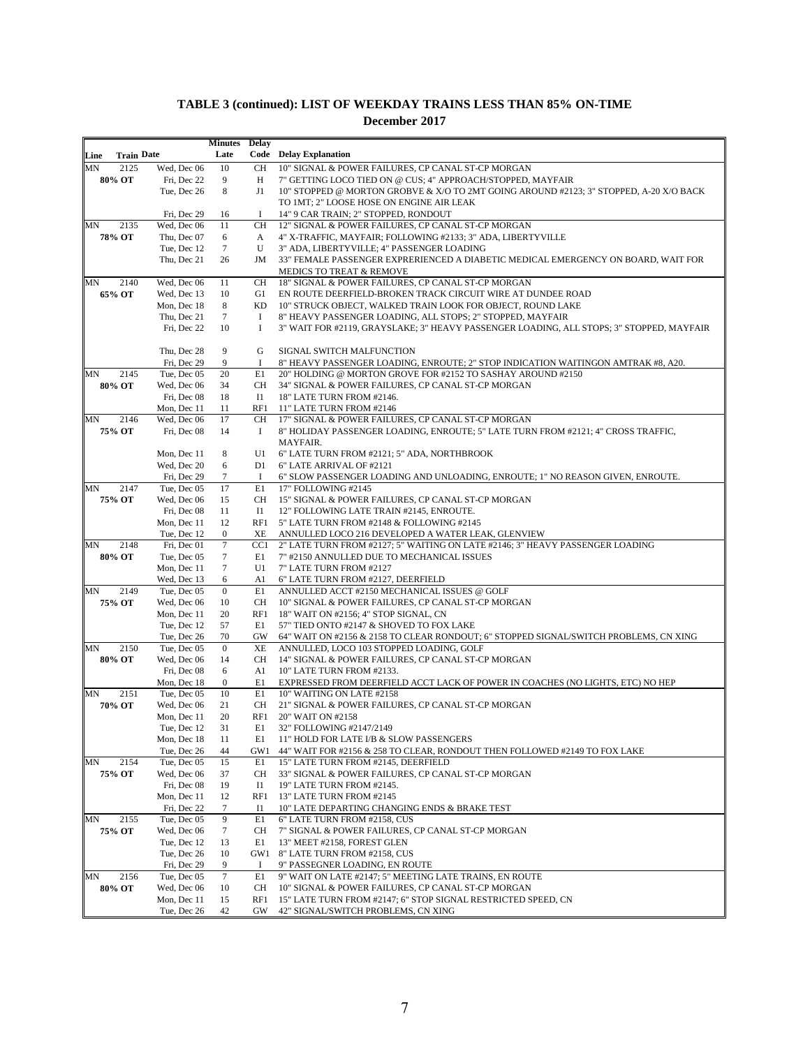## TABLE 3 (continued): LIST OF WEEKDAY TRAINS LESS THAN 85% ON-TIME

**December 2017**

| Line | Train | Date | Minutes Late | Delay Code | Delay Explanation |
|---|---|---|---|---|---|
| MN | 2125 | Wed, Dec 06 | 10 | CH | 10" SIGNAL & POWER FAILURES, CP CANAL ST-CP MORGAN |
| | 80% OT | Fri, Dec 22 | 9 | H | 7" GETTING LOCO TIED ON @ CUS; 4" APPROACH/STOPPED, MAYFAIR |
| | | Tue, Dec 26 | 8 | J1 | 10" STOPPED @ MORTON GROBVE & X/O TO 2MT GOING AROUND #2123; 3" STOPPED, A-20 X/O BACK TO 1MT; 2" LOOSE HOSE ON ENGINE AIR LEAK |
| | | Fri, Dec 29 | 16 | I | 14" 9 CAR TRAIN; 2" STOPPED, RONDOUT |
| MN | 2135 | Wed, Dec 06 | 11 | CH | 12" SIGNAL & POWER FAILURES, CP CANAL ST-CP MORGAN |
| | 78% OT | Thu, Dec 07 | 6 | A | 4" X-TRAFFIC, MAYFAIR; FOLLOWING #2133; 3" ADA, LIBERTYVILLE |
| | | Tue, Dec 12 | 7 | U | 3" ADA, LIBERTYVILLE; 4" PASSENGER LOADING |
| | | Thu, Dec 21 | 26 | JM | 33" FEMALE PASSENGER EXPRERIENCED A DIABETIC MEDICAL EMERGENCY ON BOARD, WAIT FOR MEDICS TO TREAT & REMOVE |
| MN | 2140 | Wed, Dec 06 | 11 | CH | 18" SIGNAL & POWER FAILURES, CP CANAL ST-CP MORGAN |
| | 65% OT | Wed, Dec 13 | 10 | G1 | EN ROUTE DEERFIELD-BROKEN TRACK CIRCUIT WIRE AT DUNDEE ROAD |
| | | Mon, Dec 18 | 8 | KD | 10" STRUCK OBJECT, WALKED TRAIN LOOK FOR OBJECT, ROUND LAKE |
| | | Thu, Dec 21 | 7 | I | 8" HEAVY PASSENGER LOADING, ALL STOPS; 2" STOPPED, MAYFAIR |
| | | Fri, Dec 22 | 10 | I | 3" WAIT FOR #2119, GRAYSLAKE; 3" HEAVY PASSENGER LOADING, ALL STOPS; 3" STOPPED, MAYFAIR |
| | | Thu, Dec 28 | 9 | G | SIGNAL SWITCH MALFUNCTION |
| | | Fri, Dec 29 | 9 | I | 8" HEAVY PASSENGER LOADING, ENROUTE; 2" STOP INDICATION WAITINGON AMTRAK #8, A20. |
| MN | 2145 | Tue, Dec 05 | 20 | E1 | 20" HOLDING @ MORTON GROVE FOR #2152 TO SASHAY AROUND #2150 |
| | 80% OT | Wed, Dec 06 | 34 | CH | 34" SIGNAL & POWER FAILURES, CP CANAL ST-CP MORGAN |
| | | Fri, Dec 08 | 18 | I1 | 18" LATE TURN FROM #2146. |
| | | Mon, Dec 11 | 11 | RF1 | 11" LATE TURN FROM #2146 |
| MN | 2146 | Wed, Dec 06 | 17 | CH | 17" SIGNAL & POWER FAILURES, CP CANAL ST-CP MORGAN |
| | 75% OT | Fri, Dec 08 | 14 | I | 8" HOLIDAY PASSENGER LOADING, ENROUTE; 5" LATE TURN FROM #2121; 4" CROSS TRAFFIC, MAYFAIR. |
| | | Mon, Dec 11 | 8 | U1 | 6" LATE TURN FROM #2121; 5" ADA, NORTHBROOK |
| | | Wed, Dec 20 | 6 | D1 | 6" LATE ARRIVAL OF #2121 |
| | | Fri, Dec 29 | 7 | I | 6" SLOW PASSENGER LOADING AND UNLOADING, ENROUTE; 1" NO REASON GIVEN, ENROUTE. |
| MN | 2147 | Tue, Dec 05 | 17 | E1 | 17" FOLLOWING #2145 |
| | 75% OT | Wed, Dec 06 | 15 | CH | 15" SIGNAL & POWER FAILURES, CP CANAL ST-CP MORGAN |
| | | Fri, Dec 08 | 11 | I1 | 12" FOLLOWING LATE TRAIN #2145, ENROUTE. |
| | | Mon, Dec 11 | 12 | RF1 | 5" LATE TURN FROM #2148 & FOLLOWING #2145 |
| | | Tue, Dec 12 | 0 | XE | ANNULLED LOCO 216 DEVELOPED A WATER LEAK, GLENVIEW |
| MN | 2148 | Fri, Dec 01 | 7 | CC1 | 2" LATE TURN FROM #2127; 5" WAITING ON LATE #2146; 3" HEAVY PASSENGER LOADING |
| | 80% OT | Tue, Dec 05 | 7 | E1 | 7" #2150 ANNULLED DUE TO MECHANICAL ISSUES |
| | | Mon, Dec 11 | 7 | U1 | 7" LATE TURN FROM #2127 |
| | | Wed, Dec 13 | 6 | A1 | 6" LATE TURN FROM #2127, DEERFIELD |
| MN | 2149 | Tue, Dec 05 | 0 | E1 | ANNULLED ACCT #2150 MECHANICAL ISSUES @ GOLF |
| | 75% OT | Wed, Dec 06 | 10 | CH | 10" SIGNAL & POWER FAILURES, CP CANAL ST-CP MORGAN |
| | | Mon, Dec 11 | 20 | RF1 | 18" WAIT ON #2156; 4" STOP SIGNAL, CN |
| | | Tue, Dec 12 | 57 | E1 | 57" TIED ONTO #2147 & SHOVED TO FOX LAKE |
| | | Tue, Dec 26 | 70 | GW | 64" WAIT ON #2156 & 2158 TO CLEAR RONDOUT; 6" STOPPED SIGNAL/SWITCH PROBLEMS, CN XING |
| MN | 2150 | Tue, Dec 05 | 0 | XE | ANNULLED, LOCO 103 STOPPED LOADING, GOLF |
| | 80% OT | Wed, Dec 06 | 14 | CH | 14" SIGNAL & POWER FAILURES, CP CANAL ST-CP MORGAN |
| | | Fri, Dec 08 | 6 | A1 | 10" LATE TURN FROM #2133. |
| | | Mon, Dec 18 | 0 | E1 | EXPRESSED FROM DEERFIELD ACCT LACK OF POWER IN COACHES (NO LIGHTS, ETC) NO HEP |
| MN | 2151 | Tue, Dec 05 | 10 | E1 | 10" WAITING ON LATE #2158 |
| | 70% OT | Wed, Dec 06 | 21 | CH | 21" SIGNAL & POWER FAILURES, CP CANAL ST-CP MORGAN |
| | | Mon, Dec 11 | 20 | RF1 | 20" WAIT ON #2158 |
| | | Tue, Dec 12 | 31 | E1 | 32" FOLLOWING #2147/2149 |
| | | Mon, Dec 18 | 11 | E1 | 11" HOLD FOR LATE I/B & SLOW PASSENGERS |
| | | Tue, Dec 26 | 44 | GW1 | 44" WAIT FOR #2156 & 258 TO CLEAR, RONDOUT THEN FOLLOWED #2149 TO FOX LAKE |
| MN | 2154 | Tue, Dec 05 | 15 | E1 | 15" LATE TURN FROM #2145, DEERFIELD |
| | 75% OT | Wed, Dec 06 | 37 | CH | 33" SIGNAL & POWER FAILURES, CP CANAL ST-CP MORGAN |
| | | Fri, Dec 08 | 19 | I1 | 19" LATE TURN FROM #2145. |
| | | Mon, Dec 11 | 12 | RF1 | 13" LATE TURN FROM #2145 |
| | | Fri, Dec 22 | 7 | I1 | 10" LATE DEPARTING CHANGING ENDS & BRAKE TEST |
| MN | 2155 | Tue, Dec 05 | 9 | E1 | 6" LATE TURN FROM #2158, CUS |
| | 75% OT | Wed, Dec 06 | 7 | CH | 7" SIGNAL & POWER FAILURES, CP CANAL ST-CP MORGAN |
| | | Tue, Dec 12 | 13 | E1 | 13" MEET #2158, FOREST GLEN |
| | | Tue, Dec 26 | 10 | GW1 | 8" LATE TURN FROM #2158, CUS |
| | | Fri, Dec 29 | 9 | I | 9" PASSEGNER LOADING, EN ROUTE |
| MN | 2156 | Tue, Dec 05 | 7 | E1 | 9" WAIT ON LATE #2147; 5" MEETING LATE TRAINS, EN ROUTE |
| | 80% OT | Wed, Dec 06 | 10 | CH | 10" SIGNAL & POWER FAILURES, CP CANAL ST-CP MORGAN |
| | | Mon, Dec 11 | 15 | RF1 | 15" LATE TURN FROM #2147; 6" STOP SIGNAL RESTRICTED SPEED, CN |
| | | Tue, Dec 26 | 42 | GW | 42" SIGNAL/SWITCH PROBLEMS, CN XING |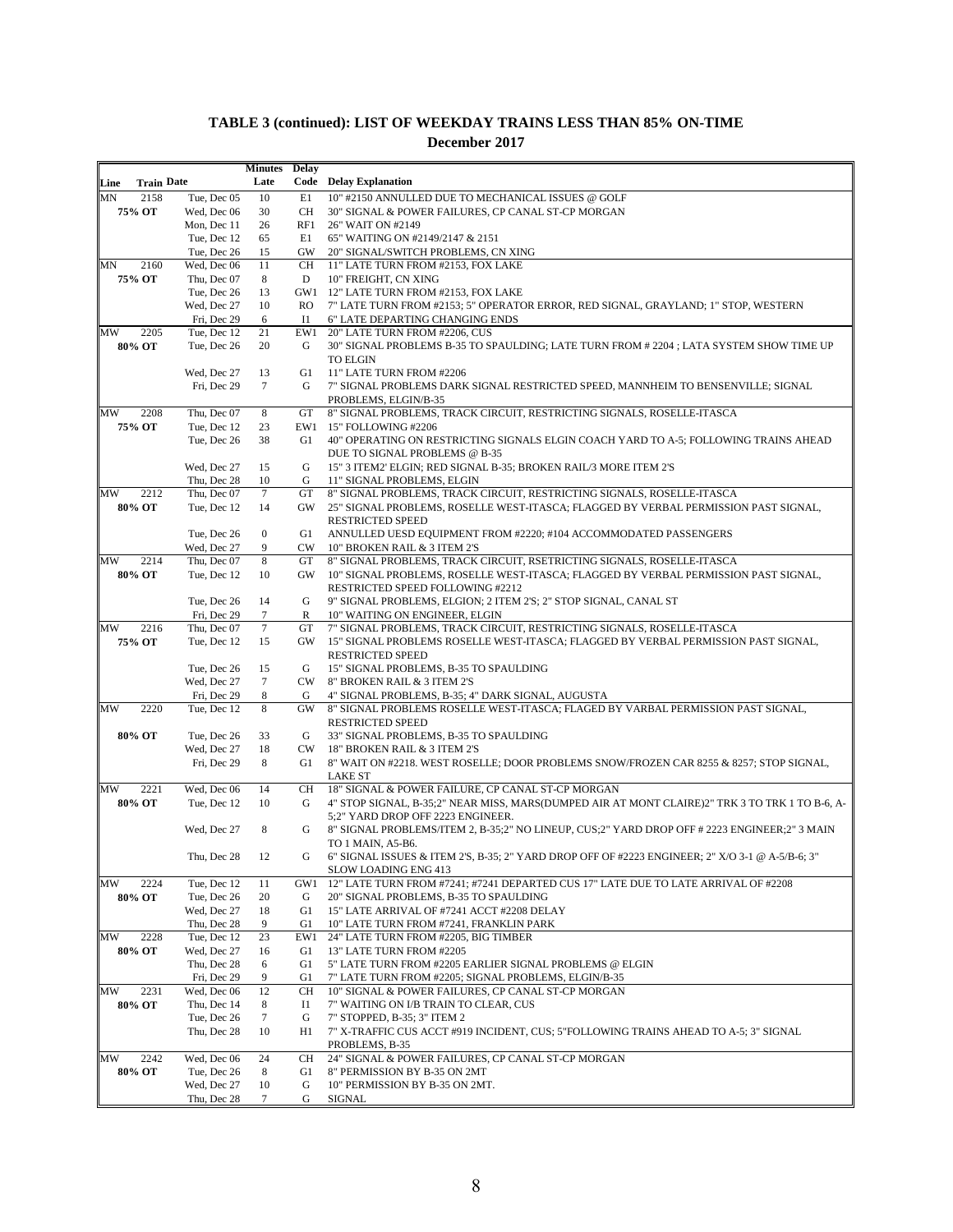## TABLE 3 (continued): LIST OF WEEKDAY TRAINS LESS THAN 85% ON-TIME

### December 2017

| Line | Train | Date | Minutes Late | Delay Code | Delay Explanation |
|---|---|---|---|---|---|
| MN | 2158 | Tue, Dec 05 | 10 | E1 | 10" #2150 ANNULLED DUE TO MECHANICAL ISSUES @ GOLF |
| | 75% OT | Wed, Dec 06 | 30 | CH | 30" SIGNAL & POWER FAILURES, CP CANAL ST-CP MORGAN |
| | | Mon, Dec 11 | 26 | RF1 | 26" WAIT ON #2149 |
| | | Tue, Dec 12 | 65 | E1 | 65" WAITING ON #2149/2147 & 2151 |
| | | Tue, Dec 26 | 15 | GW | 20" SIGNAL/SWITCH PROBLEMS, CN XING |
| MN | 2160 | Wed, Dec 06 | 11 | CH | 11" LATE TURN FROM #2153, FOX LAKE |
| | 75% OT | Thu, Dec 07 | 8 | D | 10" FREIGHT, CN XING |
| | | Tue, Dec 26 | 13 | GW1 | 12" LATE TURN FROM #2153, FOX LAKE |
| | | Wed, Dec 27 | 10 | RO | 7" LATE TURN FROM #2153; 5" OPERATOR ERROR, RED SIGNAL, GRAYLAND; 1" STOP, WESTERN |
| | | Fri, Dec 29 | 6 | I1 | 6" LATE DEPARTING CHANGING ENDS |
| MW | 2205 | Tue, Dec 12 | 21 | EW1 | 20" LATE TURN FROM #2206, CUS |
| | 80% OT | Tue, Dec 26 | 20 | G | 30" SIGNAL PROBLEMS B-35 TO SPAULDING; LATE TURN FROM # 2204 ; LATA SYSTEM SHOW TIME UP TO ELGIN |
| | | Wed, Dec 27 | 13 | G1 | 11" LATE TURN FROM #2206 |
| | | Fri, Dec 29 | 7 | G | 7" SIGNAL PROBLEMS DARK SIGNAL RESTRICTED SPEED, MANNHEIM TO BENSENVILLE; SIGNAL PROBLEMS, ELGIN/B-35 |
| MW | 2208 | Thu, Dec 07 | 8 | GT | 8" SIGNAL PROBLEMS, TRACK CIRCUIT, RESTRICTING SIGNALS, ROSELLE-ITASCA |
| | 75% OT | Tue, Dec 12 | 23 | EW1 | 15" FOLLOWING #2206 |
| | | Tue, Dec 26 | 38 | G1 | 40" OPERATING ON RESTRICTING SIGNALS ELGIN COACH YARD TO A-5; FOLLOWING TRAINS AHEAD DUE TO SIGNAL PROBLEMS @ B-35 |
| | | Wed, Dec 27 | 15 | G | 15" 3 ITEM2' ELGIN; RED SIGNAL B-35; BROKEN RAIL/3 MORE ITEM 2'S |
| | | Thu, Dec 28 | 10 | G | 11" SIGNAL PROBLEMS, ELGIN |
| MW | 2212 | Thu, Dec 07 | 7 | GT | 8" SIGNAL PROBLEMS, TRACK CIRCUIT, RESTRICTING SIGNALS, ROSELLE-ITASCA |
| | 80% OT | Tue, Dec 12 | 14 | GW | 25" SIGNAL PROBLEMS, ROSELLE WEST-ITASCA; FLAGGED BY VERBAL PERMISSION PAST SIGNAL, RESTRICTED SPEED |
| | | Tue, Dec 26 | 0 | G1 | ANNULLED UESD EQUIPMENT FROM #2220; #104 ACCOMMODATED PASSENGERS |
| | | Wed, Dec 27 | 9 | CW | 10" BROKEN RAIL & 3 ITEM 2'S |
| MW | 2214 | Thu, Dec 07 | 8 | GT | 8" SIGNAL PROBLEMS, TRACK CIRCUIT, RSETRICTING SIGNALS, ROSELLE-ITASCA |
| | 80% OT | Tue, Dec 12 | 10 | GW | 10" SIGNAL PROBLEMS, ROSELLE WEST-ITASCA; FLAGGED BY VERBAL PERMISSION PAST SIGNAL, RESTRICTED SPEED FOLLOWING #2212 |
| | | Tue, Dec 26 | 14 | G | 9" SIGNAL PROBLEMS, ELGION; 2 ITEM 2'S; 2" STOP SIGNAL, CANAL ST |
| | | Fri, Dec 29 | 7 | R | 10" WAITING ON ENGINEER, ELGIN |
| MW | 2216 | Thu, Dec 07 | 7 | GT | 7" SIGNAL PROBLEMS, TRACK CIRCUIT, RESTRICTING SIGNALS, ROSELLE-ITASCA |
| | 75% OT | Tue, Dec 12 | 15 | GW | 15" SIGNAL PROBLEMS ROSELLE WEST-ITASCA; FLAGGED BY VERBAL PERMISSION PAST SIGNAL, RESTRICTED SPEED |
| | | Tue, Dec 26 | 15 | G | 15" SIGNAL PROBLEMS, B-35 TO SPAULDING |
| | | Wed, Dec 27 | 7 | CW | 8" BROKEN RAIL & 3 ITEM 2'S |
| | | Fri, Dec 29 | 8 | G | 4" SIGNAL PROBLEMS, B-35; 4" DARK SIGNAL, AUGUSTA |
| MW | 2220 | Tue, Dec 12 | 8 | GW | 8" SIGNAL PROBLEMS ROSELLE WEST-ITASCA; FLAGED BY VARBAL PERMISSION PAST SIGNAL, RESTRICTED SPEED |
| | 80% OT | Tue, Dec 26 | 33 | G | 33" SIGNAL PROBLEMS, B-35 TO SPAULDING |
| | | Wed, Dec 27 | 18 | CW | 18" BROKEN RAIL & 3 ITEM 2'S |
| | | Fri, Dec 29 | 8 | G1 | 8" WAIT ON #2218. WEST ROSELLE; DOOR PROBLEMS SNOW/FROZEN CAR 8255 & 8257; STOP SIGNAL, LAKE ST |
| MW | 2221 | Wed, Dec 06 | 14 | CH | 18" SIGNAL & POWER FAILURE, CP CANAL ST-CP MORGAN |
| | 80% OT | Tue, Dec 12 | 10 | G | 4" STOP SIGNAL, B-35;2" NEAR MISS, MARS(DUMPED AIR AT MONT CLAIRE)2" TRK 3 TO TRK 1 TO B-6, A-5;2" YARD DROP OFF 2223 ENGINEER. |
| | | Wed, Dec 27 | 8 | G | 8" SIGNAL PROBLEMS/ITEM 2, B-35;2" NO LINEUP, CUS;2" YARD DROP OFF # 2223 ENGINEER;2" 3 MAIN TO 1 MAIN, A5-B6. |
| | | Thu, Dec 28 | 12 | G | 6" SIGNAL ISSUES & ITEM 2'S, B-35; 2" YARD DROP OFF OF #2223 ENGINEER; 2" X/O 3-1 @ A-5/B-6; 3" SLOW LOADING ENG 413 |
| MW | 2224 | Tue, Dec 12 | 11 | GW1 | 12" LATE TURN FROM #7241; #7241 DEPARTED CUS 17" LATE DUE TO LATE ARRIVAL OF #2208 |
| | 80% OT | Tue, Dec 26 | 20 | G | 20" SIGNAL PROBLEMS, B-35 TO SPAULDING |
| | | Wed, Dec 27 | 18 | G1 | 15" LATE ARRIVAL OF #7241 ACCT #2208 DELAY |
| | | Thu, Dec 28 | 9 | G1 | 10" LATE TURN FROM #7241, FRANKLIN PARK |
| MW | 2228 | Tue, Dec 12 | 23 | EW1 | 24" LATE TURN FROM #2205, BIG TIMBER |
| | 80% OT | Wed, Dec 27 | 16 | G1 | 13" LATE TURN FROM #2205 |
| | | Thu, Dec 28 | 6 | G1 | 5" LATE TURN FROM #2205 EARLIER SIGNAL PROBLEMS @ ELGIN |
| | | Fri, Dec 29 | 9 | G1 | 7" LATE TURN FROM #2205; SIGNAL PROBLEMS, ELGIN/B-35 |
| MW | 2231 | Wed, Dec 06 | 12 | CH | 10" SIGNAL & POWER FAILURES, CP CANAL ST-CP MORGAN |
| | 80% OT | Thu, Dec 14 | 8 | I1 | 7" WAITING ON I/B TRAIN TO CLEAR, CUS |
| | | Tue, Dec 26 | 7 | G | 7" STOPPED, B-35; 3" ITEM 2 |
| | | Thu, Dec 28 | 10 | H1 | 7" X-TRAFFIC CUS ACCT #919 INCIDENT, CUS; 5"FOLLOWING TRAINS AHEAD TO A-5; 3" SIGNAL PROBLEMS, B-35 |
| MW | 2242 | Wed, Dec 06 | 24 | CH | 24" SIGNAL & POWER FAILURES, CP CANAL ST-CP MORGAN |
| | 80% OT | Tue, Dec 26 | 8 | G1 | 8" PERMISSION BY B-35 ON 2MT |
| | | Wed, Dec 27 | 10 | G | 10" PERMISSION BY B-35 ON 2MT. |
| | | Thu, Dec 28 | 7 | G | SIGNAL |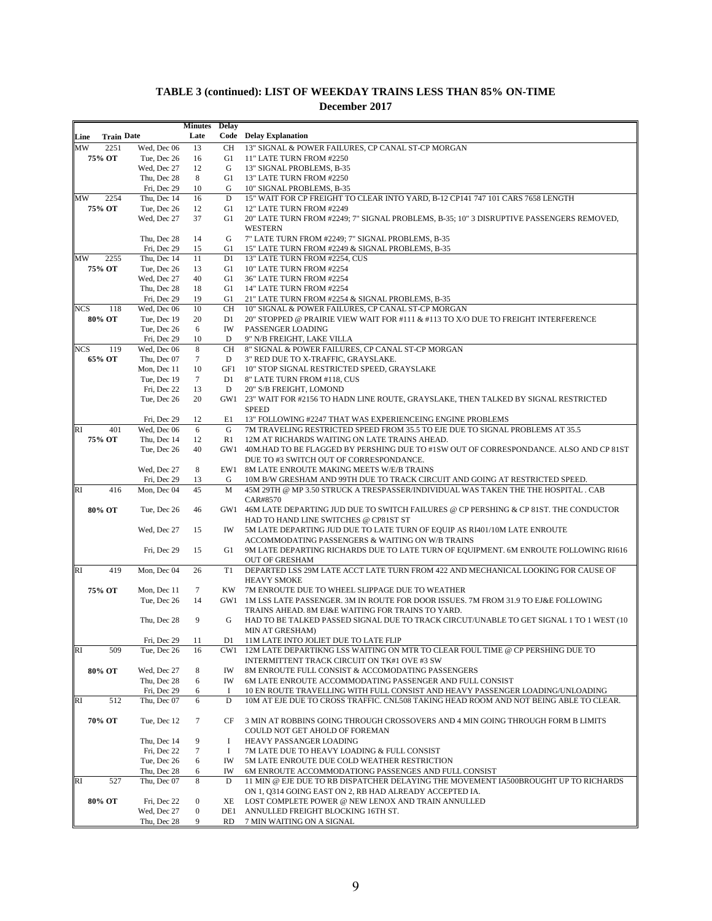## TABLE 3 (continued): LIST OF WEEKDAY TRAINS LESS THAN 85% ON-TIME

### December 2017

| Line | Train | Date | Minutes Late | Delay Code | Delay Explanation |
|---|---|---|---|---|---|
| MW | 2251 | Wed, Dec 06 | 13 | CH | 13" SIGNAL & POWER FAILURES, CP CANAL ST-CP MORGAN |
| | 75% OT | Tue, Dec 26 | 16 | G1 | 11" LATE TURN FROM #2250 |
| | | Wed, Dec 27 | 12 | G | 13" SIGNAL PROBLEMS, B-35 |
| | | Thu, Dec 28 | 8 | G1 | 13" LATE TURN FROM #2250 |
| | | Fri, Dec 29 | 10 | G | 10" SIGNAL PROBLEMS, B-35 |
| MW | 2254 | Thu, Dec 14 | 16 | D | 15" WAIT FOR CP FREIGHT TO CLEAR INTO YARD, B-12 CP141 747 101 CARS 7658 LENGTH |
| | 75% OT | Tue, Dec 26 | 12 | G1 | 12" LATE TURN FROM #2249 |
| | | Wed, Dec 27 | 37 | G1 | 20" LATE TURN FROM #2249; 7" SIGNAL PROBLEMS, B-35; 10" 3 DISRUPTIVE PASSENGERS REMOVED, WESTERN |
| | | Thu, Dec 28 | 14 | G | 7" LATE TURN FROM #2249; 7" SIGNAL PROBLEMS, B-35 |
| | | Fri, Dec 29 | 15 | G1 | 15" LATE TURN FROM #2249 & SIGNAL PROBLEMS, B-35 |
| MW | 2255 | Thu, Dec 14 | 11 | D1 | 13" LATE TURN FROM #2254, CUS |
| | 75% OT | Tue, Dec 26 | 13 | G1 | 10" LATE TURN FROM #2254 |
| | | Wed, Dec 27 | 40 | G1 | 36" LATE TURN FROM #2254 |
| | | Thu, Dec 28 | 18 | G1 | 14" LATE TURN FROM #2254 |
| | | Fri, Dec 29 | 19 | G1 | 21" LATE TURN FROM #2254 & SIGNAL PROBLEMS, B-35 |
| NCS | 118 | Wed, Dec 06 | 10 | CH | 10" SIGNAL & POWER FAILURES, CP CANAL ST-CP MORGAN |
| | 80% OT | Tue, Dec 19 | 20 | D1 | 20" STOPPED @ PRAIRIE VIEW WAIT FOR #111 & #113 TO X/O DUE TO FREIGHT INTERFERENCE |
| | | Tue, Dec 26 | 6 | IW | PASSENGER LOADING |
| | | Fri, Dec 29 | 10 | D | 9" N/B FREIGHT, LAKE VILLA |
| NCS | 119 | Wed, Dec 06 | 8 | CH | 8" SIGNAL & POWER FAILURES, CP CANAL ST-CP MORGAN |
| | 65% OT | Thu, Dec 07 | 7 | D | 3" RED DUE TO X-TRAFFIC, GRAYSLAKE. |
| | | Mon, Dec 11 | 10 | GF1 | 10" STOP SIGNAL RESTRICTED SPEED, GRAYSLAKE |
| | | Tue, Dec 19 | 7 | D1 | 8" LATE TURN FROM #118, CUS |
| | | Fri, Dec 22 | 13 | D | 20" S/B FREIGHT, LOMOND |
| | | Tue, Dec 26 | 20 | GW1 | 23" WAIT FOR #2156 TO HADN LINE ROUTE, GRAYSLAKE, THEN TALKED BY SIGNAL RESTRICTED SPEED |
| | | Fri, Dec 29 | 12 | E1 | 13" FOLLOWING #2247 THAT WAS EXPERIENCEING ENGINE PROBLEMS |
| RI | 401 | Wed, Dec 06 | 6 | G | 7M TRAVELING RESTRICTED SPEED FROM 35.5 TO EJE DUE TO SIGNAL PROBLEMS AT 35.5 |
| | 75% OT | Thu, Dec 14 | 12 | R1 | 12M AT RICHARDS WAITING ON LATE TRAINS AHEAD. |
| | | Tue, Dec 26 | 40 | GW1 | 40M.HAD TO BE FLAGGED BY PERSHING DUE TO #1SW OUT OF CORRESPONDANCE. ALSO AND CP 81ST DUE TO #3 SWITCH OUT OF CORRESPONDANCE. |
| | | Wed, Dec 27 | 8 | EW1 | 8M LATE ENROUTE MAKING MEETS W/E/B TRAINS |
| | | Fri, Dec 29 | 13 | G | 10M B/W GRESHAM AND 99TH DUE TO TRACK CIRCUIT AND GOING AT RESTRICTED SPEED. |
| RI | 416 | Mon, Dec 04 | 45 | M | 45M 29TH @ MP 3.50 STRUCK A TRESPASSER/INDIVIDUAL WAS TAKEN THE THE HOSPITAL . CAB CAR#8570 |
| | 80% OT | Tue, Dec 26 | 46 | GW1 | 46M LATE DEPARTING JUD DUE TO SWITCH FAILURES @ CP PERSHING & CP 81ST. THE CONDUCTOR HAD TO HAND LINE SWITCHES @ CP81ST ST |
| | | Wed, Dec 27 | 15 | IW | 5M LATE DEPARTING JUD DUE TO LATE TURN OF EQUIP AS RI401/10M LATE ENROUTE ACCOMMODATING PASSENGERS & WAITING ON W/B TRAINS |
| | | Fri, Dec 29 | 15 | G1 | 9M LATE DEPARTING RICHARDS DUE TO LATE TURN OF EQUIPMENT. 6M ENROUTE FOLLOWING RI616 OUT OF GRESHAM |
| RI | 419 | Mon, Dec 04 | 26 | T1 | DEPARTED LSS 29M LATE ACCT LATE TURN FROM 422 AND MECHANICAL LOOKING FOR CAUSE OF HEAVY SMOKE |
| | 75% OT | Mon, Dec 11 | 7 | KW | 7M ENROUTE DUE TO WHEEL SLIPPAGE DUE TO WEATHER |
| | | Tue, Dec 26 | 14 | GW1 | 1M LSS LATE PASSENGER. 3M IN ROUTE FOR DOOR ISSUES. 7M FROM 31.9 TO EJ&E FOLLOWING TRAINS AHEAD. 8M EJ&E WAITING FOR TRAINS TO YARD. |
| | | Thu, Dec 28 | 9 | G | HAD TO BE TALKED PASSED SIGNAL DUE TO TRACK CIRCUIT/UNABLE TO GET SIGNAL 1 TO 1 WEST (10 MIN AT GRESHAM) |
| | | Fri, Dec 29 | 11 | D1 | 11M LATE INTO JOLIET DUE TO LATE FLIP |
| RI | 509 | Tue, Dec 26 | 16 | CW1 | 12M LATE DEPARTIKNG LSS WAITING ON MTR TO CLEAR FOUL TIME @ CP PERSHING DUE TO INTERMITTENT TRACK CIRCUIT ON TK#1 OVE #3 SW |
| | 80% OT | Wed, Dec 27 | 8 | IW | 8M ENROUTE FULL CONSIST & ACCOMODATING PASSENGERS |
| | | Thu, Dec 28 | 6 | IW | 6M LATE ENROUTE ACCOMMODATING PASSENGER AND FULL CONSIST |
| | | Fri, Dec 29 | 6 | I | 10 EN ROUTE TRAVELLING WITH FULL CONSIST AND HEAVY PASSENGER LOADING/UNLOADING |
| RI | 512 | Thu, Dec 07 | 6 | D | 10M AT EJE DUE TO CROSS TRAFFIC. CNL508 TAKING HEAD ROOM AND NOT BEING ABLE TO CLEAR. |
| | 70% OT | Tue, Dec 12 | 7 | CF | 3 MIN AT ROBBINS GOING THROUGH CROSSOVERS AND 4 MIN GOING THROUGH FORM B LIMITS COULD NOT GET AHOLD OF FOREMAN |
| | | Thu, Dec 14 | 9 | I | HEAVY PASSANGER LOADING |
| | | Fri, Dec 22 | 7 | I | 7M LATE DUE TO HEAVY LOADING & FULL CONSIST |
| | | Tue, Dec 26 | 6 | IW | 5M LATE ENROUTE DUE COLD WEATHER RESTRICTION |
| | | Thu, Dec 28 | 6 | IW | 6M ENROUTE ACCOMMODATIONG PASSENGES AND FULL CONSIST |
| RI | 527 | Thu, Dec 07 | 8 | D | 11 MIN @ EJE DUE TO RB DISPATCHER DELAYING THE MOVEMENT IA500BROUGHT UP TO RICHARDS ON 1, Q314 GOING EAST ON 2, RB HAD ALREADY ACCEPTED IA. |
| | 80% OT | Fri, Dec 22 | 0 | XE | LOST COMPLETE POWER @ NEW LENOX AND TRAIN ANNULLED |
| | | Wed, Dec 27 | 0 | DE1 | ANNULLED FREIGHT BLOCKING 16TH ST. |
| | | Thu, Dec 28 | 9 | RD | 7 MIN WAITING ON A SIGNAL |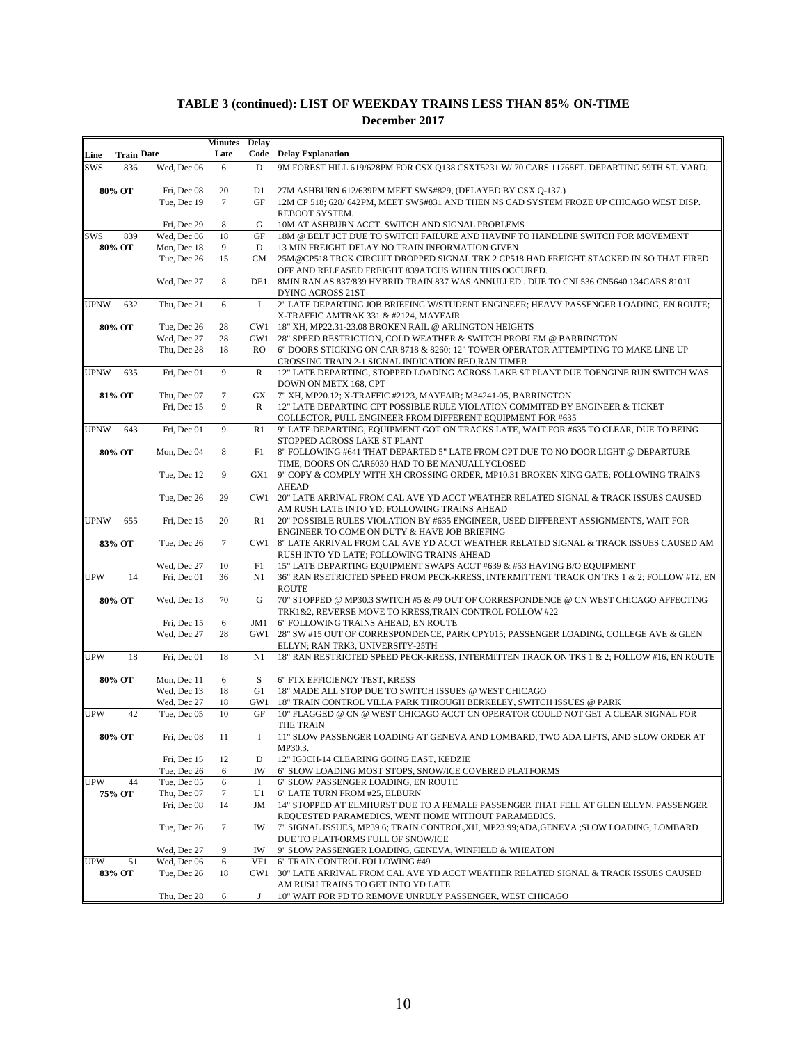## TABLE 3 (continued): LIST OF WEEKDAY TRAINS LESS THAN 85% ON-TIME

### December 2017

| Line | Train | Date | Minutes Late | Delay Code | Delay Explanation |
|---|---|---|---|---|---|
| SWS | 836 | Wed, Dec 06 | 6 | D | 9M FOREST HILL 619/628PM FOR CSX Q138 CSXT5231 W/ 70 CARS 11768FT. DEPARTING 59TH ST. YARD. |
| | 80% OT | Fri, Dec 08 | 20 | D1 | 27M ASHBURN 612/639PM MEET SWS#829, (DELAYED BY CSX Q-137.) |
| | | Tue, Dec 19 | 7 | GF | 12M CP 518; 628/ 642PM, MEET SWS#831 AND THEN NS CAD SYSTEM FROZE UP CHICAGO WEST DISP. REBOOT SYSTEM. |
| | | Fri, Dec 29 | 8 | G | 10M AT ASHBURN ACCT. SWITCH AND SIGNAL PROBLEMS |
| SWS | 839 | Wed, Dec 06 | 18 | GF | 18M @ BELT JCT DUE TO SWITCH FAILURE AND HAVINF TO HANDLINE SWITCH FOR MOVEMENT |
| | 80% OT | Mon, Dec 18 | 9 | D | 13 MIN FREIGHT DELAY NO TRAIN INFORMATION GIVEN |
| | | Tue, Dec 26 | 15 | CM | 25M@CP518 TRCK CIRCUIT DROPPED SIGNAL TRK 2 CP518 HAD FREIGHT STACKED IN SO THAT FIRED OFF AND RELEASED FREIGHT 839ATCUS WHEN THIS OCCURED. |
| | | Wed, Dec 27 | 8 | DE1 | 8MIN RAN AS 837/839 HYBRID TRAIN 837 WAS ANNULLED . DUE TO CNL536 CN5640 134CARS 8101L DYING ACROSS 21ST |
| UPNW | 632 | Thu, Dec 21 | 6 | I | 2" LATE DEPARTING JOB BRIEFING W/STUDENT ENGINEER; HEAVY PASSENGER LOADING, EN ROUTE; X-TRAFFIC AMTRAK 331 & #2124, MAYFAIR |
| | 80% OT | Tue, Dec 26 | 28 | CW1 | 18" XH, MP22.31-23.08 BROKEN RAIL @ ARLINGTON HEIGHTS |
| | | Wed, Dec 27 | 28 | GW1 | 28" SPEED RESTRICTION, COLD WEATHER & SWITCH PROBLEM @ BARRINGTON |
| | | Thu, Dec 28 | 18 | RO | 6" DOORS STICKING ON CAR 8718 & 8260; 12" TOWER OPERATOR ATTEMPTING TO MAKE LINE UP CROSSING TRAIN 2-1 SIGNAL INDICATION RED,RAN TIMER |
| UPNW | 635 | Fri, Dec 01 | 9 | R | 12" LATE DEPARTING, STOPPED LOADING ACROSS LAKE ST PLANT DUE TOENGINE RUN SWITCH WAS DOWN ON METX 168, CPT |
| | 81% OT | Thu, Dec 07 | 7 | GX | 7" XH, MP20.12; X-TRAFFIC #2123, MAYFAIR; M34241-05, BARRINGTON |
| | | Fri, Dec 15 | 9 | R | 12" LATE DEPARTING CPT POSSIBLE RULE VIOLATION COMMITED BY ENGINEER & TICKET COLLECTOR, PULL ENGINEER FROM DIFFERENT EQUIPMENT FOR #635 |
| UPNW | 643 | Fri, Dec 01 | 9 | R1 | 9" LATE DEPARTING, EQUIPMENT GOT ON TRACKS LATE, WAIT FOR #635 TO CLEAR, DUE TO BEING STOPPED ACROSS LAKE ST PLANT |
| | 80% OT | Mon, Dec 04 | 8 | F1 | 8" FOLLOWING #641 THAT DEPARTED 5" LATE FROM CPT DUE TO NO DOOR LIGHT @ DEPARTURE TIME, DOORS ON CAR6030 HAD TO BE MANUALLYCLOSED |
| | | Tue, Dec 12 | 9 | GX1 | 9" COPY & COMPLY WITH XH CROSSING ORDER, MP10.31 BROKEN XING GATE; FOLLOWING TRAINS AHEAD |
| | | Tue, Dec 26 | 29 | CW1 | 20" LATE ARRIVAL FROM CAL AVE YD ACCT WEATHER RELATED SIGNAL & TRACK ISSUES CAUSED AM RUSH LATE INTO YD; FOLLOWING TRAINS AHEAD |
| UPNW | 655 | Fri, Dec 15 | 20 | R1 | 20" POSSIBLE RULES VIOLATION BY #635 ENGINEER, USED DIFFERENT ASSIGNMENTS, WAIT FOR ENGINEER TO COME ON DUTY & HAVE JOB BRIEFING |
| | 83% OT | Tue, Dec 26 | 7 | CW1 | 8" LATE ARRIVAL FROM CAL AVE YD ACCT WEATHER RELATED SIGNAL & TRACK ISSUES CAUSED AM RUSH INTO YD LATE; FOLLOWING TRAINS AHEAD |
| | | Wed, Dec 27 | 10 | F1 | 15" LATE DEPARTING EQUIPMENT SWAPS ACCT #639 & #53 HAVING B/O EQUIPMENT |
| UPW | 14 | Fri, Dec 01 | 36 | N1 | 36" RAN RSETRICTED SPEED FROM PECK-KRESS, INTERMITTENT TRACK ON TKS 1 & 2; FOLLOW #12, EN ROUTE |
| | 80% OT | Wed, Dec 13 | 70 | G | 70" STOPPED @ MP30.3 SWITCH #5 & #9 OUT OF CORRESPONDENCE @ CN WEST CHICAGO AFFECTING TRK1&2, REVERSE MOVE TO KRESS,TRAIN CONTROL FOLLOW #22 |
| | | Fri, Dec 15 | 6 | JM1 | 6" FOLLOWING TRAINS AHEAD, EN ROUTE |
| | | Wed, Dec 27 | 28 | GW1 | 28" SW #15 OUT OF CORRESPONDENCE, PARK CPY015; PASSENGER LOADING, COLLEGE AVE & GLEN ELLYN; RAN TRK3, UNIVERSITY-25TH |
| UPW | 18 | Fri, Dec 01 | 18 | N1 | 18" RAN RESTRICTED SPEED PECK-KRESS, INTERMITTEN TRACK ON TKS 1 & 2; FOLLOW #16, EN ROUTE |
| | 80% OT | Mon, Dec 11 | 6 | S | 6" FTX EFFICIENCY TEST, KRESS |
| | | Wed, Dec 13 | 18 | G1 | 18" MADE ALL STOP DUE TO SWITCH ISSUES @ WEST CHICAGO |
| | | Wed, Dec 27 | 18 | GW1 | 18" TRAIN CONTROL VILLA PARK THROUGH BERKELEY, SWITCH ISSUES @ PARK |
| UPW | 42 | Tue, Dec 05 | 10 | GF | 10" FLAGGED @ CN @ WEST CHICAGO ACCT CN OPERATOR COULD NOT GET A CLEAR SIGNAL FOR THE TRAIN |
| | 80% OT | Fri, Dec 08 | 11 | I | 11" SLOW PASSENGER LOADING AT GENEVA AND LOMBARD, TWO ADA LIFTS, AND SLOW ORDER AT MP30.3. |
| | | Fri, Dec 15 | 12 | D | 12" IG3CH-14 CLEARING GOING EAST, KEDZIE |
| | | Tue, Dec 26 | 6 | IW | 6" SLOW LOADING MOST STOPS, SNOW/ICE COVERED PLATFORMS |
| UPW | 44 | Tue, Dec 05 | 6 | I | 6" SLOW PASSENGER LOADING, EN ROUTE |
| | 75% OT | Thu, Dec 07 | 7 | U1 | 6" LATE TURN FROM #25, ELBURN |
| | | Fri, Dec 08 | 14 | JM | 14" STOPPED AT ELMHURST DUE TO A FEMALE PASSENGER THAT FELL AT GLEN ELLYN. PASSENGER REQUESTED PARAMEDICS, WENT HOME WITHOUT PARAMEDICS. |
| | | Tue, Dec 26 | 7 | IW | 7" SIGNAL ISSUES, MP39.6; TRAIN CONTROL,XH, MP23.99;ADA,GENEVA ;SLOW LOADING, LOMBARD DUE TO PLATFORMS FULL OF SNOW/ICE |
| | | Wed, Dec 27 | 9 | IW | 9" SLOW PASSENGER LOADING, GENEVA, WINFIELD & WHEATON |
| UPW | 51 | Wed, Dec 06 | 6 | VF1 | 6" TRAIN CONTROL FOLLOWING #49 |
| | 83% OT | Tue, Dec 26 | 18 | CW1 | 30" LATE ARRIVAL FROM CAL AVE YD ACCT WEATHER RELATED SIGNAL & TRACK ISSUES CAUSED AM RUSH TRAINS TO GET INTO YD LATE |
| | | Thu, Dec 28 | 6 | J | 10" WAIT FOR PD TO REMOVE UNRULY PASSENGER, WEST CHICAGO |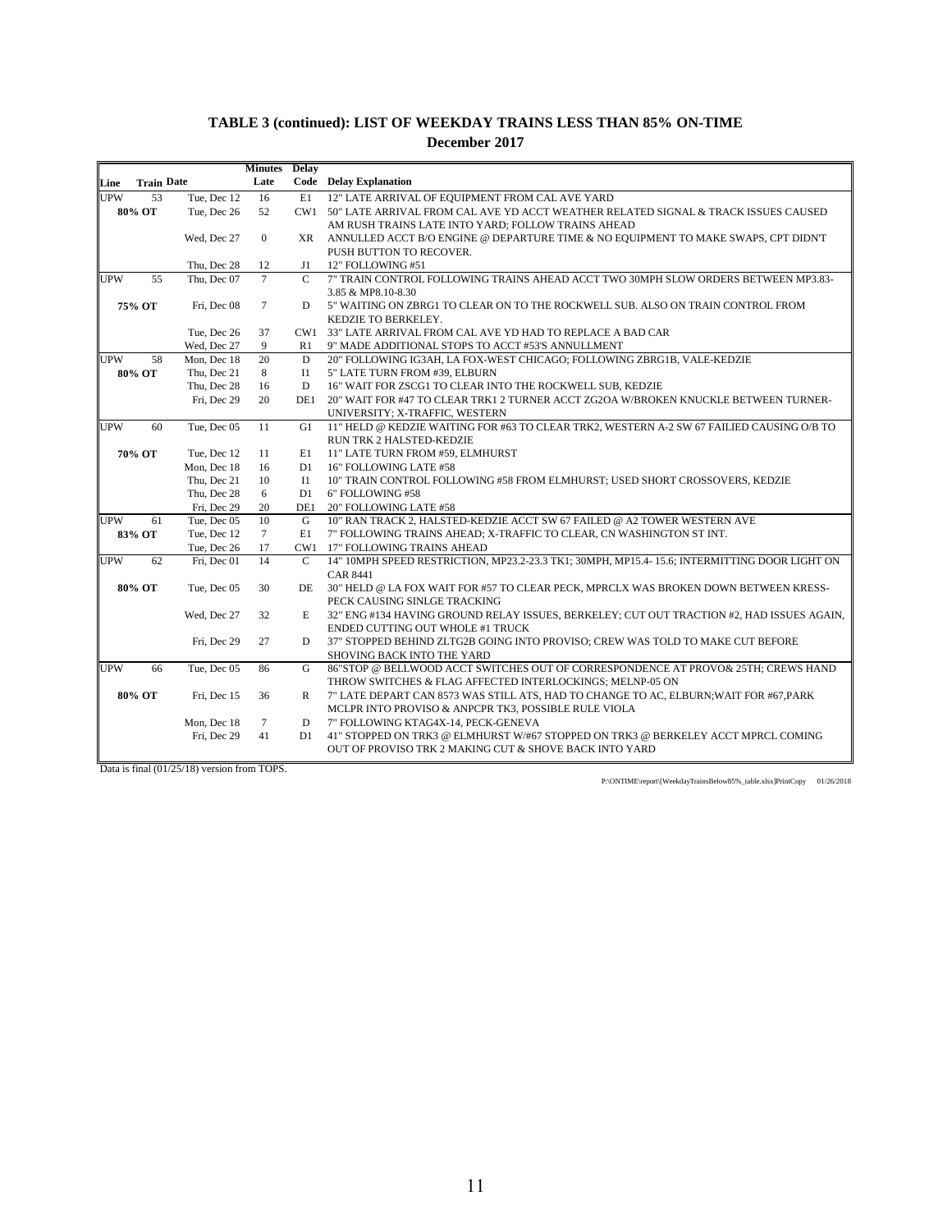## TABLE 3 (continued): LIST OF WEEKDAY TRAINS LESS THAN 85% ON-TIME

### December 2017

| Line | Train | Date | Minutes Late | Delay Code | Delay Explanation |
|---|---|---|---|---|---|
| UPW | 53 | Tue, Dec 12 | 16 | E1 | 12" LATE ARRIVAL OF EQUIPMENT FROM CAL AVE YARD |
| 80% OT | | Tue, Dec 26 | 52 | CW1 | 50" LATE ARRIVAL FROM CAL AVE YD ACCT WEATHER RELATED SIGNAL & TRACK ISSUES CAUSED AM RUSH TRAINS LATE INTO YARD; FOLLOW TRAINS AHEAD |
| | | Wed, Dec 27 | 0 | XR | ANNULLED ACCT B/O ENGINE @ DEPARTURE TIME & NO EQUIPMENT TO MAKE SWAPS, CPT DIDN'T PUSH BUTTON TO RECOVER. |
| | | Thu, Dec 28 | 12 | J1 | 12" FOLLOWING #51 |
| UPW | 55 | Thu, Dec 07 | 7 | C | 7" TRAIN CONTROL FOLLOWING TRAINS AHEAD ACCT TWO 30MPH SLOW ORDERS BETWEEN MP3.83-3.85 & MP8.10-8.30 |
| 75% OT | | Fri, Dec 08 | 7 | D | 5" WAITING ON ZBRG1 TO CLEAR ON TO THE ROCKWELL SUB. ALSO ON TRAIN CONTROL FROM KEDZIE TO BERKELEY. |
| | | Tue, Dec 26 | 37 | CW1 | 33" LATE ARRIVAL FROM CAL AVE YD HAD TO REPLACE A BAD CAR |
| | | Wed, Dec 27 | 9 | R1 | 9" MADE ADDITIONAL STOPS TO ACCT #53'S ANNULLMENT |
| UPW | 58 | Mon, Dec 18 | 20 | D | 20" FOLLOWING IG3AH, LA FOX-WEST CHICAGO; FOLLOWING ZBRG1B, VALE-KEDZIE |
| 80% OT | | Thu, Dec 21 | 8 | I1 | 5" LATE TURN FROM #39, ELBURN |
| | | Thu, Dec 28 | 16 | D | 16" WAIT FOR ZSCG1 TO CLEAR INTO THE ROCKWELL SUB, KEDZIE |
| | | Fri, Dec 29 | 20 | DE1 | 20" WAIT FOR #47 TO CLEAR TRK1 2 TURNER ACCT ZG2OA W/BROKEN KNUCKLE BETWEEN TURNER-UNIVERSITY; X-TRAFFIC, WESTERN |
| UPW | 60 | Tue, Dec 05 | 11 | G1 | 11" HELD @ KEDZIE WAITING FOR #63 TO CLEAR TRK2, WESTERN A-2 SW 67 FAILIED CAUSING O/B TO RUN TRK 2 HALSTED-KEDZIE |
| 70% OT | | Tue, Dec 12 | 11 | E1 | 11" LATE TURN FROM #59, ELMHURST |
| | | Mon, Dec 18 | 16 | D1 | 16" FOLLOWING LATE #58 |
| | | Thu, Dec 21 | 10 | I1 | 10" TRAIN CONTROL FOLLOWING #58 FROM ELMHURST; USED SHORT CROSSOVERS, KEDZIE |
| | | Thu, Dec 28 | 6 | D1 | 6" FOLLOWING #58 |
| | | Fri, Dec 29 | 20 | DE1 | 20" FOLLOWING LATE #58 |
| UPW | 61 | Tue, Dec 05 | 10 | G | 10" RAN TRACK 2, HALSTED-KEDZIE ACCT SW 67 FAILED @ A2 TOWER WESTERN AVE |
| 83% OT | | Tue, Dec 12 | 7 | E1 | 7" FOLLOWING TRAINS AHEAD; X-TRAFFIC TO CLEAR, CN WASHINGTON ST INT. |
| | | Tue, Dec 26 | 17 | CW1 | 17" FOLLOWING TRAINS AHEAD |
| UPW | 62 | Fri, Dec 01 | 14 | C | 14" 10MPH SPEED RESTRICTION, MP23.2-23.3 TK1; 30MPH, MP15.4- 15.6; INTERMITTING DOOR LIGHT ON CAR 8441 |
| 80% OT | | Tue, Dec 05 | 30 | DE | 30" HELD @ LA FOX WAIT FOR #57 TO CLEAR PECK, MPRCLX WAS BROKEN DOWN BETWEEN KRESS-PECK CAUSING SINLGE TRACKING |
| | | Wed, Dec 27 | 32 | E | 32" ENG #134 HAVING GROUND RELAY ISSUES, BERKELEY; CUT OUT TRACTION #2, HAD ISSUES AGAIN, ENDED CUTTING OUT WHOLE #1 TRUCK |
| | | Fri, Dec 29 | 27 | D | 37" STOPPED BEHIND ZLTG2B GOING INTO PROVISO; CREW WAS TOLD TO MAKE CUT BEFORE SHOVING BACK INTO THE YARD |
| UPW | 66 | Tue, Dec 05 | 86 | G | 86"STOP @ BELLWOOD ACCT SWITCHES OUT OF CORRESPONDENCE AT PROVO& 25TH; CREWS HAND THROW SWITCHES & FLAG AFFECTED INTERLOCKINGS; MELNP-05 ON |
| 80% OT | | Fri, Dec 15 | 36 | R | 7" LATE DEPART CAN 8573 WAS STILL ATS, HAD TO CHANGE TO AC, ELBURN;WAIT FOR #67,PARK MCLPR INTO PROVISO & ANPCPR TK3, POSSIBLE RULE VIOLA |
| | | Mon, Dec 18 | 7 | D | 7" FOLLOWING KTAG4X-14, PECK-GENEVA |
| | | Fri, Dec 29 | 41 | D1 | 41" STOPPED ON TRK3 @ ELMHURST W/#67 STOPPED ON TRK3 @ BERKELEY ACCT MPRCL COMING OUT OF PROVISO TRK 2 MAKING CUT & SHOVE BACK INTO YARD |

Data is final (01/25/18) version from TOPS.

P:\ONTIME\report\[WeekdayTrainsBelow85%_table.xlsx]PrintCopy 01/26/2018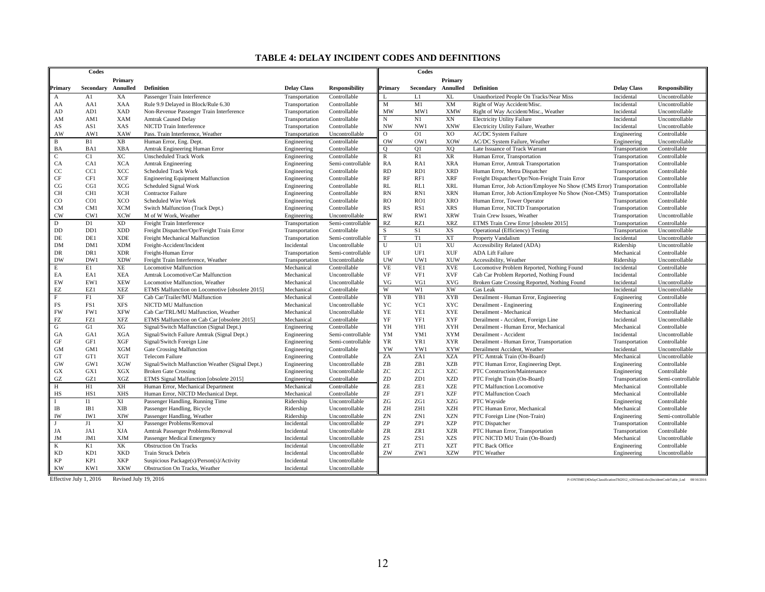# TABLE 4: DELAY INCIDENT CODES AND DEFINITIONS

| Primary | Secondary | Primary Annulled | Definition | Delay Class | Responsibility |
|---|---|---|---|---|---|
| A | A1 | XA | Passenger Train Interference | Transportation | Controllable |
| AA | AA1 | XAA | Rule 9.9 Delayed in Block/Rule 6.30 | Transportation | Controllable |
| AD | AD1 | XAD | Non-Revenue Passenger Train Interference | Transportation | Controllable |
| AM | AM1 | XAM | Amtrak Caused Delay | Transportation | Controllable |
| AS | AS1 | XAS | NICTD Train Interference | Transportation | Controllable |
| AW | AW1 | XAW | Pass. Train Interference, Weather | Transportation | Uncontrollable |
| B | B1 | XB | Human Error, Eng. Dept. | Engineering | Controllable |
| BA | BA1 | XBA | Amtrak Engineering Human Error | Engineering | Controllable |
| C | C1 | XC | Unscheduled Track Work | Engineering | Controllable |
| CA | CA1 | XCA | Amtrak Engineering | Engineering | Semi-controllable |
| CC | CC1 | XCC | Scheduled Track Work | Engineering | Controllable |
| CF | CF1 | XCF | Engineering Equipment Malfunction | Engineering | Controllable |
| CG | CG1 | XCG | Scheduled Signal Work | Engineering | Controllable |
| CH | CH1 | XCH | Contractor Failure | Engineering | Controllable |
| CO | CO1 | XCO | Scheduled Wire Work | Engineering | Controllable |
| CM | CM1 | XCM | Switch Malfunction (Track Dept.) | Engineering | Controllable |
| CW | CW1 | XCW | M of W Work, Weather | Engineering | Uncontrollable |
| D | D1 | XD | Freight Train Interference | Transportation | Semi-controllable |
| DD | DD1 | XDD | Freight Dispatcher/Opr/Freight Train Error | Transportation | Controllable |
| DE | DE1 | XDE | Freight Mechanical Malfunction | Transportation | Semi-controllable |
| DM | DM1 | XDM | Freight-Accident/Incident | Incidental | Uncontrollable |
| DR | DR1 | XDR | Freight-Human Error | Transportation | Semi-controllable |
| DW | DW1 | XDW | Freight Train Interference, Weather | Transportation | Uncontrollable |
| E | E1 | XE | Locomotive Malfunction | Mechanical | Controllable |
| EA | EA1 | XEA | Amtrak Locomotive/Car Malfunction | Mechanical | Uncontrollable |
| EW | EW1 | XEW | Locomotive Malfunction, Weather | Mechanical | Uncontrollable |
| EZ | EZ1 | XEZ | ETMS Malfunction on Locomotive [obsolete 2015] | Mechanical | Controllable |
| F | F1 | XF | Cab Car/Trailer/MU Malfunction | Mechanical | Controllable |
| FS | FS1 | XFS | NICTD MU Malfunction | Mechanical | Uncontrollable |
| FW | FW1 | XFW | Cab Car/TRL/MU Malfunction, Weather | Mechanical | Uncontrollable |
| FZ | FZ1 | XFZ | ETMS Malfunction on Cab Car [obsolete 2015] | Mechanical | Controllable |
| G | G1 | XG | Signal/Switch Malfunction (Signal Dept.) | Engineering | Controllable |
| GA | GA1 | XGA | Signal/Switch Failure Amtrak (Signal Dept.) | Engineering | Semi-controllable |
| GF | GF1 | XGF | Signal/Switch Foreign Line | Engineering | Semi-controllable |
| GM | GM1 | XGM | Gate Crossing Malfunction | Engineering | Controllable |
| GT | GT1 | XGT | Telecom Failure | Engineering | Controllable |
| GW | GW1 | XGW | Signal/Switch Malfunction Weather (Signal Dept.) | Engineering | Uncontrollable |
| GX | GX1 | XGX | Broken Gate Crossing | Engineering | Uncontrollable |
| GZ | GZ1 | XGZ | ETMS Signal Malfunction [obsolete 2015] | Engineering | Controllable |
| H | H1 | XH | Human Error, Mechanical Department | Mechanical | Controllable |
| HS | HS1 | XHS | Human Error, NICTD Mechanical Dept. | Mechanical | Controllable |
| I | I1 | XI | Passenger Handling, Running Time | Ridership | Uncontrollable |
| IB | IB1 | XIB | Passenger Handling, Bicycle | Ridership | Uncontrollable |
| IW | IW1 | XIW | Passenger Handling, Weather | Ridership | Uncontrollable |
| J | J1 | XJ | Passenger Problems/Removal | Incidental | Uncontrollable |
| JA | JA1 | XJA | Amtrak Passenger Problems/Removal | Incidental | Uncontrollable |
| JM | JM1 | XJM | Passenger Medical Emergency | Incidental | Uncontrollable |
| K | K1 | XK | Obstruction On Tracks | Incidental | Uncontrollable |
| KD | KD1 | XKD | Train Struck Debris | Incidental | Uncontrollable |
| KP | KP1 | XKP | Suspicious Package(s)/Person(s)/Activity | Incidental | Uncontrollable |
| KW | KW1 | XKW | Obstruction On Tracks, Weather | Incidental | Uncontrollable |
| L | L1 | XL | Unauthorized People On Tracks/Near Miss | Incidental | Uncontrollable |
| M | M1 | XM | Right of Way Accident/Misc. | Incidental | Uncontrollable |
| MW | MW1 | XMW | Right of Way Accident/Misc., Weather | Incidental | Uncontrollable |
| N | N1 | XN | Electricity Utility Failure | Incidental | Uncontrollable |
| NW | NW1 | XNW | Electricity Utility Failure, Weather | Incidental | Uncontrollable |
| O | O1 | XO | AC/DC System Failure | Engineering | Controllable |
| OW | OW1 | XOW | AC/DC System Failure, Weather | Engineering | Uncontrollable |
| Q | Q1 | XQ | Late Issuance of Track Warrant | Transportation | Controllable |
| R | R1 | XR | Human Error, Transportation | Transportation | Controllable |
| RA | RA1 | XRA | Human Error, Amtrak Transportation | Transportation | Controllable |
| RD | RD1 | XRD | Human Error, Metra Dispatcher | Transportation | Controllable |
| RF | RF1 | XRF | Freight Dispatcher/Opr/Non-Freight Train Error | Transportation | Controllable |
| RL | RL1 | XRL | Human Error, Job Action/Employee No Show (CMS Error) | Transportation | Controllable |
| RN | RN1 | XRN | Human Error, Job Action/Employee No Show (Non-CMS) | Transportation | Controllable |
| RO | RO1 | XRO | Human Error, Tower Operator | Transportation | Controllable |
| RS | RS1 | XRS | Human Error, NICTD Transportation | Transportation | Controllable |
| RW | RW1 | XRW | Train Crew Issues, Weather | Transportation | Uncontrollable |
| RZ | RZ1 | XRZ | ETMS Train Crew Error [obsolete 2015] | Transportation | Controllable |
| S | S1 | XS | Operational (Efficiency) Testing | Transportation | Uncontrollable |
| T | T1 | XT | Property Vandalism | Incidental | Uncontrollable |
| U | U1 | XU | Accessibility Related (ADA) | Ridership | Uncontrollable |
| UF | UF1 | XUF | ADA Lift Failure | Mechanical | Controllable |
| UW | UW1 | XUW | Accessibility, Weather | Ridership | Uncontrollable |
| VE | VE1 | XVE | Locomotive Problem Reported, Nothing Found | Incidental | Controllable |
| VF | VF1 | XVF | Cab Car Problem Reported, Nothing Found | Incidental | Controllable |
| VG | VG1 | XVG | Broken Gate Crossing Reported, Nothing Found | Incidental | Uncontrollable |
| W | W1 | XW | Gas Leak | Incidental | Uncontrollable |
| YB | YB1 | XYB | Derailment - Human Error, Engineering | Engineering | Controllable |
| YC | YC1 | XYC | Derailment - Engineering | Engineering | Controllable |
| YE | YE1 | XYE | Derailment - Mechanical | Mechanical | Controllable |
| YF | YF1 | XYF | Derailment - Accident, Foreign Line | Incidental | Uncontrollable |
| YH | YH1 | XYH | Derailment - Human Error, Mechanical | Mechanical | Controllable |
| YM | YM1 | XYM | Derailment - Accident | Incidental | Uncontrollable |
| YR | YR1 | XYR | Derailment - Human Error, Transportation | Transportation | Controllable |
| YW | YW1 | XYW | Derailment Accident, Weather | Incidental | Uncontrollable |
| ZA | ZA1 | XZA | PTC Amtrak Train (On-Board) | Mechanical | Uncontrollable |
| ZB | ZB1 | XZB | PTC Human Error, Engineering Dept. | Engineering | Controllable |
| ZC | ZC1 | XZC | PTC Construction/Maintenance | Engineering | Controllable |
| ZD | ZD1 | XZD | PTC Freight Train (On-Board) | Transportation | Semi-controllable |
| ZE | ZE1 | XZE | PTC Malfunction Locomotive | Mechanical | Controllable |
| ZF | ZF1 | XZF | PTC Malfunction Coach | Mechanical | Controllable |
| ZG | ZG1 | XZG | PTC Wayside | Engineering | Controllable |
| ZH | ZH1 | XZH | PTC Human Error, Mechanical | Mechanical | Controllable |
| ZN | ZN1 | XZN | PTC Foreign Line (Non-Train) | Engineering | Semi-controllable |
| ZP | ZP1 | XZP | PTC Dispatcher | Transportation | Controllable |
| ZR | ZR1 | XZR | PTC Human Error, Transportation | Transportation | Controllable |
| ZS | ZS1 | XZS | PTC NICTD MU Train (On-Board) | Mechanical | Uncontrollable |
| ZT | ZT1 | XZT | PTC Back Office | Engineering | Controllable |
| ZW | ZW1 | XZW | PTC Weather | Engineering | Uncontrollable |

Effective July 1, 2016 Revised July 19, 2016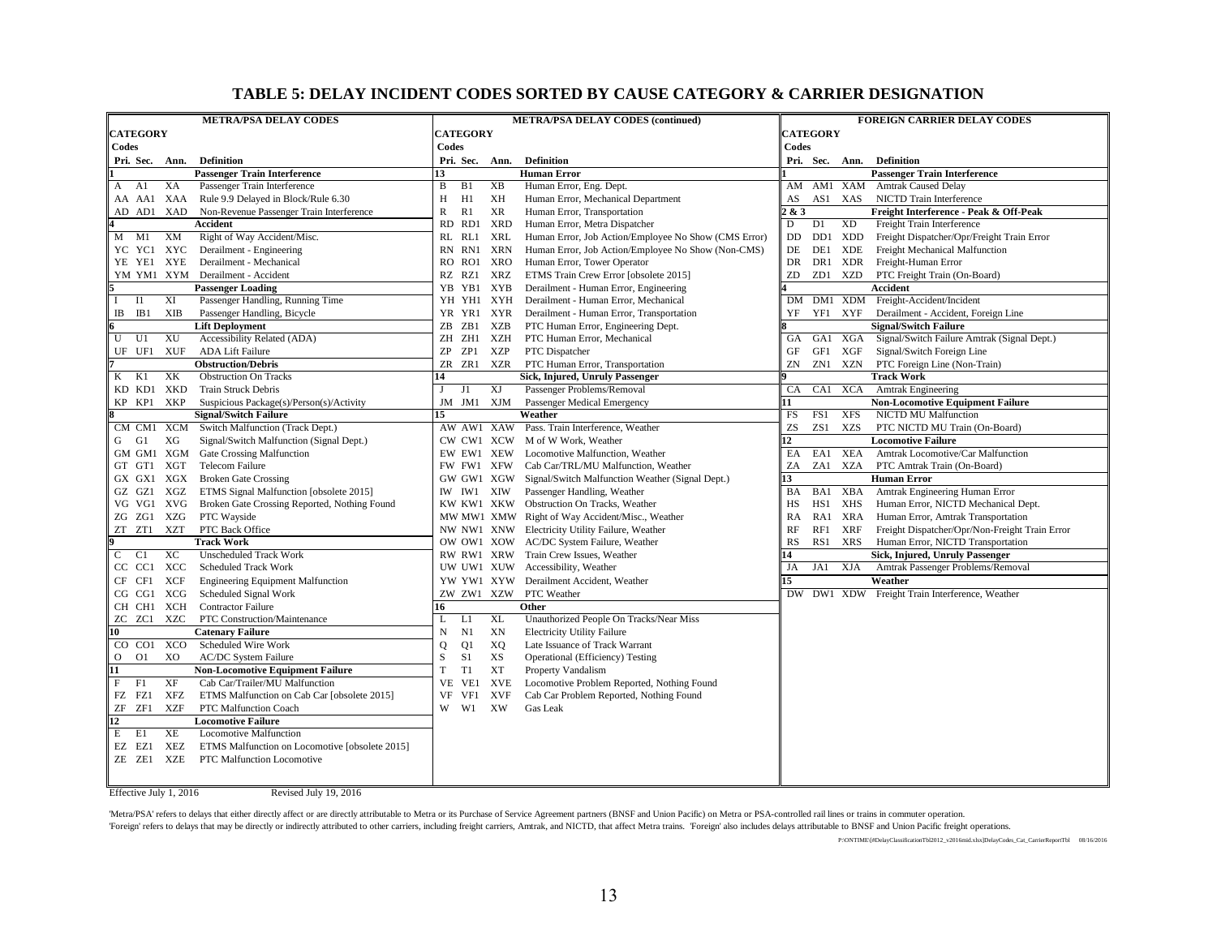# TABLE 5: DELAY INCIDENT CODES SORTED BY CAUSE CATEGORY & CARRIER DESIGNATION

## METRA/PSA DELAY CODES

| Pri. | Sec. | Ann. | Definition |
|---|---|---|---|
| **1** | | | **Passenger Train Interference** |
| A | A1 | XA | Passenger Train Interference |
| AA | AA1 | XAA | Rule 9.9 Delayed in Block/Rule 6.30 |
| AD | AD1 | XAD | Non-Revenue Passenger Train Interference |
| **4** | | | **Accident** |
| M | M1 | XM | Right of Way Accident/Misc. |
| YC | YC1 | XYC | Derailment - Engineering |
| YE | YE1 | XYE | Derailment - Mechanical |
| YM | YM1 | XYM | Derailment - Accident |
| **5** | | | **Passenger Loading** |
| I | I1 | XI | Passenger Handling, Running Time |
| IB | IB1 | XIB | Passenger Handling, Bicycle |
| **6** | | | **Lift Deployment** |
| U | U1 | XU | Accessibility Related (ADA) |
| UF | UF1 | XUF | ADA Lift Failure |
| **7** | | | **Obstruction/Debris** |
| K | K1 | XK | Obstruction On Tracks |
| KD | KD1 | XKD | Train Struck Debris |
| KP | KP1 | XKP | Suspicious Package(s)/Person(s)/Activity |
| **8** | | | **Signal/Switch Failure** |
| CM | CM1 | XCM | Switch Malfunction (Track Dept.) |
| G | G1 | XG | Signal/Switch Malfunction (Signal Dept.) |
| GM | GM1 | XGM | Gate Crossing Malfunction |
| GT | GT1 | XGT | Telecom Failure |
| GX | GX1 | XGX | Broken Gate Crossing |
| GZ | GZ1 | XGZ | ETMS Signal Malfunction [obsolete 2015] |
| VG | VG1 | XVG | Broken Gate Crossing Reported, Nothing Found |
| ZG | ZG1 | XZG | PTC Wayside |
| ZT | ZT1 | XZT | PTC Back Office |
| **9** | | | **Track Work** |
| C | C1 | XC | Unscheduled Track Work |
| CC | CC1 | XCC | Scheduled Track Work |
| CF | CF1 | XCF | Engineering Equipment Malfunction |
| CG | CG1 | XCG | Scheduled Signal Work |
| CH | CH1 | XCH | Contractor Failure |
| ZC | ZC1 | XZC | PTC Construction/Maintenance |
| **10** | | | **Catenary Failure** |
| CO | CO1 | XCO | Scheduled Wire Work |
| O | O1 | XO | AC/DC System Failure |
| **11** | | | **Non-Locomotive Equipment Failure** |
| F | F1 | XF | Cab Car/Trailer/MU Malfunction |
| FZ | FZ1 | XFZ | ETMS Malfunction on Cab Car [obsolete 2015] |
| ZF | ZF1 | XZF | PTC Malfunction Coach |
| **12** | | | **Locomotive Failure** |
| E | E1 | XE | Locomotive Malfunction |
| EZ | EZ1 | XEZ | ETMS Malfunction on Locomotive [obsolete 2015] |
| ZE | ZE1 | XZE | PTC Malfunction Locomotive |

## METRA/PSA DELAY CODES (continued)

| Pri. | Sec. | Ann. | Definition |
|---|---|---|---|
| **13** | | | **Human Error** |
| B | B1 | XB | Human Error, Eng. Dept. |
| H | H1 | XH | Human Error, Mechanical Department |
| R | R1 | XR | Human Error, Transportation |
| RD | RD1 | XRD | Human Error, Metra Dispatcher |
| RL | RL1 | XRL | Human Error, Job Action/Employee No Show (CMS Error) |
| RN | RN1 | XRN | Human Error, Job Action/Employee No Show (Non-CMS) |
| RO | RO1 | XRO | Human Error, Tower Operator |
| RZ | RZ1 | XRZ | ETMS Train Crew Error [obsolete 2015] |
| YB | YB1 | XYB | Derailment - Human Error, Engineering |
| YH | YH1 | XYH | Derailment - Human Error, Mechanical |
| YR | YR1 | XYR | Derailment - Human Error, Transportation |
| ZB | ZB1 | XZB | PTC Human Error, Engineering Dept. |
| ZH | ZH1 | XZH | PTC Human Error, Mechanical |
| ZP | ZP1 | XZP | PTC Dispatcher |
| ZR | ZR1 | XZR | PTC Human Error, Transportation |
| **14** | | | **Sick, Injured, Unruly Passenger** |
| J | J1 | XJ | Passenger Problems/Removal |
| JM | JM1 | XJM | Passenger Medical Emergency |
| **15** | | | **Weather** |
| AW | AW1 | XAW | Pass. Train Interference, Weather |
| CW | CW1 | XCW | M of W Work, Weather |
| EW | EW1 | XEW | Locomotive Malfunction, Weather |
| FW | FW1 | XFW | Cab Car/TRL/MU Malfunction, Weather |
| GW | GW1 | XGW | Signal/Switch Malfunction Weather (Signal Dept.) |
| IW | IW1 | XIW | Passenger Handling, Weather |
| KW | KW1 | XKW | Obstruction On Tracks, Weather |
| MW | MW1 | XMW | Right of Way Accident/Misc., Weather |
| NW | NW1 | XNW | Electricity Utility Failure, Weather |
| OW | OW1 | XOW | AC/DC System Failure, Weather |
| RW | RW1 | XRW | Train Crew Issues, Weather |
| UW | UW1 | XUW | Accessibility, Weather |
| YW | YW1 | XYW | Derailment Accident, Weather |
| ZW | ZW1 | XZW | PTC Weather |
| **16** | | | **Other** |
| L | L1 | XL | Unauthorized People On Tracks/Near Miss |
| N | N1 | XN | Electricity Utility Failure |
| Q | Q1 | XQ | Late Issuance of Track Warrant |
| S | S1 | XS | Operational (Efficiency) Testing |
| T | T1 | XT | Property Vandalism |
| VE | VE1 | XVE | Locomotive Problem Reported, Nothing Found |
| VF | VF1 | XVF | Cab Car Problem Reported, Nothing Found |
| W | W1 | XW | Gas Leak |

## FOREIGN CARRIER DELAY CODES

| Pri. | Sec. | Ann. | Definition |
|---|---|---|---|
| **1** | | | **Passenger Train Interference** |
| AM | AM1 | XAM | Amtrak Caused Delay |
| AS | AS1 | XAS | NICTD Train Interference |
| **2 & 3** | | | **Freight Interference - Peak & Off-Peak** |
| D | D1 | XD | Freight Train Interference |
| DD | DD1 | XDD | Freight Dispatcher/Opr/Freight Train Error |
| DE | DE1 | XDE | Freight Mechanical Malfunction |
| DR | DR1 | XDR | Freight-Human Error |
| ZD | ZD1 | XZD | PTC Freight Train (On-Board) |
| **4** | | | **Accident** |
| DM | DM1 | XDM | Freight-Accident/Incident |
| YF | YF1 | XYF | Derailment - Accident, Foreign Line |
| **8** | | | **Signal/Switch Failure** |
| GA | GA1 | XGA | Signal/Switch Failure Amtrak (Signal Dept.) |
| GF | GF1 | XGF | Signal/Switch Foreign Line |
| ZN | ZN1 | XZN | PTC Foreign Line (Non-Train) |
| **9** | | | **Track Work** |
| CA | CA1 | XCA | Amtrak Engineering |
| **11** | | | **Non-Locomotive Equipment Failure** |
| FS | FS1 | XFS | NICTD MU Malfunction |
| ZS | ZS1 | XZS | PTC NICTD MU Train (On-Board) |
| **12** | | | **Locomotive Failure** |
| EA | EA1 | XEA | Amtrak Locomotive/Car Malfunction |
| ZA | ZA1 | XZA | PTC Amtrak Train (On-Board) |
| **13** | | | **Human Error** |
| BA | BA1 | XBA | Amtrak Engineering Human Error |
| HS | HS1 | XHS | Human Error, NICTD Mechanical Dept. |
| RA | RA1 | XRA | Human Error, Amtrak Transportation |
| RF | RF1 | XRF | Freight Dispatcher/Opr/Non-Freight Train Error |
| RS | RS1 | XRS | Human Error, NICTD Transportation |
| **14** | | | **Sick, Injured, Unruly Passenger** |
| JA | JA1 | XJA | Amtrak Passenger Problems/Removal |
| **15** | | | **Weather** |
| DW | DW1 | XDW | Freight Train Interference, Weather |

Effective July 1, 2016 Revised July 19, 2016

'Metra/PSA' refers to delays that either directly affect or are directly attributable to Metra or its Purchase of Service Agreement partners (BNSF and Union Pacific) on Metra or PSA-controlled rail lines or trains in commuter operation.
'Foreign' refers to delays that may be directly or indirectly attributed to other carriers, including freight carriers, Amtrak, and NICTD, that affect Metra trains. 'Foreign' also includes delays attributable to BNSF and Union Pacific freight operations.

P:\ONTIME\[#DelayClassificationTbl2012_v2016mid.xlsx]DelayCodes_Cat_CarrierReportTbl 08/16/2016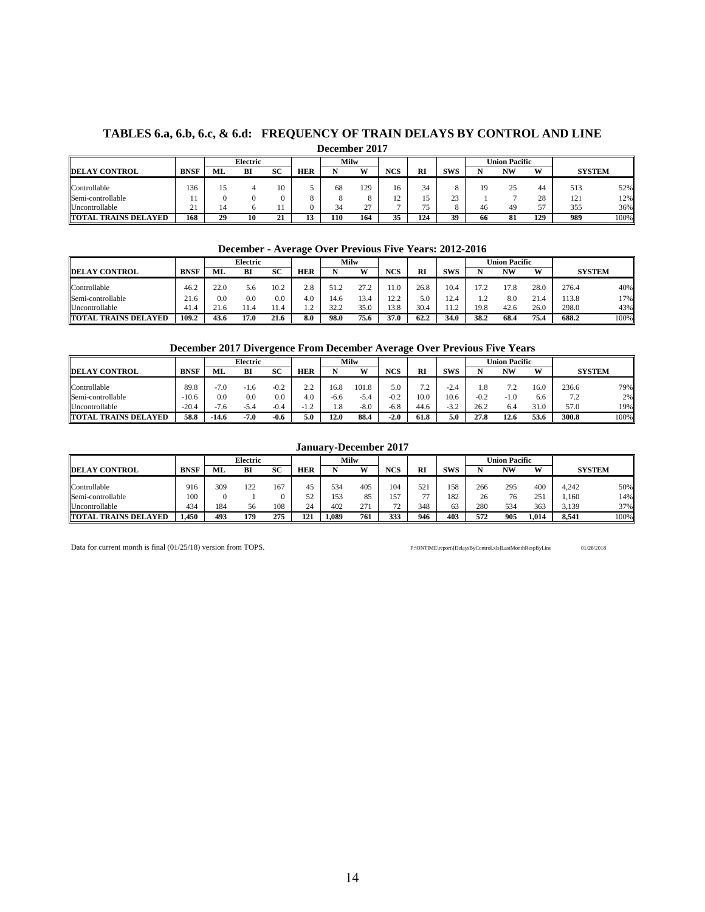# TABLES 6.a, 6.b, 6.c, & 6.d: FREQUENCY OF TRAIN DELAYS BY CONTROL AND LINE

## December 2017

| | | Electric | | | | Milw | | | | | Union Pacific | | | | |
|---|---|---|---|---|---|---|---|---|---|---|---|---|---|---|---|
| DELAY CONTROL | BNSF | ML | BI | SC | HER | N | W | NCS | RI | SWS | N | NW | W | SYSTEM | |
| Controllable | 136 | 15 | 4 | 10 | 5 | 68 | 129 | 16 | 34 | 8 | 19 | 25 | 44 | 513 | 52% |
| Semi-controllable | 11 | 0 | 0 | 0 | 8 | 8 | 8 | 12 | 15 | 23 | 1 | 7 | 28 | 121 | 12% |
| Uncontrollable | 21 | 14 | 6 | 11 | 0 | 34 | 27 | 7 | 75 | 8 | 46 | 49 | 57 | 355 | 36% |
| **TOTAL TRAINS DELAYED** | **168** | **29** | **10** | **21** | **13** | **110** | **164** | **35** | **124** | **39** | **66** | **81** | **129** | **989** | 100% |

## December - Average Over Previous Five Years: 2012-2016

| | | Electric | | | | Milw | | | | | Union Pacific | | | | |
|---|---|---|---|---|---|---|---|---|---|---|---|---|---|---|---|
| DELAY CONTROL | BNSF | ML | BI | SC | HER | N | W | NCS | RI | SWS | N | NW | W | SYSTEM | |
| Controllable | 46.2 | 22.0 | 5.6 | 10.2 | 2.8 | 51.2 | 27.2 | 11.0 | 26.8 | 10.4 | 17.2 | 17.8 | 28.0 | 276.4 | 40% |
| Semi-controllable | 21.6 | 0.0 | 0.0 | 0.0 | 4.0 | 14.6 | 13.4 | 12.2 | 5.0 | 12.4 | 1.2 | 8.0 | 21.4 | 113.8 | 17% |
| Uncontrollable | 41.4 | 21.6 | 11.4 | 11.4 | 1.2 | 32.2 | 35.0 | 13.8 | 30.4 | 11.2 | 19.8 | 42.6 | 26.0 | 298.0 | 43% |
| **TOTAL TRAINS DELAYED** | **109.2** | **43.6** | **17.0** | **21.6** | **8.0** | **98.0** | **75.6** | **37.0** | **62.2** | **34.0** | **38.2** | **68.4** | **75.4** | **688.2** | 100% |

## December 2017 Divergence From December Average Over Previous Five Years

| | | Electric | | | | Milw | | | | | Union Pacific | | | | |
|---|---|---|---|---|---|---|---|---|---|---|---|---|---|---|---|
| DELAY CONTROL | BNSF | ML | BI | SC | HER | N | W | NCS | RI | SWS | N | NW | W | SYSTEM | |
| Controllable | 89.8 | -7.0 | -1.6 | -0.2 | 2.2 | 16.8 | 101.8 | 5.0 | 7.2 | -2.4 | 1.8 | 7.2 | 16.0 | 236.6 | 79% |
| Semi-controllable | -10.6 | 0.0 | 0.0 | 0.0 | 4.0 | -6.6 | -5.4 | -0.2 | 10.0 | 10.6 | -0.2 | -1.0 | 6.6 | 7.2 | 2% |
| Uncontrollable | -20.4 | -7.6 | -5.4 | -0.4 | -1.2 | 1.8 | -8.0 | -6.8 | 44.6 | -3.2 | 26.2 | 6.4 | 31.0 | 57.0 | 19% |
| **TOTAL TRAINS DELAYED** | **58.8** | **-14.6** | **-7.0** | **-0.6** | **5.0** | **12.0** | **88.4** | **-2.0** | **61.8** | **5.0** | **27.8** | **12.6** | **53.6** | **300.8** | 100% |

## January-December 2017

| | | Electric | | | | Milw | | | | | Union Pacific | | | | |
|---|---|---|---|---|---|---|---|---|---|---|---|---|---|---|---|
| DELAY CONTROL | BNSF | ML | BI | SC | HER | N | W | NCS | RI | SWS | N | NW | W | SYSTEM | |
| Controllable | 916 | 309 | 122 | 167 | 45 | 534 | 405 | 104 | 521 | 158 | 266 | 295 | 400 | 4,242 | 50% |
| Semi-controllable | 100 | 0 | 1 | 0 | 52 | 153 | 85 | 157 | 77 | 182 | 26 | 76 | 251 | 1,160 | 14% |
| Uncontrollable | 434 | 184 | 56 | 108 | 24 | 402 | 271 | 72 | 348 | 63 | 280 | 534 | 363 | 3,139 | 37% |
| **TOTAL TRAINS DELAYED** | **1,450** | **493** | **179** | **275** | **121** | **1,089** | **761** | **333** | **946** | **403** | **572** | **905** | **1,014** | **8,541** | 100% |

Data for current month is final (01/25/18) version from TOPS.

P:\ONTIME\report\[DelaysByControl.xls]LastMonthRespByLine 01/26/2018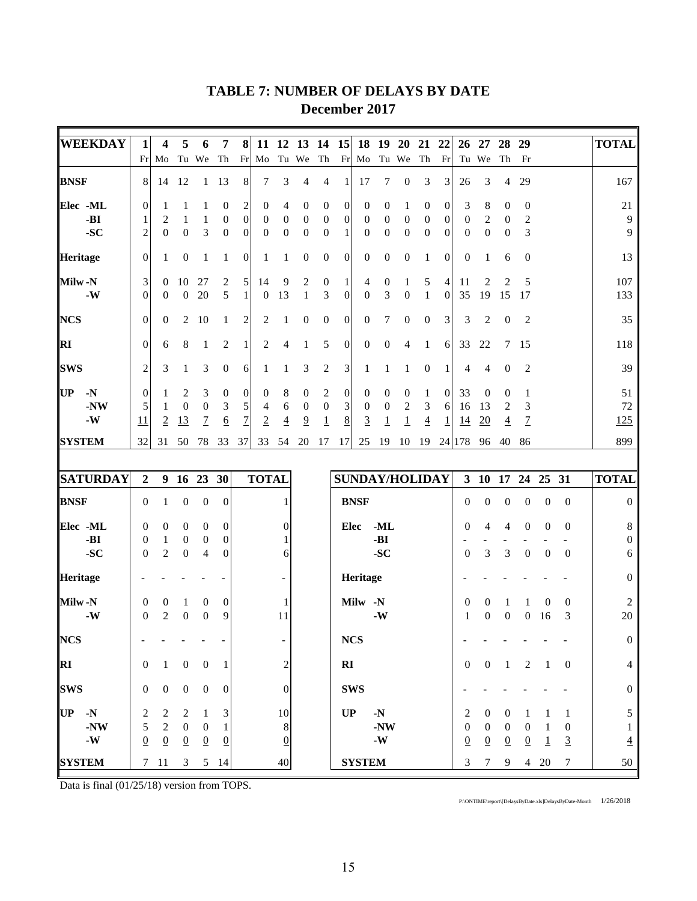# TABLE 7: NUMBER OF DELAYS BY DATE
## December 2017

| WEEKDAY | 1 Fr | 4 Mo | 5 Tu | 6 We | 7 Th | 8 Fr | 11 Mo | 12 Tu | 13 We | 14 Th | 15 Fr | 18 Mo | 19 Tu | 20 We | 21 Th | 22 Fr | 26 Tu | 27 We | 28 Th | 29 Fr | TOTAL |
|---|---|---|---|---|---|---|---|---|---|---|---|---|---|---|---|---|---|---|---|---|---|
| BNSF | 8 | 14 | 12 | 1 | 13 | 8 | 7 | 3 | 4 | 4 | 1 | 17 | 7 | 0 | 3 | 3 | 26 | 3 | 4 | 29 | 167 |
| Elec -ML | 0 | 1 | 1 | 1 | 0 | 2 | 0 | 4 | 0 | 0 | 0 | 0 | 0 | 1 | 0 | 0 | 3 | 8 | 0 | 0 | 21 |
| -BI | 1 | 2 | 1 | 1 | 0 | 0 | 0 | 0 | 0 | 0 | 0 | 0 | 0 | 0 | 0 | 0 | 0 | 2 | 0 | 2 | 9 |
| -SC | 2 | 0 | 0 | 3 | 0 | 0 | 0 | 0 | 0 | 0 | 1 | 0 | 0 | 0 | 0 | 0 | 0 | 0 | 0 | 3 | 9 |
| Heritage | 0 | 1 | 0 | 1 | 1 | 0 | 1 | 1 | 0 | 0 | 0 | 0 | 0 | 0 | 1 | 0 | 0 | 1 | 6 | 0 | 13 |
| Milw -N | 3 | 0 | 10 | 27 | 2 | 5 | 14 | 9 | 2 | 0 | 1 | 4 | 0 | 1 | 5 | 4 | 11 | 2 | 2 | 5 | 107 |
| -W | 0 | 0 | 0 | 20 | 5 | 1 | 0 | 13 | 1 | 3 | 0 | 0 | 3 | 0 | 1 | 0 | 35 | 19 | 15 | 17 | 133 |
| NCS | 0 | 0 | 2 | 10 | 1 | 2 | 2 | 1 | 0 | 0 | 0 | 0 | 7 | 0 | 0 | 3 | 3 | 2 | 0 | 2 | 35 |
| RI | 0 | 6 | 8 | 1 | 2 | 1 | 2 | 4 | 1 | 5 | 0 | 0 | 0 | 4 | 1 | 6 | 33 | 22 | 7 | 15 | 118 |
| SWS | 2 | 3 | 1 | 3 | 0 | 6 | 1 | 1 | 3 | 2 | 3 | 1 | 1 | 1 | 0 | 1 | 4 | 4 | 0 | 2 | 39 |
| UP -N | 0 | 1 | 2 | 3 | 0 | 0 | 0 | 8 | 0 | 2 | 0 | 0 | 0 | 0 | 1 | 0 | 33 | 0 | 0 | 1 | 51 |
| -NW | 5 | 1 | 0 | 0 | 3 | 5 | 4 | 6 | 0 | 0 | 3 | 0 | 0 | 2 | 3 | 6 | 16 | 13 | 2 | 3 | 72 |
| -W | 11 | 2 | 13 | 7 | 6 | 7 | 2 | 4 | 9 | 1 | 8 | 3 | 1 | 1 | 4 | 1 | 14 | 20 | 4 | 7 | 125 |
| SYSTEM | 32 | 31 | 50 | 78 | 33 | 37 | 33 | 54 | 20 | 17 | 17 | 25 | 19 | 10 | 19 | 24 | 178 | 96 | 40 | 86 | 899 |

| SATURDAY | 2 | 9 | 16 | 23 | 30 | TOTAL |
|---|---|---|---|---|---|---|
| BNSF | 0 | 1 | 0 | 0 | 0 | 1 |
| Elec -ML | 0 | 0 | 0 | 0 | 0 | 0 |
| -BI | 0 | 1 | 0 | 0 | 0 | 1 |
| -SC | 0 | 2 | 0 | 4 | 0 | 6 |
| Heritage | - | - | - | - | - | - |
| Milw -N | 0 | 0 | 1 | 0 | 0 | 1 |
| -W | 0 | 2 | 0 | 0 | 9 | 11 |
| NCS | - | - | - | - | - | - |
| RI | 0 | 1 | 0 | 0 | 1 | 2 |
| SWS | 0 | 0 | 0 | 0 | 0 | 0 |
| UP -N | 2 | 2 | 2 | 1 | 3 | 10 |
| -NW | 5 | 2 | 0 | 0 | 1 | 8 |
| -W | 0 | 0 | 0 | 0 | 0 | 0 |
| SYSTEM | 7 | 11 | 3 | 5 | 14 | 40 |

| SUNDAY/HOLIDAY | 3 | 10 | 17 | 24 | 25 | 31 | TOTAL |
|---|---|---|---|---|---|---|---|
| BNSF | 0 | 0 | 0 | 0 | 0 | 0 | 0 |
| Elec -ML | 0 | 4 | 4 | 0 | 0 | 0 | 8 |
| -BI | - | - | - | - | - | - | 0 |
| -SC | 0 | 3 | 3 | 0 | 0 | 0 | 6 |
| Heritage | - | - | - | - | - | - | 0 |
| Milw -N | 0 | 0 | 1 | 1 | 0 | 0 | 2 |
| -W | 1 | 0 | 0 | 0 | 16 | 3 | 20 |
| NCS | - | - | - | - | - | - | 0 |
| RI | 0 | 0 | 1 | 2 | 1 | 0 | 4 |
| SWS | - | - | - | - | - | - | 0 |
| UP -N | 2 | 0 | 0 | 1 | 1 | 1 | 5 |
| -NW | 0 | 0 | 0 | 0 | 1 | 0 | 1 |
| -W | 0 | 0 | 0 | 0 | 1 | 3 | 4 |
| SYSTEM | 3 | 7 | 9 | 4 | 20 | 7 | 50 |

Data is final (01/25/18) version from TOPS.

P:\ONTIME\report\[DelaysByDate.xls]DelaysByDate-Month 1/26/2018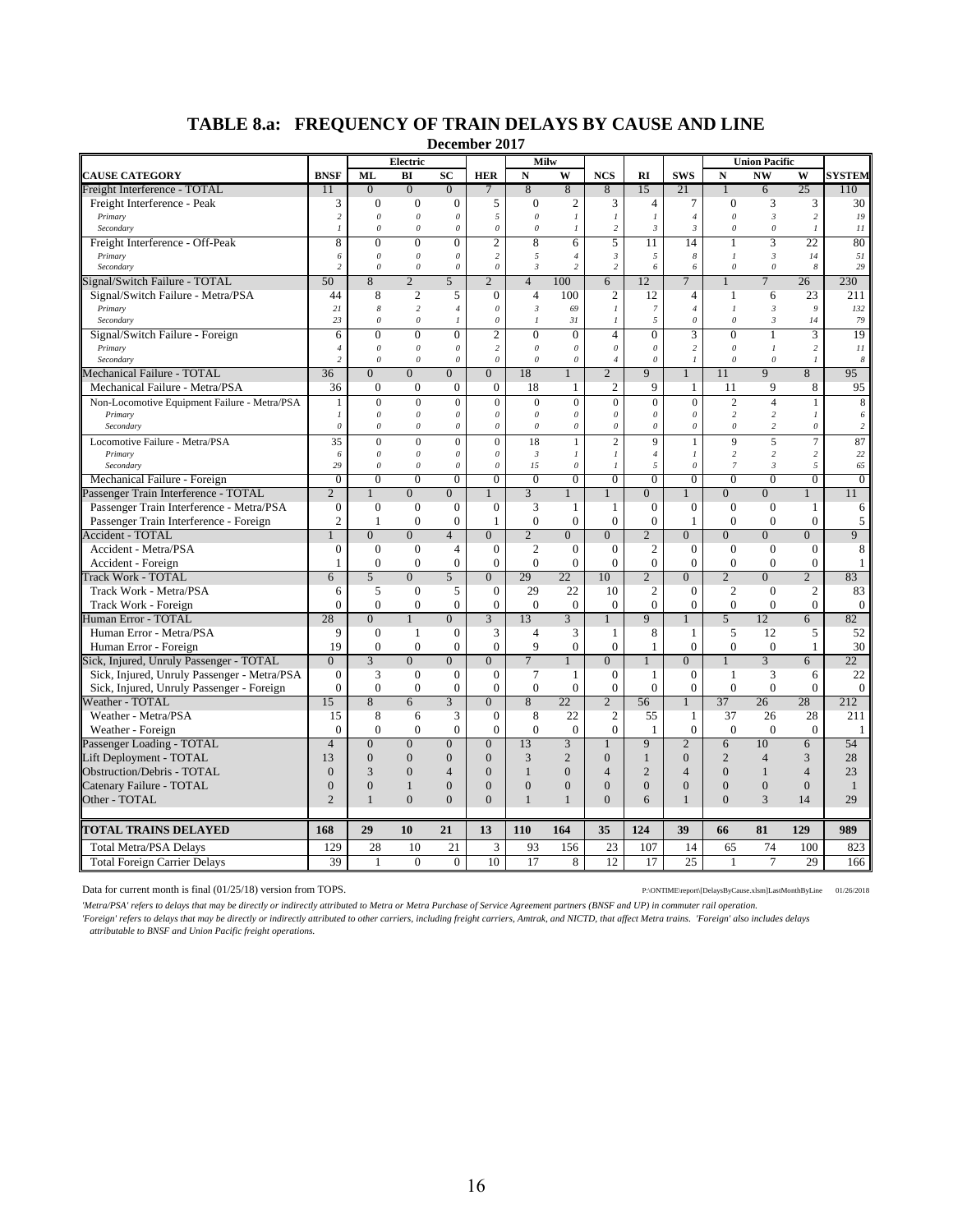## TABLE 8.a: FREQUENCY OF TRAIN DELAYS BY CAUSE AND LINE

**December 2017**

| CAUSE CATEGORY | BNSF | Electric ML | Electric BI | Electric SC | HER | Milw N | Milw W | NCS | RI | SWS | Union Pacific N | Union Pacific NW | Union Pacific W | SYSTEM |
|---|---|---|---|---|---|---|---|---|---|---|---|---|---|---|
| Freight Interference - TOTAL | 11 | 0 | 0 | 0 | 7 | 8 | 8 | 8 | 15 | 21 | 1 | 6 | 25 | 110 |
| Freight Interference - Peak | 3 | 0 | 0 | 0 | 5 | 0 | 2 | 3 | 4 | 7 | 0 | 3 | 3 | 30 |
| *Primary* | *2* | *0* | *0* | *0* | *5* | *0* | *1* | *1* | *1* | *4* | *0* | *3* | *2* | *19* |
| *Secondary* | *1* | *0* | *0* | *0* | *0* | *0* | *1* | *2* | *3* | *3* | *0* | *0* | *1* | *11* |
| Freight Interference - Off-Peak | 8 | 0 | 0 | 0 | 2 | 8 | 6 | 5 | 11 | 14 | 1 | 3 | 22 | 80 |
| *Primary* | *6* | *0* | *0* | *0* | *2* | *5* | *4* | *3* | *5* | *8* | *1* | *3* | *14* | *51* |
| *Secondary* | *2* | *0* | *0* | *0* | *0* | *3* | *2* | *2* | *6* | *6* | *0* | *0* | *8* | *29* |
| Signal/Switch Failure - TOTAL | 50 | 8 | 2 | 5 | 2 | 4 | 100 | 6 | 12 | 7 | 1 | 7 | 26 | 230 |
| Signal/Switch Failure - Metra/PSA | 44 | 8 | 2 | 5 | 0 | 4 | 100 | 2 | 12 | 4 | 1 | 6 | 23 | 211 |
| *Primary* | *21* | *8* | *2* | *4* | *0* | *3* | *69* | *1* | *7* | *4* | *1* | *3* | *9* | *132* |
| *Secondary* | *23* | *0* | *0* | *1* | *0* | *1* | *31* | *1* | *5* | *0* | *0* | *3* | *14* | *79* |
| Signal/Switch Failure - Foreign | 6 | 0 | 0 | 0 | 2 | 0 | 0 | 4 | 0 | 3 | 0 | 1 | 3 | 19 |
| *Primary* | *4* | *0* | *0* | *0* | *2* | *0* | *0* | *0* | *0* | *2* | *0* | *1* | *2* | *11* |
| *Secondary* | *2* | *0* | *0* | *0* | *0* | *0* | *0* | *4* | *0* | *1* | *0* | *0* | *1* | *8* |
| Mechanical Failure - TOTAL | 36 | 0 | 0 | 0 | 0 | 18 | 1 | 2 | 9 | 1 | 11 | 9 | 8 | 95 |
| Mechanical Failure - Metra/PSA | 36 | 0 | 0 | 0 | 0 | 18 | 1 | 2 | 9 | 1 | 11 | 9 | 8 | 95 |
| Non-Locomotive Equipment Failure - Metra/PSA | 1 | 0 | 0 | 0 | 0 | 0 | 0 | 0 | 0 | 0 | 2 | 4 | 1 | 8 |
| *Primary* | *1* | *0* | *0* | *0* | *0* | *0* | *0* | *0* | *0* | *0* | *2* | *2* | *1* | *6* |
| *Secondary* | *0* | *0* | *0* | *0* | *0* | *0* | *0* | *0* | *0* | *0* | *0* | *2* | *0* | *2* |
| Locomotive Failure - Metra/PSA | 35 | 0 | 0 | 0 | 0 | 18 | 1 | 2 | 9 | 1 | 9 | 5 | 7 | 87 |
| *Primary* | *6* | *0* | *0* | *0* | *0* | *3* | *1* | *1* | *4* | *1* | *2* | *2* | *2* | *22* |
| *Secondary* | *29* | *0* | *0* | *0* | *0* | *15* | *0* | *1* | *5* | *0* | *7* | *3* | *5* | *65* |
| Mechanical Failure - Foreign | 0 | 0 | 0 | 0 | 0 | 0 | 0 | 0 | 0 | 0 | 0 | 0 | 0 | 0 |
| Passenger Train Interference - TOTAL | 2 | 1 | 0 | 0 | 1 | 3 | 1 | 1 | 0 | 1 | 0 | 0 | 1 | 11 |
| Passenger Train Interference - Metra/PSA | 0 | 0 | 0 | 0 | 0 | 3 | 1 | 1 | 0 | 0 | 0 | 0 | 1 | 6 |
| Passenger Train Interference - Foreign | 2 | 1 | 0 | 0 | 1 | 0 | 0 | 0 | 0 | 1 | 0 | 0 | 0 | 5 |
| Accident - TOTAL | 1 | 0 | 0 | 4 | 0 | 2 | 0 | 0 | 2 | 0 | 0 | 0 | 0 | 9 |
| Accident - Metra/PSA | 0 | 0 | 0 | 4 | 0 | 2 | 0 | 0 | 2 | 0 | 0 | 0 | 0 | 8 |
| Accident - Foreign | 1 | 0 | 0 | 0 | 0 | 0 | 0 | 0 | 0 | 0 | 0 | 0 | 0 | 1 |
| Track Work - TOTAL | 6 | 5 | 0 | 5 | 0 | 29 | 22 | 10 | 2 | 0 | 2 | 0 | 2 | 83 |
| Track Work - Metra/PSA | 6 | 5 | 0 | 5 | 0 | 29 | 22 | 10 | 2 | 0 | 2 | 0 | 2 | 83 |
| Track Work - Foreign | 0 | 0 | 0 | 0 | 0 | 0 | 0 | 0 | 0 | 0 | 0 | 0 | 0 | 0 |
| Human Error - TOTAL | 28 | 0 | 1 | 0 | 3 | 13 | 3 | 1 | 9 | 1 | 5 | 12 | 6 | 82 |
| Human Error - Metra/PSA | 9 | 0 | 1 | 0 | 3 | 4 | 3 | 1 | 8 | 1 | 5 | 12 | 5 | 52 |
| Human Error - Foreign | 19 | 0 | 0 | 0 | 0 | 9 | 0 | 0 | 1 | 0 | 0 | 0 | 1 | 30 |
| Sick, Injured, Unruly Passenger - TOTAL | 0 | 3 | 0 | 0 | 0 | 7 | 1 | 0 | 1 | 0 | 1 | 3 | 6 | 22 |
| Sick, Injured, Unruly Passenger - Metra/PSA | 0 | 3 | 0 | 0 | 0 | 7 | 1 | 0 | 1 | 0 | 1 | 3 | 6 | 22 |
| Sick, Injured, Unruly Passenger - Foreign | 0 | 0 | 0 | 0 | 0 | 0 | 0 | 0 | 0 | 0 | 0 | 0 | 0 | 0 |
| Weather - TOTAL | 15 | 8 | 6 | 3 | 0 | 8 | 22 | 2 | 56 | 1 | 37 | 26 | 28 | 212 |
| Weather - Metra/PSA | 15 | 8 | 6 | 3 | 0 | 8 | 22 | 2 | 55 | 1 | 37 | 26 | 28 | 211 |
| Weather - Foreign | 0 | 0 | 0 | 0 | 0 | 0 | 0 | 0 | 1 | 0 | 0 | 0 | 0 | 1 |
| Passenger Loading - TOTAL | 4 | 0 | 0 | 0 | 0 | 13 | 3 | 1 | 9 | 2 | 6 | 10 | 6 | 54 |
| Lift Deployment - TOTAL | 13 | 0 | 0 | 0 | 0 | 3 | 2 | 0 | 1 | 0 | 2 | 4 | 3 | 28 |
| Obstruction/Debris - TOTAL | 0 | 3 | 0 | 4 | 0 | 1 | 0 | 4 | 2 | 4 | 0 | 1 | 4 | 23 |
| Catenary Failure - TOTAL | 0 | 0 | 1 | 0 | 0 | 0 | 0 | 0 | 0 | 0 | 0 | 0 | 0 | 1 |
| Other - TOTAL | 2 | 1 | 0 | 0 | 0 | 1 | 1 | 0 | 6 | 1 | 0 | 3 | 14 | 29 |
| **TOTAL TRAINS DELAYED** | **168** | **29** | **10** | **21** | **13** | **110** | **164** | **35** | **124** | **39** | **66** | **81** | **129** | **989** |
| Total Metra/PSA Delays | 129 | 28 | 10 | 21 | 3 | 93 | 156 | 23 | 107 | 14 | 65 | 74 | 100 | 823 |
| Total Foreign Carrier Delays | 39 | 1 | 0 | 0 | 10 | 17 | 8 | 12 | 17 | 25 | 1 | 7 | 29 | 166 |

Data for current month is final (01/25/18) version from TOPS.

P:\ONTIME\report\[DelaysByCause.xlsm]LastMonthByLine 01/26/2018

*'Metra/PSA' refers to delays that may be directly or indirectly attributed to Metra or Metra Purchase of Service Agreement partners (BNSF and UP) in commuter rail operation.*

*'Foreign' refers to delays that may be directly or indirectly attributed to other carriers, including freight carriers, Amtrak, and NICTD, that affect Metra trains. 'Foreign' also includes delays attributable to BNSF and Union Pacific freight operations.*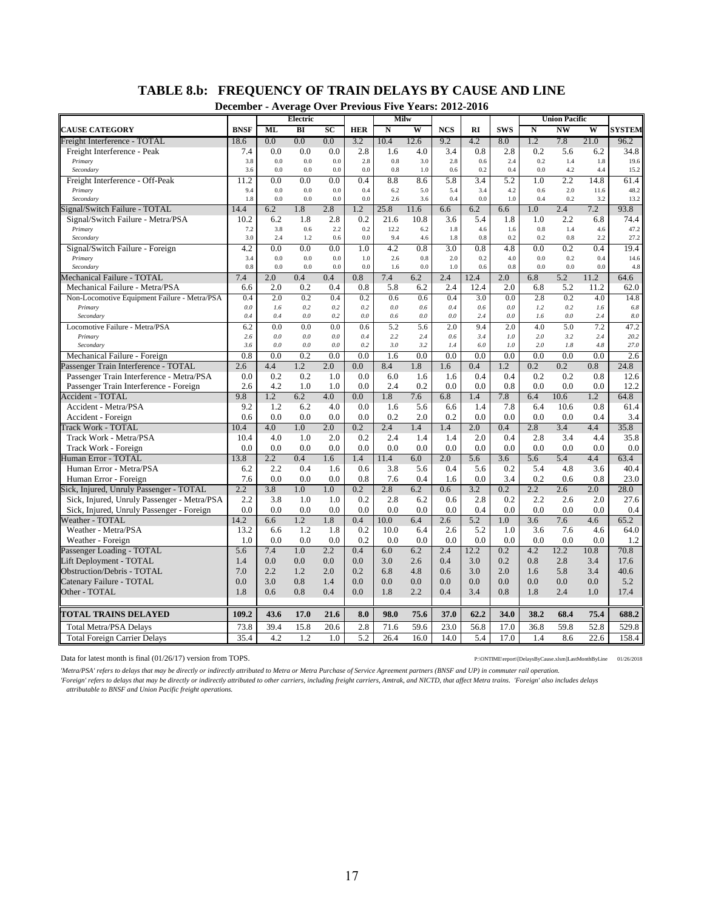# TABLE 8.b: FREQUENCY OF TRAIN DELAYS BY CAUSE AND LINE

**December - Average Over Previous Five Years: 2012-2016**

| | | Electric | | | | Milw | | | | | Union Pacific | | | |
|---|---|---|---|---|---|---|---|---|---|---|---|---|---|---|
| **CAUSE CATEGORY** | **BNSF** | **ML** | **BI** | **SC** | **HER** | **N** | **W** | **NCS** | **RI** | **SWS** | **N** | **NW** | **W** | **SYSTEM** |
| Freight Interference - TOTAL | 18.6 | 0.0 | 0.0 | 0.0 | 3.2 | 10.4 | 12.6 | 9.2 | 4.2 | 8.0 | 1.2 | 7.8 | 21.0 | 96.2 |
| Freight Interference - Peak | 7.4 | 0.0 | 0.0 | 0.0 | 2.8 | 1.6 | 4.0 | 3.4 | 0.8 | 2.8 | 0.2 | 5.6 | 6.2 | 34.8 |
| *Primary* | 3.8 | 0.0 | 0.0 | 0.0 | 2.8 | 0.8 | 3.0 | 2.8 | 0.6 | 2.4 | 0.2 | 1.4 | 1.8 | 19.6 |
| *Secondary* | 3.6 | 0.0 | 0.0 | 0.0 | 0.0 | 0.8 | 1.0 | 0.6 | 0.2 | 0.4 | 0.0 | 4.2 | 4.4 | 15.2 |
| Freight Interference - Off-Peak | 11.2 | 0.0 | 0.0 | 0.0 | 0.4 | 8.8 | 8.6 | 5.8 | 3.4 | 5.2 | 1.0 | 2.2 | 14.8 | 61.4 |
| *Primary* | 9.4 | 0.0 | 0.0 | 0.0 | 0.4 | 6.2 | 5.0 | 5.4 | 3.4 | 4.2 | 0.6 | 2.0 | 11.6 | 48.2 |
| *Secondary* | 1.8 | 0.0 | 0.0 | 0.0 | 0.0 | 2.6 | 3.6 | 0.4 | 0.0 | 1.0 | 0.4 | 0.2 | 3.2 | 13.2 |
| Signal/Switch Failure - TOTAL | 14.4 | 6.2 | 1.8 | 2.8 | 1.2 | 25.8 | 11.6 | 6.6 | 6.2 | 6.6 | 1.0 | 2.4 | 7.2 | 93.8 |
| Signal/Switch Failure - Metra/PSA | 10.2 | 6.2 | 1.8 | 2.8 | 0.2 | 21.6 | 10.8 | 3.6 | 5.4 | 1.8 | 1.0 | 2.2 | 6.8 | 74.4 |
| *Primary* | 7.2 | 3.8 | 0.6 | 2.2 | 0.2 | 12.2 | 6.2 | 1.8 | 4.6 | 1.6 | 0.8 | 1.4 | 4.6 | 47.2 |
| *Secondary* | 3.0 | 2.4 | 1.2 | 0.6 | 0.0 | 9.4 | 4.6 | 1.8 | 0.8 | 0.2 | 0.2 | 0.8 | 2.2 | 27.2 |
| Signal/Switch Failure - Foreign | 4.2 | 0.0 | 0.0 | 0.0 | 1.0 | 4.2 | 0.8 | 3.0 | 0.8 | 4.8 | 0.0 | 0.2 | 0.4 | 19.4 |
| *Primary* | 3.4 | 0.0 | 0.0 | 0.0 | 1.0 | 2.6 | 0.8 | 2.0 | 0.2 | 4.0 | 0.0 | 0.2 | 0.4 | 14.6 |
| *Secondary* | 0.8 | 0.0 | 0.0 | 0.0 | 0.0 | 1.6 | 0.0 | 1.0 | 0.6 | 0.8 | 0.0 | 0.0 | 0.0 | 4.8 |
| Mechanical Failure - TOTAL | 7.4 | 2.0 | 0.4 | 0.4 | 0.8 | 7.4 | 6.2 | 2.4 | 12.4 | 2.0 | 6.8 | 5.2 | 11.2 | 64.6 |
| Mechanical Failure - Metra/PSA | 6.6 | 2.0 | 0.2 | 0.4 | 0.8 | 5.8 | 6.2 | 2.4 | 12.4 | 2.0 | 6.8 | 5.2 | 11.2 | 62.0 |
| Non-Locomotive Equipment Failure - Metra/PSA | 0.4 | 2.0 | 0.2 | 0.4 | 0.2 | 0.6 | 0.6 | 0.4 | 3.0 | 0.0 | 2.8 | 0.2 | 4.0 | 14.8 |
| *Primary* | *0.0* | *1.6* | *0.2* | *0.2* | *0.2* | *0.0* | *0.6* | *0.4* | *0.6* | *0.0* | *1.2* | *0.2* | *1.6* | *6.8* |
| *Secondary* | *0.4* | *0.4* | *0.0* | *0.2* | *0.0* | *0.6* | *0.0* | *0.0* | *2.4* | *0.0* | *1.6* | *0.0* | *2.4* | *8.0* |
| Locomotive Failure - Metra/PSA | 6.2 | 0.0 | 0.0 | 0.0 | 0.6 | 5.2 | 5.6 | 2.0 | 9.4 | 2.0 | 4.0 | 5.0 | 7.2 | 47.2 |
| *Primary* | *2.6* | *0.0* | *0.0* | *0.0* | *0.4* | *2.2* | *2.4* | *0.6* | *3.4* | *1.0* | *2.0* | *3.2* | *2.4* | *20.2* |
| *Secondary* | *3.6* | *0.0* | *0.0* | *0.0* | *0.2* | *3.0* | *3.2* | *1.4* | *6.0* | *1.0* | *2.0* | *1.8* | *4.8* | *27.0* |
| Mechanical Failure - Foreign | 0.8 | 0.0 | 0.2 | 0.0 | 0.0 | 1.6 | 0.0 | 0.0 | 0.0 | 0.0 | 0.0 | 0.0 | 0.0 | 2.6 |
| Passenger Train Interference - TOTAL | 2.6 | 4.4 | 1.2 | 2.0 | 0.0 | 8.4 | 1.8 | 1.6 | 0.4 | 1.2 | 0.2 | 0.2 | 0.8 | 24.8 |
| Passenger Train Interference - Metra/PSA | 0.0 | 0.2 | 0.2 | 1.0 | 0.0 | 6.0 | 1.6 | 1.6 | 0.4 | 0.4 | 0.2 | 0.2 | 0.8 | 12.6 |
| Passenger Train Interference - Foreign | 2.6 | 4.2 | 1.0 | 1.0 | 0.0 | 2.4 | 0.2 | 0.0 | 0.0 | 0.8 | 0.0 | 0.0 | 0.0 | 12.2 |
| Accident - TOTAL | 9.8 | 1.2 | 6.2 | 4.0 | 0.0 | 1.8 | 7.6 | 6.8 | 1.4 | 7.8 | 6.4 | 10.6 | 1.2 | 64.8 |
| Accident - Metra/PSA | 9.2 | 1.2 | 6.2 | 4.0 | 0.0 | 1.6 | 5.6 | 6.6 | 1.4 | 7.8 | 6.4 | 10.6 | 0.8 | 61.4 |
| Accident - Foreign | 0.6 | 0.0 | 0.0 | 0.0 | 0.0 | 0.2 | 2.0 | 0.2 | 0.0 | 0.0 | 0.0 | 0.0 | 0.4 | 3.4 |
| Track Work - TOTAL | 10.4 | 4.0 | 1.0 | 2.0 | 0.2 | 2.4 | 1.4 | 1.4 | 2.0 | 0.4 | 2.8 | 3.4 | 4.4 | 35.8 |
| Track Work - Metra/PSA | 10.4 | 4.0 | 1.0 | 2.0 | 0.2 | 2.4 | 1.4 | 1.4 | 2.0 | 0.4 | 2.8 | 3.4 | 4.4 | 35.8 |
| Track Work - Foreign | 0.0 | 0.0 | 0.0 | 0.0 | 0.0 | 0.0 | 0.0 | 0.0 | 0.0 | 0.0 | 0.0 | 0.0 | 0.0 | 0.0 |
| Human Error - TOTAL | 13.8 | 2.2 | 0.4 | 1.6 | 1.4 | 11.4 | 6.0 | 2.0 | 5.6 | 3.6 | 5.6 | 5.4 | 4.4 | 63.4 |
| Human Error - Metra/PSA | 6.2 | 2.2 | 0.4 | 1.6 | 0.6 | 3.8 | 5.6 | 0.4 | 5.6 | 0.2 | 5.4 | 4.8 | 3.6 | 40.4 |
| Human Error - Foreign | 7.6 | 0.0 | 0.0 | 0.0 | 0.8 | 7.6 | 0.4 | 1.6 | 0.0 | 3.4 | 0.2 | 0.6 | 0.8 | 23.0 |
| Sick, Injured, Unruly Passenger - TOTAL | 2.2 | 3.8 | 1.0 | 1.0 | 0.2 | 2.8 | 6.2 | 0.6 | 3.2 | 0.2 | 2.2 | 2.6 | 2.0 | 28.0 |
| Sick, Injured, Unruly Passenger - Metra/PSA | 2.2 | 3.8 | 1.0 | 1.0 | 0.2 | 2.8 | 6.2 | 0.6 | 2.8 | 0.2 | 2.2 | 2.6 | 2.0 | 27.6 |
| Sick, Injured, Unruly Passenger - Foreign | 0.0 | 0.0 | 0.0 | 0.0 | 0.0 | 0.0 | 0.0 | 0.0 | 0.4 | 0.0 | 0.0 | 0.0 | 0.0 | 0.4 |
| Weather - TOTAL | 14.2 | 6.6 | 1.2 | 1.8 | 0.4 | 10.0 | 6.4 | 2.6 | 5.2 | 1.0 | 3.6 | 7.6 | 4.6 | 65.2 |
| Weather - Metra/PSA | 13.2 | 6.6 | 1.2 | 1.8 | 0.2 | 10.0 | 6.4 | 2.6 | 5.2 | 1.0 | 3.6 | 7.6 | 4.6 | 64.0 |
| Weather - Foreign | 1.0 | 0.0 | 0.0 | 0.0 | 0.2 | 0.0 | 0.0 | 0.0 | 0.0 | 0.0 | 0.0 | 0.0 | 0.0 | 1.2 |
| Passenger Loading - TOTAL | 5.6 | 7.4 | 1.0 | 2.2 | 0.4 | 6.0 | 6.2 | 2.4 | 12.2 | 0.2 | 4.2 | 12.2 | 10.8 | 70.8 |
| Lift Deployment - TOTAL | 1.4 | 0.0 | 0.0 | 0.0 | 0.0 | 3.0 | 2.6 | 0.4 | 3.0 | 0.2 | 0.8 | 2.8 | 3.4 | 17.6 |
| Obstruction/Debris - TOTAL | 7.0 | 2.2 | 1.2 | 2.0 | 0.2 | 6.8 | 4.8 | 0.6 | 3.0 | 2.0 | 1.6 | 5.8 | 3.4 | 40.6 |
| Catenary Failure - TOTAL | 0.0 | 3.0 | 0.8 | 1.4 | 0.0 | 0.0 | 0.0 | 0.0 | 0.0 | 0.0 | 0.0 | 0.0 | 0.0 | 5.2 |
| Other - TOTAL | 1.8 | 0.6 | 0.8 | 0.4 | 0.0 | 1.8 | 2.2 | 0.4 | 3.4 | 0.8 | 1.8 | 2.4 | 1.0 | 17.4 |
| **TOTAL TRAINS DELAYED** | **109.2** | **43.6** | **17.0** | **21.6** | **8.0** | **98.0** | **75.6** | **37.0** | **62.2** | **34.0** | **38.2** | **68.4** | **75.4** | **688.2** |
| Total Metra/PSA Delays | 73.8 | 39.4 | 15.8 | 20.6 | 2.8 | 71.6 | 59.6 | 23.0 | 56.8 | 17.0 | 36.8 | 59.8 | 52.8 | 529.8 |
| Total Foreign Carrier Delays | 35.4 | 4.2 | 1.2 | 1.0 | 5.2 | 26.4 | 16.0 | 14.0 | 5.4 | 17.0 | 1.4 | 8.6 | 22.6 | 158.4 |

Data for latest month is final (01/26/17) version from TOPS.

P:\ONTIME\report\[DelaysByCause.xlsm]LastMonthByLine 01/26/2018

*'Metra/PSA' refers to delays that may be directly or indirectly attributed to Metra or Metra Purchase of Service Agreement partners (BNSF and UP) in commuter rail operation.*

*'Foreign' refers to delays that may be directly or indirectly attributed to other carriers, including freight carriers, Amtrak, and NICTD, that affect Metra trains. 'Foreign' also includes delays attributable to BNSF and Union Pacific freight operations.*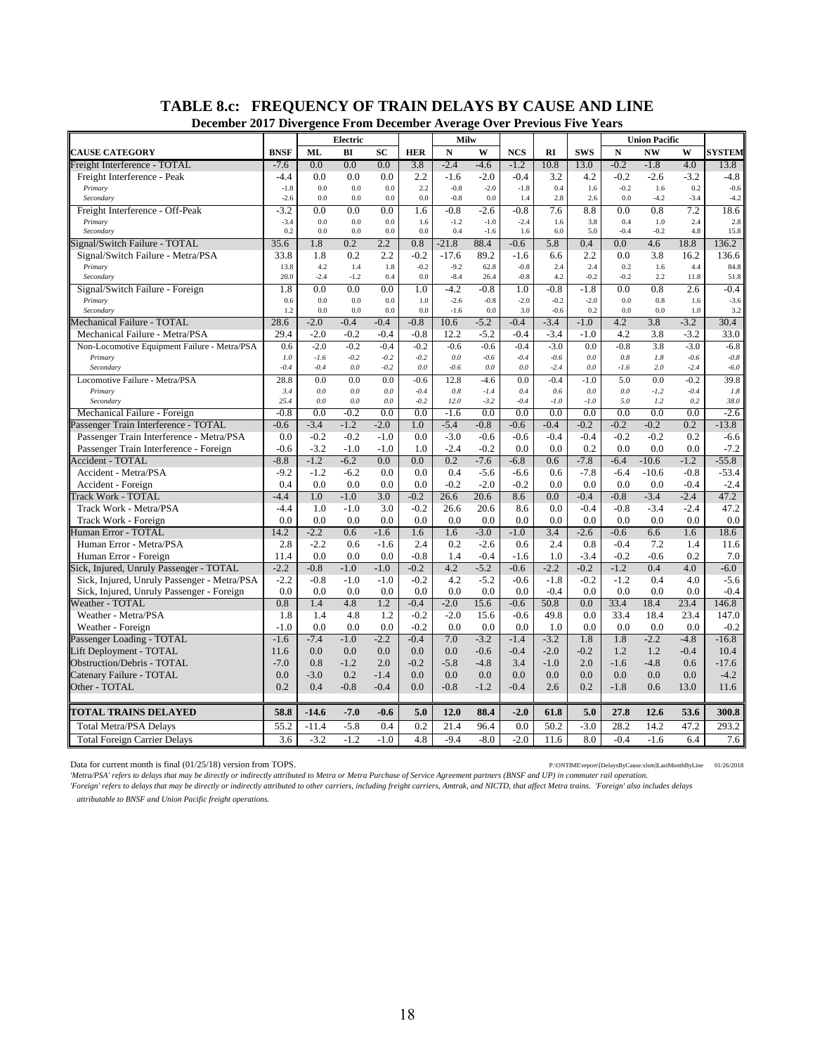## TABLE 8.c: FREQUENCY OF TRAIN DELAYS BY CAUSE AND LINE

### December 2017 Divergence From December Average Over Previous Five Years

| | | Electric | | | | Milw | | | | | Union Pacific | | | |
|---|---|---|---|---|---|---|---|---|---|---|---|---|---|---|
| CAUSE CATEGORY | BNSF | ML | BI | SC | HER | N | W | NCS | RI | SWS | N | NW | W | SYSTEM |
| Freight Interference - TOTAL | -7.6 | 0.0 | 0.0 | 0.0 | 3.8 | -2.4 | -4.6 | -1.2 | 10.8 | 13.0 | -0.2 | -1.8 | 4.0 | 13.8 |
| Freight Interference - Peak | -4.4 | 0.0 | 0.0 | 0.0 | 2.2 | -1.6 | -2.0 | -0.4 | 3.2 | 4.2 | -0.2 | -2.6 | -3.2 | -4.8 |
| *Primary* | -1.8 | 0.0 | 0.0 | 0.0 | 2.2 | -0.8 | -2.0 | -1.8 | 0.4 | 1.6 | -0.2 | 1.6 | 0.2 | -0.6 |
| *Secondary* | -2.6 | 0.0 | 0.0 | 0.0 | 0.0 | -0.8 | 0.0 | 1.4 | 2.8 | 2.6 | 0.0 | -4.2 | -3.4 | -4.2 |
| Freight Interference - Off-Peak | -3.2 | 0.0 | 0.0 | 0.0 | 1.6 | -0.8 | -2.6 | -0.8 | 7.6 | 8.8 | 0.0 | 0.8 | 7.2 | 18.6 |
| *Primary* | -3.4 | 0.0 | 0.0 | 0.0 | 1.6 | -1.2 | -1.0 | -2.4 | 1.6 | 3.8 | 0.4 | 1.0 | 2.4 | 2.8 |
| *Secondary* | 0.2 | 0.0 | 0.0 | 0.0 | 0.0 | 0.4 | -1.6 | 1.6 | 6.0 | 5.0 | -0.4 | -0.2 | 4.8 | 15.8 |
| Signal/Switch Failure - TOTAL | 35.6 | 1.8 | 0.2 | 2.2 | 0.8 | -21.8 | 88.4 | -0.6 | 5.8 | 0.4 | 0.0 | 4.6 | 18.8 | 136.2 |
| Signal/Switch Failure - Metra/PSA | 33.8 | 1.8 | 0.2 | 2.2 | -0.2 | -17.6 | 89.2 | -1.6 | 6.6 | 2.2 | 0.0 | 3.8 | 16.2 | 136.6 |
| *Primary* | 13.8 | 4.2 | 1.4 | 1.8 | -0.2 | -9.2 | 62.8 | -0.8 | 2.4 | 2.4 | 0.2 | 1.6 | 4.4 | 84.8 |
| *Secondary* | 20.0 | -2.4 | -1.2 | 0.4 | 0.0 | -8.4 | 26.4 | -0.8 | 4.2 | -0.2 | -0.2 | 2.2 | 11.8 | 51.8 |
| Signal/Switch Failure - Foreign | 1.8 | 0.0 | 0.0 | 0.0 | 1.0 | -4.2 | -0.8 | 1.0 | -0.8 | -1.8 | 0.0 | 0.8 | 2.6 | -0.4 |
| *Primary* | 0.6 | 0.0 | 0.0 | 0.0 | 1.0 | -2.6 | -0.8 | -2.0 | -0.2 | -2.0 | 0.0 | 0.8 | 1.6 | -3.6 |
| *Secondary* | 1.2 | 0.0 | 0.0 | 0.0 | 0.0 | -1.6 | 0.0 | 3.0 | -0.6 | 0.2 | 0.0 | 0.0 | 1.0 | 3.2 |
| Mechanical Failure - TOTAL | 28.6 | -2.0 | -0.4 | -0.4 | -0.8 | 10.6 | -5.2 | -0.4 | -3.4 | -1.0 | 4.2 | 3.8 | -3.2 | 30.4 |
| Mechanical Failure - Metra/PSA | 29.4 | -2.0 | -0.2 | -0.4 | -0.8 | 12.2 | -5.2 | -0.4 | -3.4 | -1.0 | 4.2 | 3.8 | -3.2 | 33.0 |
| Non-Locomotive Equipment Failure - Metra/PSA | 0.6 | -2.0 | -0.2 | -0.4 | -0.2 | -0.6 | -0.6 | -0.4 | -3.0 | 0.0 | -0.8 | 3.8 | -3.0 | -6.8 |
| *Primary* | *1.0* | *-1.6* | *-0.2* | *-0.2* | *-0.2* | *0.0* | *-0.6* | *-0.4* | *-0.6* | *0.0* | *0.8* | *1.8* | *-0.6* | *-0.8* |
| *Secondary* | *-0.4* | *-0.4* | *0.0* | *-0.2* | *0.0* | *-0.6* | *0.0* | *0.0* | *-2.4* | *0.0* | *-1.6* | *2.0* | *-2.4* | *-6.0* |
| Locomotive Failure - Metra/PSA | 28.8 | 0.0 | 0.0 | 0.0 | -0.6 | 12.8 | -4.6 | 0.0 | -0.4 | -1.0 | 5.0 | 0.0 | -0.2 | 39.8 |
| *Primary* | *3.4* | *0.0* | *0.0* | *0.0* | *-0.4* | *0.8* | *-1.4* | *0.4* | *0.6* | *0.0* | *0.0* | *-1.2* | *-0.4* | *1.8* |
| *Secondary* | *25.4* | *0.0* | *0.0* | *0.0* | *-0.2* | *12.0* | *-3.2* | *-0.4* | *-1.0* | *-1.0* | *5.0* | *1.2* | *0.2* | *38.0* |
| Mechanical Failure - Foreign | -0.8 | 0.0 | -0.2 | 0.0 | 0.0 | -1.6 | 0.0 | 0.0 | 0.0 | 0.0 | 0.0 | 0.0 | 0.0 | -2.6 |
| Passenger Train Interference - TOTAL | -0.6 | -3.4 | -1.2 | -2.0 | 1.0 | -5.4 | -0.8 | -0.6 | -0.4 | -0.2 | -0.2 | -0.2 | 0.2 | -13.8 |
| Passenger Train Interference - Metra/PSA | 0.0 | -0.2 | -0.2 | -1.0 | 0.0 | -3.0 | -0.6 | -0.6 | -0.4 | -0.4 | -0.2 | -0.2 | 0.2 | -6.6 |
| Passenger Train Interference - Foreign | -0.6 | -3.2 | -1.0 | -1.0 | 1.0 | -2.4 | -0.2 | 0.0 | 0.0 | 0.2 | 0.0 | 0.0 | 0.0 | -7.2 |
| Accident - TOTAL | -8.8 | -1.2 | -6.2 | 0.0 | 0.0 | 0.2 | -7.6 | -6.8 | 0.6 | -7.8 | -6.4 | -10.6 | -1.2 | -55.8 |
| Accident - Metra/PSA | -9.2 | -1.2 | -6.2 | 0.0 | 0.0 | 0.4 | -5.6 | -6.6 | 0.6 | -7.8 | -6.4 | -10.6 | -0.8 | -53.4 |
| Accident - Foreign | 0.4 | 0.0 | 0.0 | 0.0 | 0.0 | -0.2 | -2.0 | -0.2 | 0.0 | 0.0 | 0.0 | 0.0 | -0.4 | -2.4 |
| Track Work - TOTAL | -4.4 | 1.0 | -1.0 | 3.0 | -0.2 | 26.6 | 20.6 | 8.6 | 0.0 | -0.4 | -0.8 | -3.4 | -2.4 | 47.2 |
| Track Work - Metra/PSA | -4.4 | 1.0 | -1.0 | 3.0 | -0.2 | 26.6 | 20.6 | 8.6 | 0.0 | -0.4 | -0.8 | -3.4 | -2.4 | 47.2 |
| Track Work - Foreign | 0.0 | 0.0 | 0.0 | 0.0 | 0.0 | 0.0 | 0.0 | 0.0 | 0.0 | 0.0 | 0.0 | 0.0 | 0.0 | 0.0 |
| Human Error - TOTAL | 14.2 | -2.2 | 0.6 | -1.6 | 1.6 | 1.6 | -3.0 | -1.0 | 3.4 | -2.6 | -0.6 | 6.6 | 1.6 | 18.6 |
| Human Error - Metra/PSA | 2.8 | -2.2 | 0.6 | -1.6 | 2.4 | 0.2 | -2.6 | 0.6 | 2.4 | 0.8 | -0.4 | 7.2 | 1.4 | 11.6 |
| Human Error - Foreign | 11.4 | 0.0 | 0.0 | 0.0 | -0.8 | 1.4 | -0.4 | -1.6 | 1.0 | -3.4 | -0.2 | -0.6 | 0.2 | 7.0 |
| Sick, Injured, Unruly Passenger - TOTAL | -2.2 | -0.8 | -1.0 | -1.0 | -0.2 | 4.2 | -5.2 | -0.6 | -2.2 | -0.2 | -1.2 | 0.4 | 4.0 | -6.0 |
| Sick, Injured, Unruly Passenger - Metra/PSA | -2.2 | -0.8 | -1.0 | -1.0 | -0.2 | 4.2 | -5.2 | -0.6 | -1.8 | -0.2 | -1.2 | 0.4 | 4.0 | -5.6 |
| Sick, Injured, Unruly Passenger - Foreign | 0.0 | 0.0 | 0.0 | 0.0 | 0.0 | 0.0 | 0.0 | 0.0 | -0.4 | 0.0 | 0.0 | 0.0 | 0.0 | -0.4 |
| Weather - TOTAL | 0.8 | 1.4 | 4.8 | 1.2 | -0.4 | -2.0 | 15.6 | -0.6 | 50.8 | 0.0 | 33.4 | 18.4 | 23.4 | 146.8 |
| Weather - Metra/PSA | 1.8 | 1.4 | 4.8 | 1.2 | -0.2 | -2.0 | 15.6 | -0.6 | 49.8 | 0.0 | 33.4 | 18.4 | 23.4 | 147.0 |
| Weather - Foreign | -1.0 | 0.0 | 0.0 | 0.0 | -0.2 | 0.0 | 0.0 | 0.0 | 1.0 | 0.0 | 0.0 | 0.0 | 0.0 | -0.2 |
| Passenger Loading - TOTAL | -1.6 | -7.4 | -1.0 | -2.2 | -0.4 | 7.0 | -3.2 | -1.4 | -3.2 | 1.8 | 1.8 | -2.2 | -4.8 | -16.8 |
| Lift Deployment - TOTAL | 11.6 | 0.0 | 0.0 | 0.0 | 0.0 | 0.0 | -0.6 | -0.4 | -2.0 | -0.2 | 1.2 | 1.2 | -0.4 | 10.4 |
| Obstruction/Debris - TOTAL | -7.0 | 0.8 | -1.2 | 2.0 | -0.2 | -5.8 | -4.8 | 3.4 | -1.0 | 2.0 | -1.6 | -4.8 | 0.6 | -17.6 |
| Catenary Failure - TOTAL | 0.0 | -3.0 | 0.2 | -1.4 | 0.0 | 0.0 | 0.0 | 0.0 | 0.0 | 0.0 | 0.0 | 0.0 | 0.0 | -4.2 |
| Other - TOTAL | 0.2 | 0.4 | -0.8 | -0.4 | 0.0 | -0.8 | -1.2 | -0.4 | 2.6 | 0.2 | -1.8 | 0.6 | 13.0 | 11.6 |
| **TOTAL TRAINS DELAYED** | **58.8** | **-14.6** | **-7.0** | **-0.6** | **5.0** | **12.0** | **88.4** | **-2.0** | **61.8** | **5.0** | **27.8** | **12.6** | **53.6** | **300.8** |
| Total Metra/PSA Delays | 55.2 | -11.4 | -5.8 | 0.4 | 0.2 | 21.4 | 96.4 | 0.0 | 50.2 | -3.0 | 28.2 | 14.2 | 47.2 | 293.2 |
| Total Foreign Carrier Delays | 3.6 | -3.2 | -1.2 | -1.0 | 4.8 | -9.4 | -8.0 | -2.0 | 11.6 | 8.0 | -0.4 | -1.6 | 6.4 | 7.6 |

Data for current month is final (01/25/18) version from TOPS. P:\ONTIME\report\[DelaysByCause.xlsm]LastMonthByLine 01/26/2018

*'Metra/PSA' refers to delays that may be directly or indirectly attributed to Metra or Metra Purchase of Service Agreement partners (BNSF and UP) in commuter rail operation.*

*'Foreign' refers to delays that may be directly or indirectly attributed to other carriers, including freight carriers, Amtrak, and NICTD, that affect Metra trains. 'Foreign' also includes delays attributable to BNSF and Union Pacific freight operations.*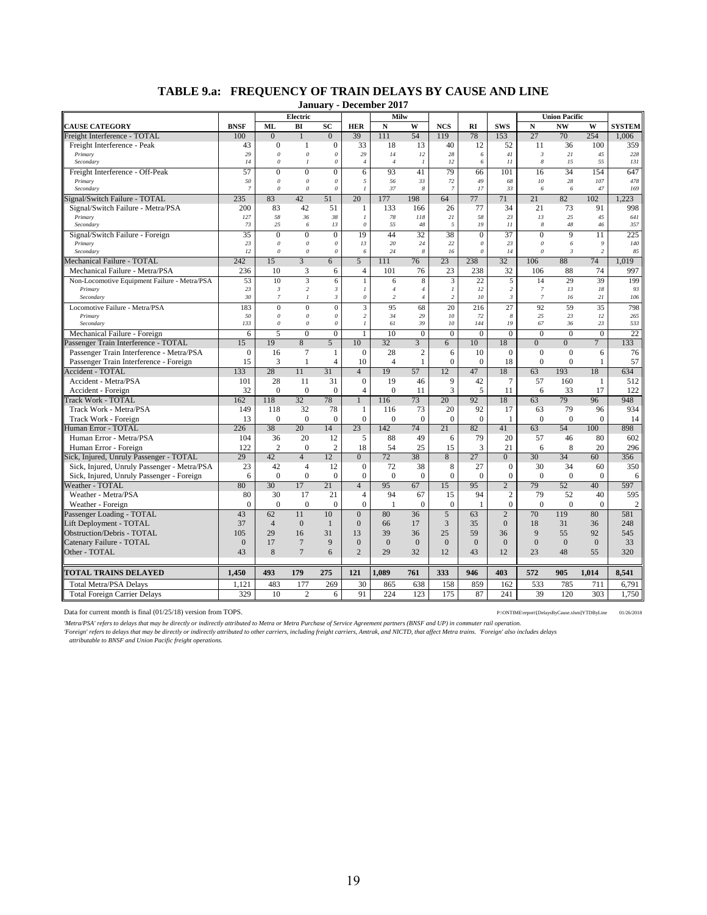## TABLE 9.a: FREQUENCY OF TRAIN DELAYS BY CAUSE AND LINE

### January - December 2017

| | | Electric | | | | Milw | | | | | Union Pacific | | | |
|---|---|---|---|---|---|---|---|---|---|---|---|---|---|---|
| **CAUSE CATEGORY** | **BNSF** | **ML** | **BI** | **SC** | **HER** | **N** | **W** | **NCS** | **RI** | **SWS** | **N** | **NW** | **W** | **SYSTEM** |
| Freight Interference - TOTAL | 100 | 0 | 1 | 0 | 39 | 111 | 54 | 119 | 78 | 153 | 27 | 70 | 254 | 1,006 |
| Freight Interference - Peak | 43 | 0 | 1 | 0 | 33 | 18 | 13 | 40 | 12 | 52 | 11 | 36 | 100 | 359 |
| *Primary* | *29* | *0* | *0* | *0* | *29* | *14* | *12* | *28* | *6* | *41* | *3* | *21* | *45* | *228* |
| *Secondary* | *14* | *0* | *1* | *0* | *4* | *4* | *1* | *12* | *6* | *11* | *8* | *15* | *55* | *131* |
| Freight Interference - Off-Peak | 57 | 0 | 0 | 0 | 6 | 93 | 41 | 79 | 66 | 101 | 16 | 34 | 154 | 647 |
| *Primary* | *50* | *0* | *0* | *0* | *5* | *56* | *33* | *72* | *49* | *68* | *10* | *28* | *107* | *478* |
| *Secondary* | *7* | *0* | *0* | *0* | *1* | *37* | *8* | *7* | *17* | *33* | *6* | *6* | *47* | *169* |
| Signal/Switch Failure - TOTAL | 235 | 83 | 42 | 51 | 20 | 177 | 198 | 64 | 77 | 71 | 21 | 82 | 102 | 1,223 |
| Signal/Switch Failure - Metra/PSA | 200 | 83 | 42 | 51 | 1 | 133 | 166 | 26 | 77 | 34 | 21 | 73 | 91 | 998 |
| *Primary* | *127* | *58* | *36* | *38* | *1* | *78* | *118* | *21* | *58* | *23* | *13* | *25* | *45* | *641* |
| *Secondary* | *73* | *25* | *6* | *13* | *0* | *55* | *48* | *5* | *19* | *11* | *8* | *48* | *46* | *357* |
| Signal/Switch Failure - Foreign | 35 | 0 | 0 | 0 | 19 | 44 | 32 | 38 | 0 | 37 | 0 | 9 | 11 | 225 |
| *Primary* | *23* | *0* | *0* | *0* | *13* | *20* | *24* | *22* | *0* | *23* | *0* | *6* | *9* | *140* |
| *Secondary* | *12* | *0* | *0* | *0* | *6* | *24* | *8* | *16* | *0* | *14* | *0* | *3* | *2* | *85* |
| Mechanical Failure - TOTAL | 242 | 15 | 3 | 6 | 5 | 111 | 76 | 23 | 238 | 32 | 106 | 88 | 74 | 1,019 |
| Mechanical Failure - Metra/PSA | 236 | 10 | 3 | 6 | 4 | 101 | 76 | 23 | 238 | 32 | 106 | 88 | 74 | 997 |
| Non-Locomotive Equipment Failure - Metra/PSA | 53 | 10 | 3 | 6 | 1 | 6 | 8 | 3 | 22 | 5 | 14 | 29 | 39 | 199 |
| *Primary* | *23* | *3* | *2* | *3* | *1* | *4* | *4* | *1* | *12* | *2* | *7* | *13* | *18* | *93* |
| *Secondary* | *30* | *7* | *1* | *3* | *0* | *2* | *4* | *2* | *10* | *3* | *7* | *16* | *21* | *106* |
| Locomotive Failure - Metra/PSA | 183 | 0 | 0 | 0 | 3 | 95 | 68 | 20 | 216 | 27 | 92 | 59 | 35 | 798 |
| *Primary* | *50* | *0* | *0* | *0* | *2* | *34* | *29* | *10* | *72* | *8* | *25* | *23* | *12* | *265* |
| *Secondary* | *133* | *0* | *0* | *0* | *1* | *61* | *39* | *10* | *144* | *19* | *67* | *36* | *23* | *533* |
| Mechanical Failure - Foreign | 6 | 5 | 0 | 0 | 1 | 10 | 0 | 0 | 0 | 0 | 0 | 0 | 0 | 22 |
| Passenger Train Interference - TOTAL | 15 | 19 | 8 | 5 | 10 | 32 | 3 | 6 | 10 | 18 | 0 | 0 | 7 | 133 |
| Passenger Train Interference - Metra/PSA | 0 | 16 | 7 | 1 | 0 | 28 | 2 | 6 | 10 | 0 | 0 | 0 | 6 | 76 |
| Passenger Train Interference - Foreign | 15 | 3 | 1 | 4 | 10 | 4 | 1 | 0 | 0 | 18 | 0 | 0 | 1 | 57 |
| Accident - TOTAL | 133 | 28 | 11 | 31 | 4 | 19 | 57 | 12 | 47 | 18 | 63 | 193 | 18 | 634 |
| Accident - Metra/PSA | 101 | 28 | 11 | 31 | 0 | 19 | 46 | 9 | 42 | 7 | 57 | 160 | 1 | 512 |
| Accident - Foreign | 32 | 0 | 0 | 0 | 4 | 0 | 11 | 3 | 5 | 11 | 6 | 33 | 17 | 122 |
| Track Work - TOTAL | 162 | 118 | 32 | 78 | 1 | 116 | 73 | 20 | 92 | 18 | 63 | 79 | 96 | 948 |
| Track Work - Metra/PSA | 149 | 118 | 32 | 78 | 1 | 116 | 73 | 20 | 92 | 17 | 63 | 79 | 96 | 934 |
| Track Work - Foreign | 13 | 0 | 0 | 0 | 0 | 0 | 0 | 0 | 0 | 1 | 0 | 0 | 0 | 14 |
| Human Error - TOTAL | 226 | 38 | 20 | 14 | 23 | 142 | 74 | 21 | 82 | 41 | 63 | 54 | 100 | 898 |
| Human Error - Metra/PSA | 104 | 36 | 20 | 12 | 5 | 88 | 49 | 6 | 79 | 20 | 57 | 46 | 80 | 602 |
| Human Error - Foreign | 122 | 2 | 0 | 2 | 18 | 54 | 25 | 15 | 3 | 21 | 6 | 8 | 20 | 296 |
| Sick, Injured, Unruly Passenger - TOTAL | 29 | 42 | 4 | 12 | 0 | 72 | 38 | 8 | 27 | 0 | 30 | 34 | 60 | 356 |
| Sick, Injured, Unruly Passenger - Metra/PSA | 23 | 42 | 4 | 12 | 0 | 72 | 38 | 8 | 27 | 0 | 30 | 34 | 60 | 350 |
| Sick, Injured, Unruly Passenger - Foreign | 6 | 0 | 0 | 0 | 0 | 0 | 0 | 0 | 0 | 0 | 0 | 0 | 0 | 6 |
| Weather - TOTAL | 80 | 30 | 17 | 21 | 4 | 95 | 67 | 15 | 95 | 2 | 79 | 52 | 40 | 597 |
| Weather - Metra/PSA | 80 | 30 | 17 | 21 | 4 | 94 | 67 | 15 | 94 | 2 | 79 | 52 | 40 | 595 |
| Weather - Foreign | 0 | 0 | 0 | 0 | 0 | 1 | 0 | 0 | 1 | 0 | 0 | 0 | 0 | 2 |
| Passenger Loading - TOTAL | 43 | 62 | 11 | 10 | 0 | 80 | 36 | 5 | 63 | 2 | 70 | 119 | 80 | 581 |
| Lift Deployment - TOTAL | 37 | 4 | 0 | 1 | 0 | 66 | 17 | 3 | 35 | 0 | 18 | 31 | 36 | 248 |
| Obstruction/Debris - TOTAL | 105 | 29 | 16 | 31 | 13 | 39 | 36 | 25 | 59 | 36 | 9 | 55 | 92 | 545 |
| Catenary Failure - TOTAL | 0 | 17 | 7 | 9 | 0 | 0 | 0 | 0 | 0 | 0 | 0 | 0 | 0 | 33 |
| Other - TOTAL | 43 | 8 | 7 | 6 | 2 | 29 | 32 | 12 | 43 | 12 | 23 | 48 | 55 | 320 |
| **TOTAL TRAINS DELAYED** | **1,450** | **493** | **179** | **275** | **121** | **1,089** | **761** | **333** | **946** | **403** | **572** | **905** | **1,014** | **8,541** |
| Total Metra/PSA Delays | 1,121 | 483 | 177 | 269 | 30 | 865 | 638 | 158 | 859 | 162 | 533 | 785 | 711 | 6,791 |
| Total Foreign Carrier Delays | 329 | 10 | 2 | 6 | 91 | 224 | 123 | 175 | 87 | 241 | 39 | 120 | 303 | 1,750 |

Data for current month is final (01/25/18) version from TOPS.

P:\ONTIME\report\[DelaysByCause.xlsm]YTDByLine 01/26/2018

*'Metra/PSA' refers to delays that may be directly or indirectly attributed to Metra or Metra Purchase of Service Agreement partners (BNSF and UP) in commuter rail operation.*

*'Foreign' refers to delays that may be directly or indirectly attributed to other carriers, including freight carriers, Amtrak, and NICTD, that affect Metra trains. 'Foreign' also includes delays attributable to BNSF and Union Pacific freight operations.*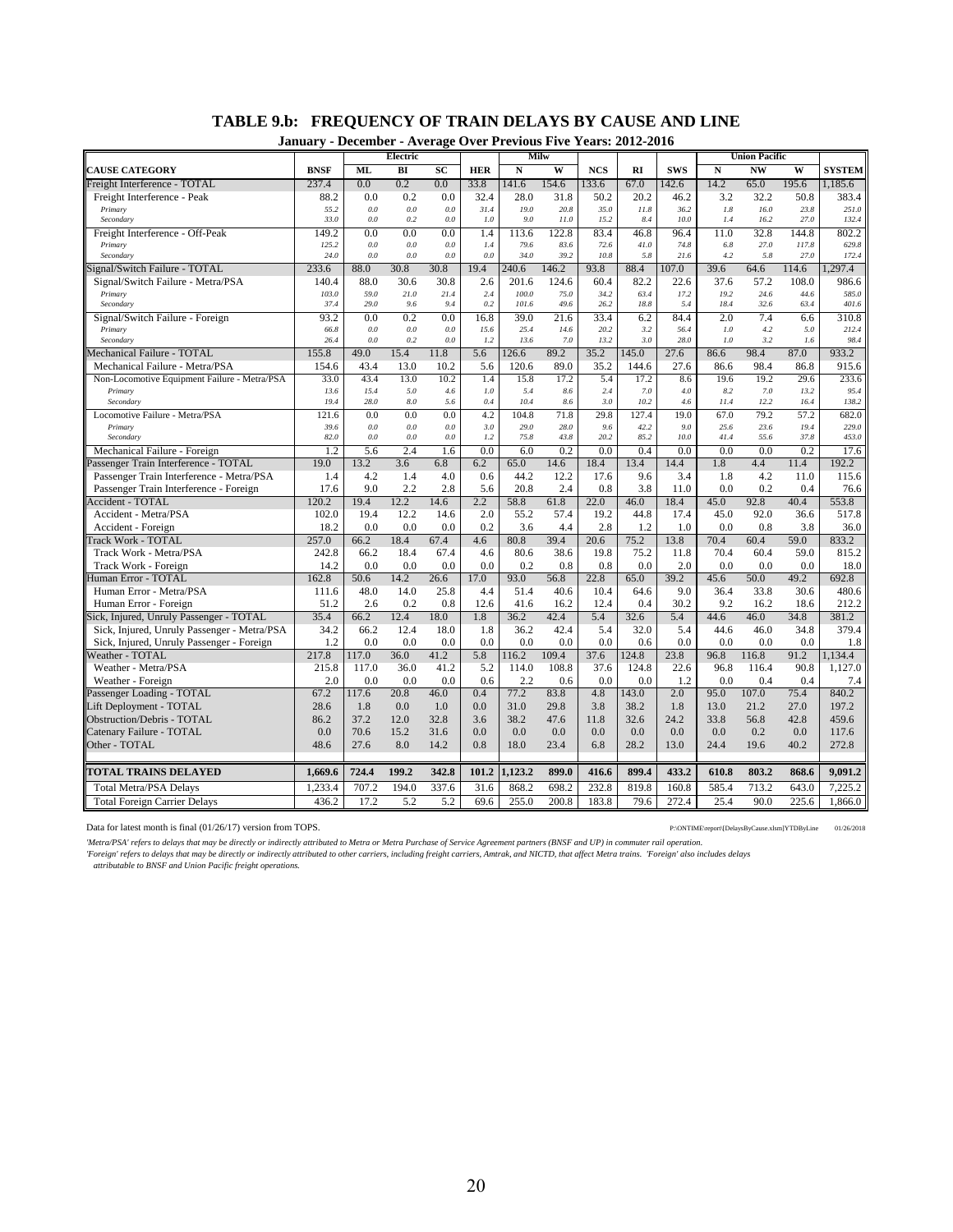## TABLE 9.b: FREQUENCY OF TRAIN DELAYS BY CAUSE AND LINE

**January - December - Average Over Previous Five Years: 2012-2016**

| | | Electric | | | | Milw | | | | | Union Pacific | | | |
|---|---|---|---|---|---|---|---|---|---|---|---|---|---|---|
| **CAUSE CATEGORY** | **BNSF** | **ML** | **BI** | **SC** | **HER** | **N** | **W** | **NCS** | **RI** | **SWS** | **N** | **NW** | **W** | **SYSTEM** |
| Freight Interference - TOTAL | 237.4 | 0.0 | 0.2 | 0.0 | 33.8 | 141.6 | 154.6 | 133.6 | 67.0 | 142.6 | 14.2 | 65.0 | 195.6 | 1,185.6 |
| Freight Interference - Peak | 88.2 | 0.0 | 0.2 | 0.0 | 32.4 | 28.0 | 31.8 | 50.2 | 20.2 | 46.2 | 3.2 | 32.2 | 50.8 | 383.4 |
| *Primary* | *55.2* | *0.0* | *0.0* | *0.0* | *31.4* | *19.0* | *20.8* | *35.0* | *11.8* | *36.2* | *1.8* | *16.0* | *23.8* | *251.0* |
| *Secondary* | *33.0* | *0.0* | *0.2* | *0.0* | *1.0* | *9.0* | *11.0* | *15.2* | *8.4* | *10.0* | *1.4* | *16.2* | *27.0* | *132.4* |
| Freight Interference - Off-Peak | 149.2 | 0.0 | 0.0 | 0.0 | 1.4 | 113.6 | 122.8 | 83.4 | 46.8 | 96.4 | 11.0 | 32.8 | 144.8 | 802.2 |
| *Primary* | *125.2* | *0.0* | *0.0* | *0.0* | *1.4* | *79.6* | *83.6* | *72.6* | *41.0* | *74.8* | *6.8* | *27.0* | *117.8* | *629.8* |
| *Secondary* | *24.0* | *0.0* | *0.0* | *0.0* | *0.0* | *34.0* | *39.2* | *10.8* | *5.8* | *21.6* | *4.2* | *5.8* | *27.0* | *172.4* |
| Signal/Switch Failure - TOTAL | 233.6 | 88.0 | 30.8 | 30.8 | 19.4 | 240.6 | 146.2 | 93.8 | 88.4 | 107.0 | 39.6 | 64.6 | 114.6 | 1,297.4 |
| Signal/Switch Failure - Metra/PSA | 140.4 | 88.0 | 30.6 | 30.8 | 2.6 | 201.6 | 124.6 | 60.4 | 82.2 | 22.6 | 37.6 | 57.2 | 108.0 | 986.6 |
| *Primary* | *103.0* | *59.0* | *21.0* | *21.4* | *2.4* | *100.0* | *75.0* | *34.2* | *63.4* | *17.2* | *19.2* | *24.6* | *44.6* | *585.0* |
| *Secondary* | *37.4* | *29.0* | *9.6* | *9.4* | *0.2* | *101.6* | *49.6* | *26.2* | *18.8* | *5.4* | *18.4* | *32.6* | *63.4* | *401.6* |
| Signal/Switch Failure - Foreign | 93.2 | 0.0 | 0.2 | 0.0 | 16.8 | 39.0 | 21.6 | 33.4 | 6.2 | 84.4 | 2.0 | 7.4 | 6.6 | 310.8 |
| *Primary* | *66.8* | *0.0* | *0.0* | *0.0* | *15.6* | *25.4* | *14.6* | *20.2* | *3.2* | *56.4* | *1.0* | *4.2* | *5.0* | *212.4* |
| *Secondary* | *26.4* | *0.0* | *0.2* | *0.0* | *1.2* | *13.6* | *7.0* | *13.2* | *3.0* | *28.0* | *1.0* | *3.2* | *1.6* | *98.4* |
| Mechanical Failure - TOTAL | 155.8 | 49.0 | 15.4 | 11.8 | 5.6 | 126.6 | 89.2 | 35.2 | 145.0 | 27.6 | 86.6 | 98.4 | 87.0 | 933.2 |
| Mechanical Failure - Metra/PSA | 154.6 | 43.4 | 13.0 | 10.2 | 5.6 | 120.6 | 89.0 | 35.2 | 144.6 | 27.6 | 86.6 | 98.4 | 86.8 | 915.6 |
| Non-Locomotive Equipment Failure - Metra/PSA | 33.0 | 43.4 | 13.0 | 10.2 | 1.4 | 15.8 | 17.2 | 5.4 | 17.2 | 8.6 | 19.6 | 19.2 | 29.6 | 233.6 |
| *Primary* | *13.6* | *15.4* | *5.0* | *4.6* | *1.0* | *5.4* | *8.6* | *2.4* | *7.0* | *4.0* | *8.2* | *7.0* | *13.2* | *95.4* |
| *Secondary* | *19.4* | *28.0* | *8.0* | *5.6* | *0.4* | *10.4* | *8.6* | *3.0* | *10.2* | *4.6* | *11.4* | *12.2* | *16.4* | *138.2* |
| Locomotive Failure - Metra/PSA | 121.6 | 0.0 | 0.0 | 0.0 | 4.2 | 104.8 | 71.8 | 29.8 | 127.4 | 19.0 | 67.0 | 79.2 | 57.2 | 682.0 |
| *Primary* | *39.6* | *0.0* | *0.0* | *0.0* | *3.0* | *29.0* | *28.0* | *9.6* | *42.2* | *9.0* | *25.6* | *23.6* | *19.4* | *229.0* |
| *Secondary* | *82.0* | *0.0* | *0.0* | *0.0* | *1.2* | *75.8* | *43.8* | *20.2* | *85.2* | *10.0* | *41.4* | *55.6* | *37.8* | *453.0* |
| Mechanical Failure - Foreign | 1.2 | 5.6 | 2.4 | 1.6 | 0.0 | 6.0 | 0.2 | 0.0 | 0.4 | 0.0 | 0.0 | 0.0 | 0.2 | 17.6 |
| Passenger Train Interference - TOTAL | 19.0 | 13.2 | 3.6 | 6.8 | 6.2 | 65.0 | 14.6 | 18.4 | 13.4 | 14.4 | 1.8 | 4.4 | 11.4 | 192.2 |
| Passenger Train Interference - Metra/PSA | 1.4 | 4.2 | 1.4 | 4.0 | 0.6 | 44.2 | 12.2 | 17.6 | 9.6 | 3.4 | 1.8 | 4.2 | 11.0 | 115.6 |
| Passenger Train Interference - Foreign | 17.6 | 9.0 | 2.2 | 2.8 | 5.6 | 20.8 | 2.4 | 0.8 | 3.8 | 11.0 | 0.0 | 0.2 | 0.4 | 76.6 |
| Accident - TOTAL | 120.2 | 19.4 | 12.2 | 14.6 | 2.2 | 58.8 | 61.8 | 22.0 | 46.0 | 18.4 | 45.0 | 92.8 | 40.4 | 553.8 |
| Accident - Metra/PSA | 102.0 | 19.4 | 12.2 | 14.6 | 2.0 | 55.2 | 57.4 | 19.2 | 44.8 | 17.4 | 45.0 | 92.0 | 36.6 | 517.8 |
| Accident - Foreign | 18.2 | 0.0 | 0.0 | 0.0 | 0.2 | 3.6 | 4.4 | 2.8 | 1.2 | 1.0 | 0.0 | 0.8 | 3.8 | 36.0 |
| Track Work - TOTAL | 257.0 | 66.2 | 18.4 | 67.4 | 4.6 | 80.8 | 39.4 | 20.6 | 75.2 | 13.8 | 70.4 | 60.4 | 59.0 | 833.2 |
| Track Work - Metra/PSA | 242.8 | 66.2 | 18.4 | 67.4 | 4.6 | 80.6 | 38.6 | 19.8 | 75.2 | 11.8 | 70.4 | 60.4 | 59.0 | 815.2 |
| Track Work - Foreign | 14.2 | 0.0 | 0.0 | 0.0 | 0.0 | 0.2 | 0.8 | 0.8 | 0.0 | 2.0 | 0.0 | 0.0 | 0.0 | 18.0 |
| Human Error - TOTAL | 162.8 | 50.6 | 14.2 | 26.6 | 17.0 | 93.0 | 56.8 | 22.8 | 65.0 | 39.2 | 45.6 | 50.0 | 49.2 | 692.8 |
| Human Error - Metra/PSA | 111.6 | 48.0 | 14.0 | 25.8 | 4.4 | 51.4 | 40.6 | 10.4 | 64.6 | 9.0 | 36.4 | 33.8 | 30.6 | 480.6 |
| Human Error - Foreign | 51.2 | 2.6 | 0.2 | 0.8 | 12.6 | 41.6 | 16.2 | 12.4 | 0.4 | 30.2 | 9.2 | 16.2 | 18.6 | 212.2 |
| Sick, Injured, Unruly Passenger - TOTAL | 35.4 | 66.2 | 12.4 | 18.0 | 1.8 | 36.2 | 42.4 | 5.4 | 32.6 | 5.4 | 44.6 | 46.0 | 34.8 | 381.2 |
| Sick, Injured, Unruly Passenger - Metra/PSA | 34.2 | 66.2 | 12.4 | 18.0 | 1.8 | 36.2 | 42.4 | 5.4 | 32.0 | 5.4 | 44.6 | 46.0 | 34.8 | 379.4 |
| Sick, Injured, Unruly Passenger - Foreign | 1.2 | 0.0 | 0.0 | 0.0 | 0.0 | 0.0 | 0.0 | 0.0 | 0.6 | 0.0 | 0.0 | 0.0 | 0.0 | 1.8 |
| Weather - TOTAL | 217.8 | 117.0 | 36.0 | 41.2 | 5.8 | 116.2 | 109.4 | 37.6 | 124.8 | 23.8 | 96.8 | 116.8 | 91.2 | 1,134.4 |
| Weather - Metra/PSA | 215.8 | 117.0 | 36.0 | 41.2 | 5.2 | 114.0 | 108.8 | 37.6 | 124.8 | 22.6 | 96.8 | 116.4 | 90.8 | 1,127.0 |
| Weather - Foreign | 2.0 | 0.0 | 0.0 | 0.0 | 0.6 | 2.2 | 0.6 | 0.0 | 0.0 | 1.2 | 0.0 | 0.4 | 0.4 | 7.4 |
| Passenger Loading - TOTAL | 67.2 | 117.6 | 20.8 | 46.0 | 0.4 | 77.2 | 83.8 | 4.8 | 143.0 | 2.0 | 95.0 | 107.0 | 75.4 | 840.2 |
| Lift Deployment - TOTAL | 28.6 | 1.8 | 0.0 | 1.0 | 0.0 | 31.0 | 29.8 | 3.8 | 38.2 | 1.8 | 13.0 | 21.2 | 27.0 | 197.2 |
| Obstruction/Debris - TOTAL | 86.2 | 37.2 | 12.0 | 32.8 | 3.6 | 38.2 | 47.6 | 11.8 | 32.6 | 24.2 | 33.8 | 56.8 | 42.8 | 459.6 |
| Catenary Failure - TOTAL | 0.0 | 70.6 | 15.2 | 31.6 | 0.0 | 0.0 | 0.0 | 0.0 | 0.0 | 0.0 | 0.0 | 0.2 | 0.0 | 117.6 |
| Other - TOTAL | 48.6 | 27.6 | 8.0 | 14.2 | 0.8 | 18.0 | 23.4 | 6.8 | 28.2 | 13.0 | 24.4 | 19.6 | 40.2 | 272.8 |
| **TOTAL TRAINS DELAYED** | **1,669.6** | **724.4** | **199.2** | **342.8** | **101.2** | **1,123.2** | **899.0** | **416.6** | **899.4** | **433.2** | **610.8** | **803.2** | **868.6** | **9,091.2** |
| Total Metra/PSA Delays | 1,233.4 | 707.2 | 194.0 | 337.6 | 31.6 | 868.2 | 698.2 | 232.8 | 819.8 | 160.8 | 585.4 | 713.2 | 643.0 | 7,225.2 |
| Total Foreign Carrier Delays | 436.2 | 17.2 | 5.2 | 5.2 | 69.6 | 255.0 | 200.8 | 183.8 | 79.6 | 272.4 | 25.4 | 90.0 | 225.6 | 1,866.0 |

Data for latest month is final (01/26/17) version from TOPS.

P:\ONTIME\report\[DelaysByCause.xlsm]YTDByLine 01/26/2018

*'Metra/PSA' refers to delays that may be directly or indirectly attributed to Metra or Metra Purchase of Service Agreement partners (BNSF and UP) in commuter rail operation.*
*'Foreign' refers to delays that may be directly or indirectly attributed to other carriers, including freight carriers, Amtrak, and NICTD, that affect Metra trains. 'Foreign' also includes delays attributable to BNSF and Union Pacific freight operations.*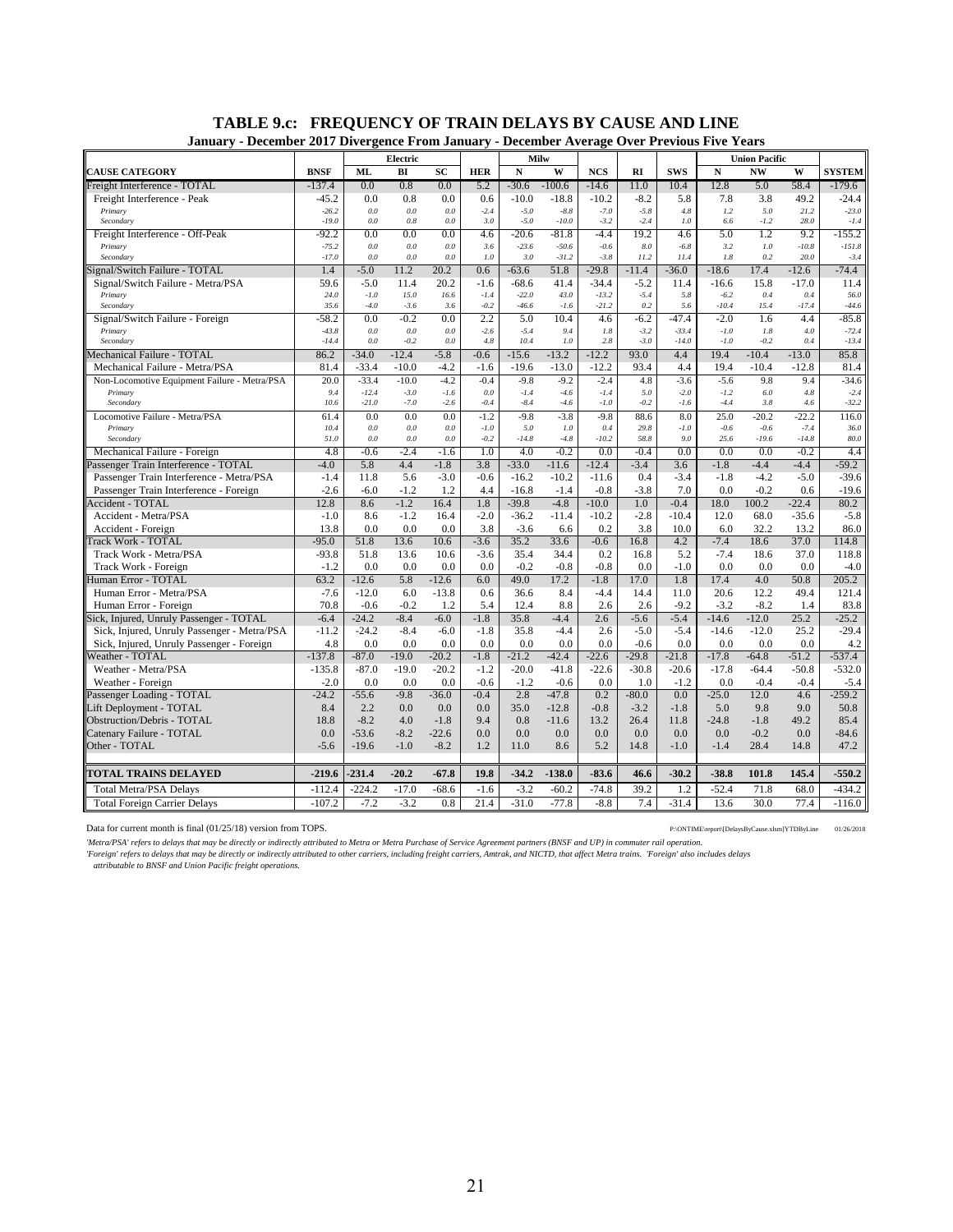# TABLE 9.c: FREQUENCY OF TRAIN DELAYS BY CAUSE AND LINE

**January - December 2017 Divergence From January - December Average Over Previous Five Years**

| | | Electric | | | | Milw | | | | | Union Pacific | | | |
|---|---|---|---|---|---|---|---|---|---|---|---|---|---|---|
| **CAUSE CATEGORY** | **BNSF** | **ML** | **BI** | **SC** | **HER** | **N** | **W** | **NCS** | **RI** | **SWS** | **N** | **NW** | **W** | **SYSTEM** |
| Freight Interference - TOTAL | -137.4 | 0.0 | 0.8 | 0.0 | 5.2 | -30.6 | -100.6 | -14.6 | 11.0 | 10.4 | 12.8 | 5.0 | 58.4 | -179.6 |
| Freight Interference - Peak | -45.2 | 0.0 | 0.8 | 0.0 | 0.6 | -10.0 | -18.8 | -10.2 | -8.2 | 5.8 | 7.8 | 3.8 | 49.2 | -24.4 |
| *Primary* | *-26.2* | *0.0* | *0.0* | *0.0* | *-2.4* | *-5.0* | *-8.8* | *-7.0* | *-5.8* | *4.8* | *1.2* | *5.0* | *21.2* | *-23.0* |
| *Secondary* | *-19.0* | *0.0* | *0.8* | *0.0* | *3.0* | *-5.0* | *-10.0* | *-3.2* | *-2.4* | *1.0* | *6.6* | *-1.2* | *28.0* | *-1.4* |
| Freight Interference - Off-Peak | -92.2 | 0.0 | 0.0 | 0.0 | 4.6 | -20.6 | -81.8 | -4.4 | 19.2 | 4.6 | 5.0 | 1.2 | 9.2 | -155.2 |
| *Primary* | *-75.2* | *0.0* | *0.0* | *0.0* | *3.6* | *-23.6* | *-50.6* | *-0.6* | *8.0* | *-6.8* | *3.2* | *1.0* | *-10.8* | *-151.8* |
| *Secondary* | *-17.0* | *0.0* | *0.0* | *0.0* | *1.0* | *3.0* | *-31.2* | *-3.8* | *11.2* | *11.4* | *1.8* | *0.2* | *20.0* | *-3.4* |
| Signal/Switch Failure - TOTAL | 1.4 | -5.0 | 11.2 | 20.2 | 0.6 | -63.6 | 51.8 | -29.8 | -11.4 | -36.0 | -18.6 | 17.4 | -12.6 | -74.4 |
| Signal/Switch Failure - Metra/PSA | 59.6 | -5.0 | 11.4 | 20.2 | -1.6 | -68.6 | 41.4 | -34.4 | -5.2 | 11.4 | -16.6 | 15.8 | -17.0 | 11.4 |
| *Primary* | *24.0* | *-1.0* | *15.0* | *16.6* | *-1.4* | *-22.0* | *43.0* | *-13.2* | *-5.4* | *5.8* | *-6.2* | *0.4* | *0.4* | *56.0* |
| *Secondary* | *35.6* | *-4.0* | *-3.6* | *3.6* | *-0.2* | *-46.6* | *-1.6* | *-21.2* | *0.2* | *5.6* | *-10.4* | *15.4* | *-17.4* | *-44.6* |
| Signal/Switch Failure - Foreign | -58.2 | 0.0 | -0.2 | 0.0 | 2.2 | 5.0 | 10.4 | 4.6 | -6.2 | -47.4 | -2.0 | 1.6 | 4.4 | -85.8 |
| *Primary* | *-43.8* | *0.0* | *0.0* | *0.0* | *-2.6* | *-5.4* | *9.4* | *1.8* | *-3.2* | *-33.4* | *-1.0* | *1.8* | *4.0* | *-72.4* |
| *Secondary* | *-14.4* | *0.0* | *-0.2* | *0.0* | *4.8* | *10.4* | *1.0* | *2.8* | *-3.0* | *-14.0* | *-1.0* | *-0.2* | *0.4* | *-13.4* |
| Mechanical Failure - TOTAL | 86.2 | -34.0 | -12.4 | -5.8 | -0.6 | -15.6 | -13.2 | -12.2 | 93.0 | 4.4 | 19.4 | -10.4 | -13.0 | 85.8 |
| Mechanical Failure - Metra/PSA | 81.4 | -33.4 | -10.0 | -4.2 | -1.6 | -19.6 | -13.0 | -12.2 | 93.4 | 4.4 | 19.4 | -10.4 | -12.8 | 81.4 |
| Non-Locomotive Equipment Failure - Metra/PSA | 20.0 | -33.4 | -10.0 | -4.2 | -0.4 | -9.8 | -9.2 | -2.4 | 4.8 | -3.6 | -5.6 | 9.8 | 9.4 | -34.6 |
| *Primary* | *9.4* | *-12.4* | *-3.0* | *-1.6* | *0.0* | *-1.4* | *-4.6* | *-1.4* | *5.0* | *-2.0* | *-1.2* | *6.0* | *4.8* | *-2.4* |
| *Secondary* | *10.6* | *-21.0* | *-7.0* | *-2.6* | *-0.4* | *-8.4* | *-4.6* | *-1.0* | *-0.2* | *-1.6* | *-4.4* | *3.8* | *4.6* | *-32.2* |
| Locomotive Failure - Metra/PSA | 61.4 | 0.0 | 0.0 | 0.0 | -1.2 | -9.8 | -3.8 | -9.8 | 88.6 | 8.0 | 25.0 | -20.2 | -22.2 | 116.0 |
| *Primary* | *10.4* | *0.0* | *0.0* | *0.0* | *-1.0* | *5.0* | *1.0* | *0.4* | *29.8* | *-1.0* | *-0.6* | *-0.6* | *-7.4* | *36.0* |
| *Secondary* | *51.0* | *0.0* | *0.0* | *0.0* | *-0.2* | *-14.8* | *-4.8* | *-10.2* | *58.8* | *9.0* | *25.6* | *-19.6* | *-14.8* | *80.0* |
| Mechanical Failure - Foreign | 4.8 | -0.6 | -2.4 | -1.6 | 1.0 | 4.0 | -0.2 | 0.0 | -0.4 | 0.0 | 0.0 | 0.0 | -0.2 | 4.4 |
| Passenger Train Interference - TOTAL | -4.0 | 5.8 | 4.4 | -1.8 | 3.8 | -33.0 | -11.6 | -12.4 | -3.4 | 3.6 | -1.8 | -4.4 | -4.4 | -59.2 |
| Passenger Train Interference - Metra/PSA | -1.4 | 11.8 | 5.6 | -3.0 | -0.6 | -16.2 | -10.2 | -11.6 | 0.4 | -3.4 | -1.8 | -4.2 | -5.0 | -39.6 |
| Passenger Train Interference - Foreign | -2.6 | -6.0 | -1.2 | 1.2 | 4.4 | -16.8 | -1.4 | -0.8 | -3.8 | 7.0 | 0.0 | -0.2 | 0.6 | -19.6 |
| Accident - TOTAL | 12.8 | 8.6 | -1.2 | 16.4 | 1.8 | -39.8 | -4.8 | -10.0 | 1.0 | -0.4 | 18.0 | 100.2 | -22.4 | 80.2 |
| Accident - Metra/PSA | -1.0 | 8.6 | -1.2 | 16.4 | -2.0 | -36.2 | -11.4 | -10.2 | -2.8 | -10.4 | 12.0 | 68.0 | -35.6 | -5.8 |
| Accident - Foreign | 13.8 | 0.0 | 0.0 | 0.0 | 3.8 | -3.6 | 6.6 | 0.2 | 3.8 | 10.0 | 6.0 | 32.2 | 13.2 | 86.0 |
| Track Work - TOTAL | -95.0 | 51.8 | 13.6 | 10.6 | -3.6 | 35.2 | 33.6 | -0.6 | 16.8 | 4.2 | -7.4 | 18.6 | 37.0 | 114.8 |
| Track Work - Metra/PSA | -93.8 | 51.8 | 13.6 | 10.6 | -3.6 | 35.4 | 34.4 | 0.2 | 16.8 | 5.2 | -7.4 | 18.6 | 37.0 | 118.8 |
| Track Work - Foreign | -1.2 | 0.0 | 0.0 | 0.0 | 0.0 | -0.2 | -0.8 | -0.8 | 0.0 | -1.0 | 0.0 | 0.0 | 0.0 | -4.0 |
| Human Error - TOTAL | 63.2 | -12.6 | 5.8 | -12.6 | 6.0 | 49.0 | 17.2 | -1.8 | 17.0 | 1.8 | 17.4 | 4.0 | 50.8 | 205.2 |
| Human Error - Metra/PSA | -7.6 | -12.0 | 6.0 | -13.8 | 0.6 | 36.6 | 8.4 | -4.4 | 14.4 | 11.0 | 20.6 | 12.2 | 49.4 | 121.4 |
| Human Error - Foreign | 70.8 | -0.6 | -0.2 | 1.2 | 5.4 | 12.4 | 8.8 | 2.6 | 2.6 | -9.2 | -3.2 | -8.2 | 1.4 | 83.8 |
| Sick, Injured, Unruly Passenger - TOTAL | -6.4 | -24.2 | -8.4 | -6.0 | -1.8 | 35.8 | -4.4 | 2.6 | -5.6 | -5.4 | -14.6 | -12.0 | 25.2 | -25.2 |
| Sick, Injured, Unruly Passenger - Metra/PSA | -11.2 | -24.2 | -8.4 | -6.0 | -1.8 | 35.8 | -4.4 | 2.6 | -5.0 | -5.4 | -14.6 | -12.0 | 25.2 | -29.4 |
| Sick, Injured, Unruly Passenger - Foreign | 4.8 | 0.0 | 0.0 | 0.0 | 0.0 | 0.0 | 0.0 | 0.0 | -0.6 | 0.0 | 0.0 | 0.0 | 0.0 | 4.2 |
| Weather - TOTAL | -137.8 | -87.0 | -19.0 | -20.2 | -1.8 | -21.2 | -42.4 | -22.6 | -29.8 | -21.8 | -17.8 | -64.8 | -51.2 | -537.4 |
| Weather - Metra/PSA | -135.8 | -87.0 | -19.0 | -20.2 | -1.2 | -20.0 | -41.8 | -22.6 | -30.8 | -20.6 | -17.8 | -64.4 | -50.8 | -532.0 |
| Weather - Foreign | -2.0 | 0.0 | 0.0 | 0.0 | -0.6 | -1.2 | -0.6 | 0.0 | 1.0 | -1.2 | 0.0 | -0.4 | -0.4 | -5.4 |
| Passenger Loading - TOTAL | -24.2 | -55.6 | -9.8 | -36.0 | -0.4 | 2.8 | -47.8 | 0.2 | -80.0 | 0.0 | -25.0 | 12.0 | 4.6 | -259.2 |
| Lift Deployment - TOTAL | 8.4 | 2.2 | 0.0 | 0.0 | 0.0 | 35.0 | -12.8 | -0.8 | -3.2 | -1.8 | 5.0 | 9.8 | 9.0 | 50.8 |
| Obstruction/Debris - TOTAL | 18.8 | -8.2 | 4.0 | -1.8 | 9.4 | 0.8 | -11.6 | 13.2 | 26.4 | 11.8 | -24.8 | -1.8 | 49.2 | 85.4 |
| Catenary Failure - TOTAL | 0.0 | -53.6 | -8.2 | -22.6 | 0.0 | 0.0 | 0.0 | 0.0 | 0.0 | 0.0 | 0.0 | -0.2 | 0.0 | -84.6 |
| Other - TOTAL | -5.6 | -19.6 | -1.0 | -8.2 | 1.2 | 11.0 | 8.6 | 5.2 | 14.8 | -1.0 | -1.4 | 28.4 | 14.8 | 47.2 |
| **TOTAL TRAINS DELAYED** | **-219.6** | **-231.4** | **-20.2** | **-67.8** | **19.8** | **-34.2** | **-138.0** | **-83.6** | **46.6** | **-30.2** | **-38.8** | **101.8** | **145.4** | **-550.2** |
| Total Metra/PSA Delays | -112.4 | -224.2 | -17.0 | -68.6 | -1.6 | -3.2 | -60.2 | -74.8 | 39.2 | 1.2 | -52.4 | 71.8 | 68.0 | -434.2 |
| Total Foreign Carrier Delays | -107.2 | -7.2 | -3.2 | 0.8 | 21.4 | -31.0 | -77.8 | -8.8 | 7.4 | -31.4 | 13.6 | 30.0 | 77.4 | -116.0 |

Data for current month is final (01/25/18) version from TOPS. P:\ONTIME\report\[DelaysByCause.xlsm]YTDByLine 01/26/2018

*'Metra/PSA' refers to delays that may be directly or indirectly attributed to Metra or Metra Purchase of Service Agreement partners (BNSF and UP) in commuter rail operation.*

*'Foreign' refers to delays that may be directly or indirectly attributed to other carriers, including freight carriers, Amtrak, and NICTD, that affect Metra trains. 'Foreign' also includes delays attributable to BNSF and Union Pacific freight operations.*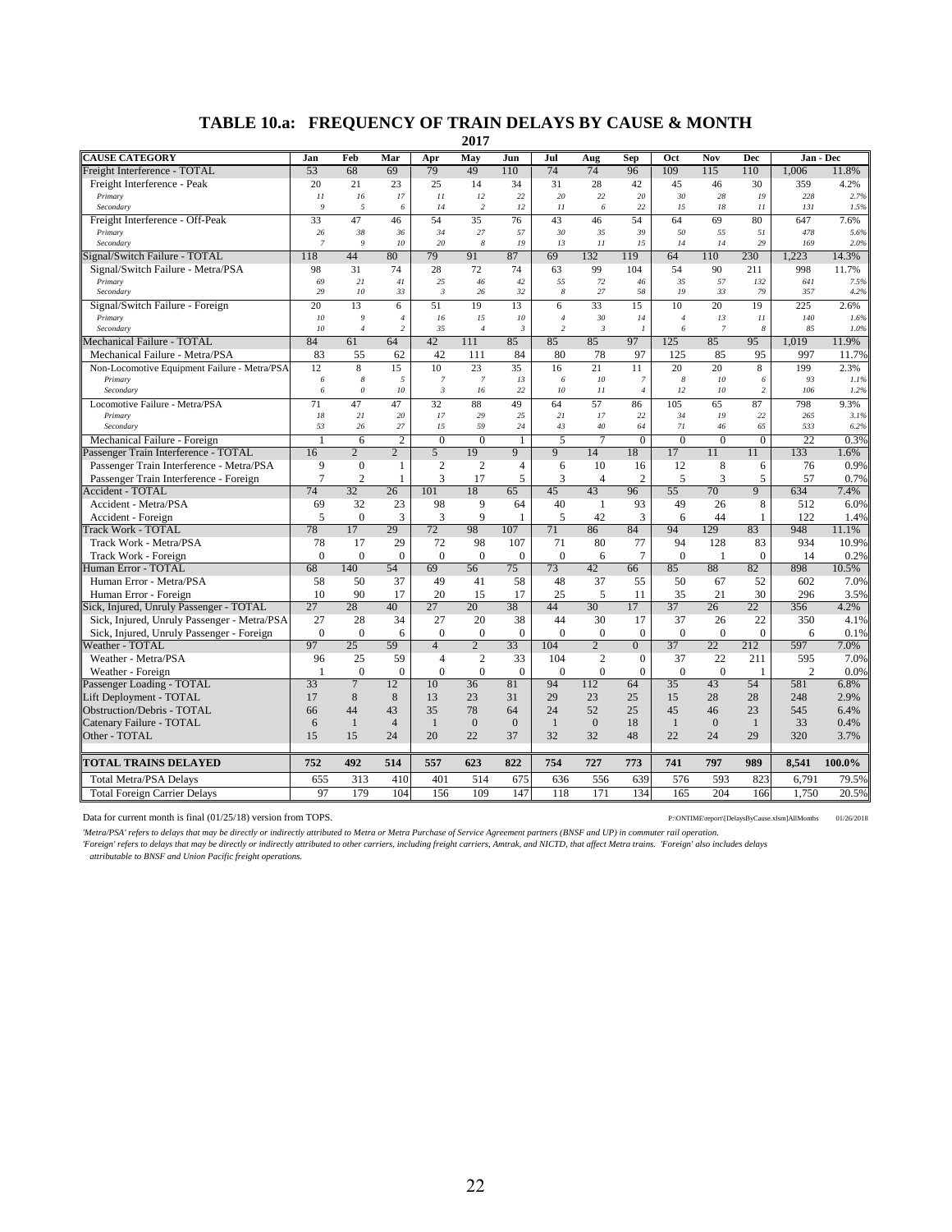## TABLE 10.a: FREQUENCY OF TRAIN DELAYS BY CAUSE & MONTH

**2017**

| CAUSE CATEGORY | Jan | Feb | Mar | Apr | May | Jun | Jul | Aug | Sep | Oct | Nov | Dec | Jan - Dec | |
|---|---|---|---|---|---|---|---|---|---|---|---|---|---|---|
| Freight Interference - TOTAL | 53 | 68 | 69 | 79 | 49 | 110 | 74 | 74 | 96 | 109 | 115 | 110 | 1,006 | 11.8% |
| Freight Interference - Peak | 20 | 21 | 23 | 25 | 14 | 34 | 31 | 28 | 42 | 45 | 46 | 30 | 359 | 4.2% |
| *Primary* | 11 | 16 | 17 | 11 | 12 | 22 | 20 | 22 | 20 | 30 | 28 | 19 | 228 | 2.7% |
| *Secondary* | 9 | 5 | 6 | 14 | 2 | 12 | 11 | 6 | 22 | 15 | 18 | 11 | 131 | 1.5% |
| Freight Interference - Off-Peak | 33 | 47 | 46 | 54 | 35 | 76 | 43 | 46 | 54 | 64 | 69 | 80 | 647 | 7.6% |
| *Primary* | 26 | 38 | 36 | 34 | 27 | 57 | 30 | 35 | 39 | 50 | 55 | 51 | 478 | 5.6% |
| *Secondary* | 7 | 9 | 10 | 20 | 8 | 19 | 13 | 11 | 15 | 14 | 14 | 29 | 169 | 2.0% |
| Signal/Switch Failure - TOTAL | 118 | 44 | 80 | 79 | 91 | 87 | 69 | 132 | 119 | 64 | 110 | 230 | 1,223 | 14.3% |
| Signal/Switch Failure - Metra/PSA | 98 | 31 | 74 | 28 | 72 | 74 | 63 | 99 | 104 | 54 | 90 | 211 | 998 | 11.7% |
| *Primary* | 69 | 21 | 41 | 25 | 46 | 42 | 55 | 72 | 46 | 35 | 57 | 132 | 641 | 7.5% |
| *Secondary* | 29 | 10 | 33 | 3 | 26 | 32 | 8 | 27 | 58 | 19 | 33 | 79 | 357 | 4.2% |
| Signal/Switch Failure - Foreign | 20 | 13 | 6 | 51 | 19 | 13 | 6 | 33 | 15 | 10 | 20 | 19 | 225 | 2.6% |
| *Primary* | 10 | 9 | 4 | 16 | 15 | 10 | 4 | 30 | 14 | 4 | 13 | 11 | 140 | 1.6% |
| *Secondary* | 10 | 4 | 2 | 35 | 4 | 3 | 2 | 3 | 1 | 6 | 7 | 8 | 85 | 1.0% |
| Mechanical Failure - TOTAL | 84 | 61 | 64 | 42 | 111 | 85 | 85 | 85 | 97 | 125 | 85 | 95 | 1,019 | 11.9% |
| Mechanical Failure - Metra/PSA | 83 | 55 | 62 | 42 | 111 | 84 | 80 | 78 | 97 | 125 | 85 | 95 | 997 | 11.7% |
| Non-Locomotive Equipment Failure - Metra/PSA | 12 | 8 | 15 | 10 | 23 | 35 | 16 | 21 | 11 | 20 | 20 | 8 | 199 | 2.3% |
| *Primary* | 6 | 8 | 5 | 7 | 7 | 13 | 6 | 10 | 7 | 8 | 10 | 6 | 93 | 1.1% |
| *Secondary* | 6 | 0 | 10 | 3 | 16 | 22 | 10 | 11 | 4 | 12 | 10 | 2 | 106 | 1.2% |
| Locomotive Failure - Metra/PSA | 71 | 47 | 47 | 32 | 88 | 49 | 64 | 57 | 86 | 105 | 65 | 87 | 798 | 9.3% |
| *Primary* | 18 | 21 | 20 | 17 | 29 | 25 | 21 | 17 | 22 | 34 | 19 | 22 | 265 | 3.1% |
| *Secondary* | 53 | 26 | 27 | 15 | 59 | 24 | 43 | 40 | 64 | 71 | 46 | 65 | 533 | 6.2% |
| Mechanical Failure - Foreign | 1 | 6 | 2 | 0 | 0 | 1 | 5 | 7 | 0 | 0 | 0 | 0 | 22 | 0.3% |
| Passenger Train Interference - TOTAL | 16 | 2 | 2 | 5 | 19 | 9 | 9 | 14 | 18 | 17 | 11 | 11 | 133 | 1.6% |
| Passenger Train Interference - Metra/PSA | 9 | 0 | 1 | 2 | 2 | 4 | 6 | 10 | 16 | 12 | 8 | 6 | 76 | 0.9% |
| Passenger Train Interference - Foreign | 7 | 2 | 1 | 3 | 17 | 5 | 3 | 4 | 2 | 5 | 3 | 5 | 57 | 0.7% |
| Accident - TOTAL | 74 | 32 | 26 | 101 | 18 | 65 | 45 | 43 | 96 | 55 | 70 | 9 | 634 | 7.4% |
| Accident - Metra/PSA | 69 | 32 | 23 | 98 | 9 | 64 | 40 | 1 | 93 | 49 | 26 | 8 | 512 | 6.0% |
| Accident - Foreign | 5 | 0 | 3 | 3 | 9 | 1 | 5 | 42 | 3 | 6 | 44 | 1 | 122 | 1.4% |
| Track Work - TOTAL | 78 | 17 | 29 | 72 | 98 | 107 | 71 | 86 | 84 | 94 | 129 | 83 | 948 | 11.1% |
| Track Work - Metra/PSA | 78 | 17 | 29 | 72 | 98 | 107 | 71 | 80 | 77 | 94 | 128 | 83 | 934 | 10.9% |
| Track Work - Foreign | 0 | 0 | 0 | 0 | 0 | 0 | 0 | 6 | 7 | 0 | 1 | 0 | 14 | 0.2% |
| Human Error - TOTAL | 68 | 140 | 54 | 69 | 56 | 75 | 73 | 42 | 66 | 85 | 88 | 82 | 898 | 10.5% |
| Human Error - Metra/PSA | 58 | 50 | 37 | 49 | 41 | 58 | 48 | 37 | 55 | 50 | 67 | 52 | 602 | 7.0% |
| Human Error - Foreign | 10 | 90 | 17 | 20 | 15 | 17 | 25 | 5 | 11 | 35 | 21 | 30 | 296 | 3.5% |
| Sick, Injured, Unruly Passenger - TOTAL | 27 | 28 | 40 | 27 | 20 | 38 | 44 | 30 | 17 | 37 | 26 | 22 | 356 | 4.2% |
| Sick, Injured, Unruly Passenger - Metra/PSA | 27 | 28 | 34 | 27 | 20 | 38 | 44 | 30 | 17 | 37 | 26 | 22 | 350 | 4.1% |
| Sick, Injured, Unruly Passenger - Foreign | 0 | 0 | 6 | 0 | 0 | 0 | 0 | 0 | 0 | 0 | 0 | 0 | 6 | 0.1% |
| Weather - TOTAL | 97 | 25 | 59 | 4 | 2 | 33 | 104 | 2 | 0 | 37 | 22 | 212 | 597 | 7.0% |
| Weather - Metra/PSA | 96 | 25 | 59 | 4 | 2 | 33 | 104 | 2 | 0 | 37 | 22 | 211 | 595 | 7.0% |
| Weather - Foreign | 1 | 0 | 0 | 0 | 0 | 0 | 0 | 0 | 0 | 0 | 0 | 1 | 2 | 0.0% |
| Passenger Loading - TOTAL | 33 | 7 | 12 | 10 | 36 | 81 | 94 | 112 | 64 | 35 | 43 | 54 | 581 | 6.8% |
| Lift Deployment - TOTAL | 17 | 8 | 8 | 13 | 23 | 31 | 29 | 23 | 25 | 15 | 28 | 28 | 248 | 2.9% |
| Obstruction/Debris - TOTAL | 66 | 44 | 43 | 35 | 78 | 64 | 24 | 52 | 25 | 45 | 46 | 23 | 545 | 6.4% |
| Catenary Failure - TOTAL | 6 | 1 | 4 | 1 | 0 | 0 | 1 | 0 | 18 | 1 | 0 | 1 | 33 | 0.4% |
| Other - TOTAL | 15 | 15 | 24 | 20 | 22 | 37 | 32 | 32 | 48 | 22 | 24 | 29 | 320 | 3.7% |
| **TOTAL TRAINS DELAYED** | **752** | **492** | **514** | **557** | **623** | **822** | **754** | **727** | **773** | **741** | **797** | **989** | **8,541** | **100.0%** |
| Total Metra/PSA Delays | 655 | 313 | 410 | 401 | 514 | 675 | 636 | 556 | 639 | 576 | 593 | 823 | 6,791 | 79.5% |
| Total Foreign Carrier Delays | 97 | 179 | 104 | 156 | 109 | 147 | 118 | 171 | 134 | 165 | 204 | 166 | 1,750 | 20.5% |

Data for current month is final (01/25/18) version from TOPS.

P:\ONTIME\report\[DelaysByCause.xlsm]AllMonths 01/26/2018

*'Metra/PSA' refers to delays that may be directly or indirectly attributed to Metra or Metra Purchase of Service Agreement partners (BNSF and UP) in commuter rail operation.*

*'Foreign' refers to delays that may be directly or indirectly attributed to other carriers, including freight carriers, Amtrak, and NICTD, that affect Metra trains. 'Foreign' also includes delays attributable to BNSF and Union Pacific freight operations.*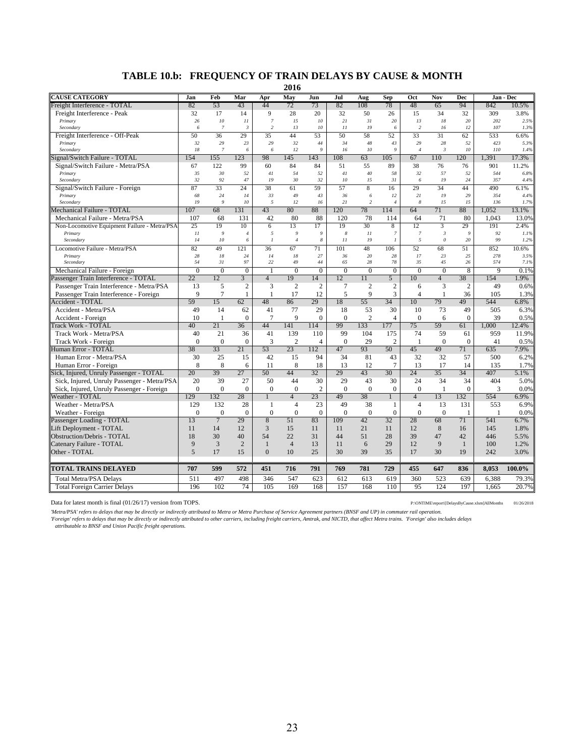# TABLE 10.b: FREQUENCY OF TRAIN DELAYS BY CAUSE & MONTH

**2016**

| CAUSE CATEGORY | Jan | Feb | Mar | Apr | May | Jun | Jul | Aug | Sep | Oct | Nov | Dec | Jan - Dec | |
|---|---|---|---|---|---|---|---|---|---|---|---|---|---|---|
| Freight Interference - TOTAL | 82 | 53 | 43 | 44 | 72 | 73 | 82 | 108 | 78 | 48 | 65 | 94 | 842 | 10.5% |
| Freight Interference - Peak | 32 | 17 | 14 | 9 | 28 | 20 | 32 | 50 | 26 | 15 | 34 | 32 | 309 | 3.8% |
| *Primary* | *26* | *10* | *11* | *7* | *15* | *10* | *21* | *31* | *20* | *13* | *18* | *20* | *202* | *2.5%* |
| *Secondary* | *6* | *7* | *3* | *2* | *13* | *10* | *11* | *19* | *6* | *2* | *16* | *12* | *107* | *1.3%* |
| Freight Interference - Off-Peak | 50 | 36 | 29 | 35 | 44 | 53 | 50 | 58 | 52 | 33 | 31 | 62 | 533 | 6.6% |
| *Primary* | *32* | *29* | *23* | *29* | *32* | *44* | *34* | *48* | *43* | *29* | *28* | *52* | *423* | *5.3%* |
| *Secondary* | *18* | *7* | *6* | *6* | *12* | *9* | *16* | *10* | *9* | *4* | *3* | *10* | *110* | *1.4%* |
| Signal/Switch Failure - TOTAL | 154 | 155 | 123 | 98 | 145 | 143 | 108 | 63 | 105 | 67 | 110 | 120 | 1,391 | 17.3% |
| Signal/Switch Failure - Metra/PSA | 67 | 122 | 99 | 60 | 84 | 84 | 51 | 55 | 89 | 38 | 76 | 76 | 901 | 11.2% |
| *Primary* | *35* | *30* | *52* | *41* | *54* | *52* | *41* | *40* | *58* | *32* | *57* | *52* | *544* | *6.8%* |
| *Secondary* | *32* | *92* | *47* | *19* | *30* | *32* | *10* | *15* | *31* | *6* | *19* | *24* | *357* | *4.4%* |
| Signal/Switch Failure - Foreign | 87 | 33 | 24 | 38 | 61 | 59 | 57 | 8 | 16 | 29 | 34 | 44 | 490 | 6.1% |
| *Primary* | *68* | *24* | *14* | *33* | *49* | *43* | *36* | *6* | *12* | *21* | *19* | *29* | *354* | *4.4%* |
| *Secondary* | *19* | *9* | *10* | *5* | *12* | *16* | *21* | *2* | *4* | *8* | *15* | *15* | *136* | *1.7%* |
| Mechanical Failure - TOTAL | 107 | 68 | 131 | 43 | 80 | 88 | 120 | 78 | 114 | 64 | 71 | 88 | 1,052 | 13.1% |
| Mechanical Failure - Metra/PSA | 107 | 68 | 131 | 42 | 80 | 88 | 120 | 78 | 114 | 64 | 71 | 80 | 1,043 | 13.0% |
| Non-Locomotive Equipment Failure - Metra/PSA | 25 | 19 | 10 | 6 | 13 | 17 | 19 | 30 | 8 | 12 | 3 | 29 | 191 | 2.4% |
| *Primary* | *11* | *9* | *4* | *5* | *9* | *9* | *8* | *11* | *7* | *7* | *3* | *9* | *92* | *1.1%* |
| *Secondary* | *14* | *10* | *6* | *1* | *4* | *8* | *11* | *19* | *1* | *5* | *0* | *20* | *99* | *1.2%* |
| Locomotive Failure - Metra/PSA | 82 | 49 | 121 | 36 | 67 | 71 | 101 | 48 | 106 | 52 | 68 | 51 | 852 | 10.6% |
| *Primary* | *28* | *18* | *24* | *14* | *18* | *27* | *36* | *20* | *28* | *17* | *23* | *25* | *278* | *3.5%* |
| *Secondary* | *54* | *31* | *97* | *22* | *49* | *44* | *65* | *28* | *78* | *35* | *45* | *26* | *574* | *7.1%* |
| Mechanical Failure - Foreign | 0 | 0 | 0 | 1 | 0 | 0 | 0 | 0 | 0 | 0 | 0 | 8 | 9 | 0.1% |
| Passenger Train Interference - TOTAL | 22 | 12 | 3 | 4 | 19 | 14 | 12 | 11 | 5 | 10 | 4 | 38 | 154 | 1.9% |
| Passenger Train Interference - Metra/PSA | 13 | 5 | 2 | 3 | 2 | 2 | 7 | 2 | 2 | 6 | 3 | 2 | 49 | 0.6% |
| Passenger Train Interference - Foreign | 9 | 7 | 1 | 1 | 17 | 12 | 5 | 9 | 3 | 4 | 1 | 36 | 105 | 1.3% |
| Accident - TOTAL | 59 | 15 | 62 | 48 | 86 | 29 | 18 | 55 | 34 | 10 | 79 | 49 | 544 | 6.8% |
| Accident - Metra/PSA | 49 | 14 | 62 | 41 | 77 | 29 | 18 | 53 | 30 | 10 | 73 | 49 | 505 | 6.3% |
| Accident - Foreign | 10 | 1 | 0 | 7 | 9 | 0 | 0 | 2 | 4 | 0 | 6 | 0 | 39 | 0.5% |
| Track Work - TOTAL | 40 | 21 | 36 | 44 | 141 | 114 | 99 | 133 | 177 | 75 | 59 | 61 | 1,000 | 12.4% |
| Track Work - Metra/PSA | 40 | 21 | 36 | 41 | 139 | 110 | 99 | 104 | 175 | 74 | 59 | 61 | 959 | 11.9% |
| Track Work - Foreign | 0 | 0 | 0 | 3 | 2 | 4 | 0 | 29 | 2 | 1 | 0 | 0 | 41 | 0.5% |
| Human Error - TOTAL | 38 | 33 | 21 | 53 | 23 | 112 | 47 | 93 | 50 | 45 | 49 | 71 | 635 | 7.9% |
| Human Error - Metra/PSA | 30 | 25 | 15 | 42 | 15 | 94 | 34 | 81 | 43 | 32 | 32 | 57 | 500 | 6.2% |
| Human Error - Foreign | 8 | 8 | 6 | 11 | 8 | 18 | 13 | 12 | 7 | 13 | 17 | 14 | 135 | 1.7% |
| Sick, Injured, Unruly Passenger - TOTAL | 20 | 39 | 27 | 50 | 44 | 32 | 29 | 43 | 30 | 24 | 35 | 34 | 407 | 5.1% |
| Sick, Injured, Unruly Passenger - Metra/PSA | 20 | 39 | 27 | 50 | 44 | 30 | 29 | 43 | 30 | 24 | 34 | 34 | 404 | 5.0% |
| Sick, Injured, Unruly Passenger - Foreign | 0 | 0 | 0 | 0 | 0 | 2 | 0 | 0 | 0 | 0 | 1 | 0 | 3 | 0.0% |
| Weather - TOTAL | 129 | 132 | 28 | 1 | 4 | 23 | 49 | 38 | 1 | 4 | 13 | 132 | 554 | 6.9% |
| Weather - Metra/PSA | 129 | 132 | 28 | 1 | 4 | 23 | 49 | 38 | 1 | 4 | 13 | 131 | 553 | 6.9% |
| Weather - Foreign | 0 | 0 | 0 | 0 | 0 | 0 | 0 | 0 | 0 | 0 | 0 | 1 | 1 | 0.0% |
| Passenger Loading - TOTAL | 13 | 7 | 29 | 8 | 51 | 83 | 109 | 42 | 32 | 28 | 68 | 71 | 541 | 6.7% |
| Lift Deployment - TOTAL | 11 | 14 | 12 | 3 | 15 | 11 | 11 | 21 | 11 | 12 | 8 | 16 | 145 | 1.8% |
| Obstruction/Debris - TOTAL | 18 | 30 | 40 | 54 | 22 | 31 | 44 | 51 | 28 | 39 | 47 | 42 | 446 | 5.5% |
| Catenary Failure - TOTAL | 9 | 3 | 2 | 1 | 4 | 13 | 11 | 6 | 29 | 12 | 9 | 1 | 100 | 1.2% |
| Other - TOTAL | 5 | 17 | 15 | 0 | 10 | 25 | 30 | 39 | 35 | 17 | 30 | 19 | 242 | 3.0% |
| **TOTAL TRAINS DELAYED** | **707** | **599** | **572** | **451** | **716** | **791** | **769** | **781** | **729** | **455** | **647** | **836** | **8,053** | **100.0%** |
| Total Metra/PSA Delays | 511 | 497 | 498 | 346 | 547 | 623 | 612 | 613 | 619 | 360 | 523 | 639 | 6,388 | 79.3% |
| Total Foreign Carrier Delays | 196 | 102 | 74 | 105 | 169 | 168 | 157 | 168 | 110 | 95 | 124 | 197 | 1,665 | 20.7% |

Data for latest month is final (01/26/17) version from TOPS.

P:\ONTIME\report\[DelaysByCause.xlsm]AllMonths 01/26/2018

*'Metra/PSA' refers to delays that may be directly or indirectly attributed to Metra or Metra Purchase of Service Agreement partners (BNSF and UP) in commuter rail operation.*

*'Foreign' refers to delays that may be directly or indirectly attributed to other carriers, including freight carriers, Amtrak, and NICTD, that affect Metra trains. 'Foreign' also includes delays attributable to BNSF and Union Pacific freight operations.*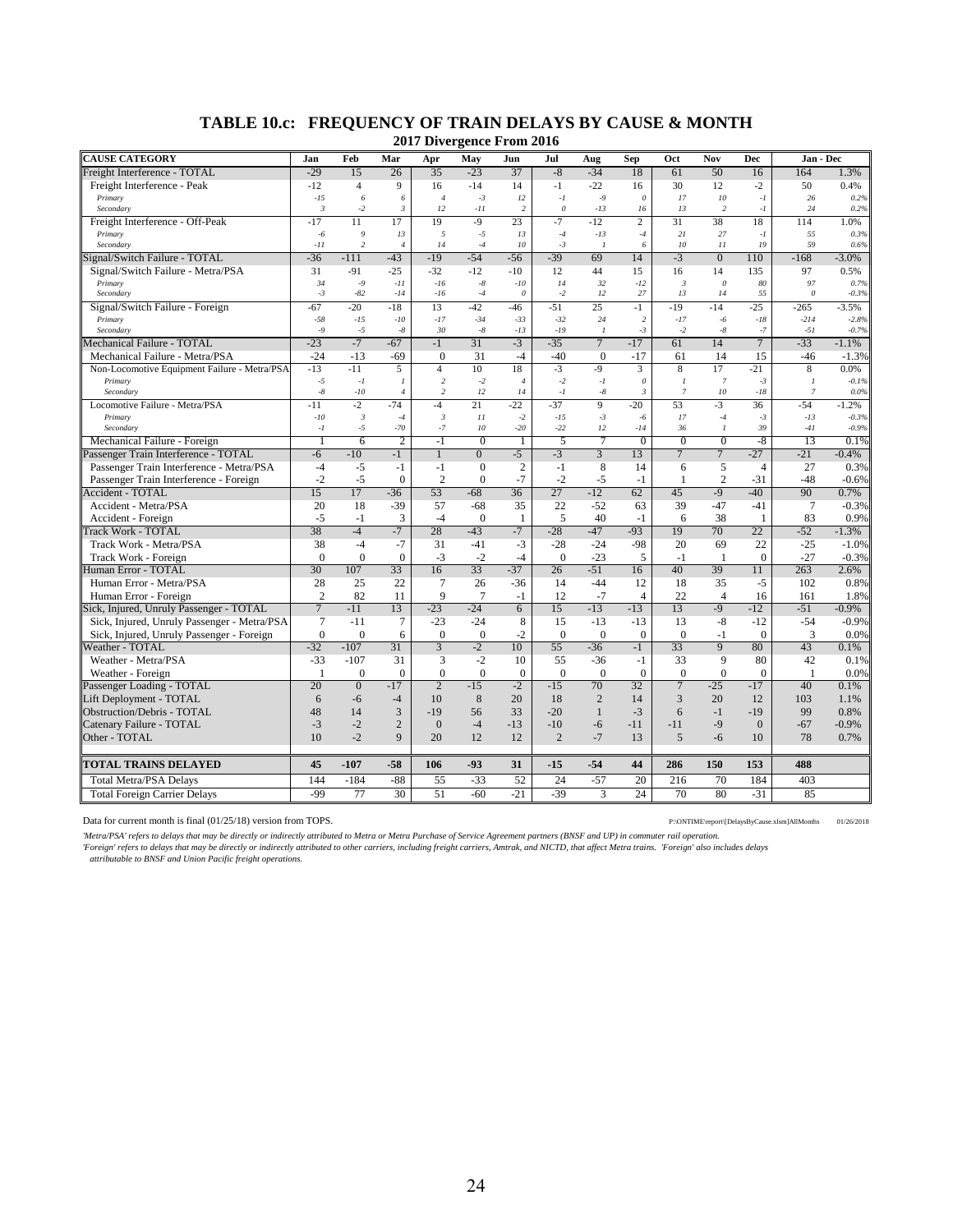# TABLE 10.c: FREQUENCY OF TRAIN DELAYS BY CAUSE & MONTH

**2017 Divergence From 2016**

| CAUSE CATEGORY | Jan | Feb | Mar | Apr | May | Jun | Jul | Aug | Sep | Oct | Nov | Dec | Jan - Dec | |
|---|---|---|---|---|---|---|---|---|---|---|---|---|---|---|
| Freight Interference - TOTAL | -29 | 15 | 26 | 35 | -23 | 37 | -8 | -34 | 18 | 61 | 50 | 16 | 164 | 1.3% |
| Freight Interference - Peak | -12 | 4 | 9 | 16 | -14 | 14 | -1 | -22 | 16 | 30 | 12 | -2 | 50 | 0.4% |
| *Primary* | *-15* | *6* | *6* | *4* | *-3* | *12* | *-1* | *-9* | *0* | *17* | *10* | *-1* | *26* | *0.2%* |
| *Secondary* | *3* | *-2* | *3* | *12* | *-11* | *2* | *0* | *-13* | *16* | *13* | *2* | *-1* | *24* | *0.2%* |
| Freight Interference - Off-Peak | -17 | 11 | 17 | 19 | -9 | 23 | -7 | -12 | 2 | 31 | 38 | 18 | 114 | 1.0% |
| *Primary* | *-6* | *9* | *13* | *5* | *-5* | *13* | *-4* | *-13* | *-4* | *21* | *27* | *-1* | *55* | *0.3%* |
| *Secondary* | *-11* | *2* | *4* | *14* | *-4* | *10* | *-3* | *1* | *6* | *10* | *11* | *19* | *59* | *0.6%* |
| Signal/Switch Failure - TOTAL | -36 | -111 | -43 | -19 | -54 | -56 | -39 | 69 | 14 | -3 | 0 | 110 | -168 | -3.0% |
| Signal/Switch Failure - Metra/PSA | 31 | -91 | -25 | -32 | -12 | -10 | 12 | 44 | 15 | 16 | 14 | 135 | 97 | 0.5% |
| *Primary* | *34* | *-9* | *-11* | *-16* | *-8* | *-10* | *14* | *32* | *-12* | *3* | *0* | *80* | *97* | *0.7%* |
| *Secondary* | *-3* | *-82* | *-14* | *-16* | *-4* | *0* | *-2* | *12* | *27* | *13* | *14* | *55* | *0* | *-0.3%* |
| Signal/Switch Failure - Foreign | -67 | -20 | -18 | 13 | -42 | -46 | -51 | 25 | -1 | -19 | -14 | -25 | -265 | -3.5% |
| *Primary* | *-58* | *-15* | *-10* | *-17* | *-34* | *-33* | *-32* | *24* | *2* | *-17* | *-6* | *-18* | *-214* | *-2.8%* |
| *Secondary* | *-9* | *-5* | *-8* | *30* | *-8* | *-13* | *-19* | *1* | *-3* | *-2* | *-8* | *-7* | *-51* | *-0.7%* |
| Mechanical Failure - TOTAL | -23 | -7 | -67 | -1 | 31 | -3 | -35 | 7 | -17 | 61 | 14 | 7 | -33 | -1.1% |
| Mechanical Failure - Metra/PSA | -24 | -13 | -69 | 0 | 31 | -4 | -40 | 0 | -17 | 61 | 14 | 15 | -46 | -1.3% |
| Non-Locomotive Equipment Failure - Metra/PSA | -13 | -11 | 5 | 4 | 10 | 18 | -3 | -9 | 3 | 8 | 17 | -21 | 8 | 0.0% |
| *Primary* | *-5* | *-1* | *1* | *2* | *-2* | *4* | *-2* | *-1* | *0* | *1* | *7* | *-3* | *1* | *-0.1%* |
| *Secondary* | *-8* | *-10* | *4* | *2* | *12* | *14* | *-1* | *-8* | *3* | *7* | *10* | *-18* | *7* | *0.0%* |
| Locomotive Failure - Metra/PSA | -11 | -2 | -74 | -4 | 21 | -22 | -37 | 9 | -20 | 53 | -3 | 36 | -54 | -1.2% |
| *Primary* | *-10* | *3* | *-4* | *3* | *11* | *-2* | *-15* | *-3* | *-6* | *17* | *-4* | *-3* | *-13* | *-0.3%* |
| *Secondary* | *-1* | *-5* | *-70* | *-7* | *10* | *-20* | *-22* | *12* | *-14* | *36* | *1* | *39* | *-41* | *-0.9%* |
| Mechanical Failure - Foreign | 1 | 6 | 2 | -1 | 0 | 1 | 5 | 7 | 0 | 0 | 0 | -8 | 13 | 0.1% |
| Passenger Train Interference - TOTAL | -6 | -10 | -1 | 1 | 0 | -5 | -3 | 3 | 13 | 7 | 7 | -27 | -21 | -0.4% |
| Passenger Train Interference - Metra/PSA | -4 | -5 | -1 | -1 | 0 | 2 | -1 | 8 | 14 | 6 | 5 | 4 | 27 | 0.3% |
| Passenger Train Interference - Foreign | -2 | -5 | 0 | 2 | 0 | -7 | -2 | -5 | -1 | 1 | 2 | -31 | -48 | -0.6% |
| Accident - TOTAL | 15 | 17 | -36 | 53 | -68 | 36 | 27 | -12 | 62 | 45 | -9 | -40 | 90 | 0.7% |
| Accident - Metra/PSA | 20 | 18 | -39 | 57 | -68 | 35 | 22 | -52 | 63 | 39 | -47 | -41 | 7 | -0.3% |
| Accident - Foreign | -5 | -1 | 3 | -4 | 0 | 1 | 5 | 40 | -1 | 6 | 38 | 1 | 83 | 0.9% |
| Track Work - TOTAL | 38 | -4 | -7 | 28 | -43 | -7 | -28 | -47 | -93 | 19 | 70 | 22 | -52 | -1.3% |
| Track Work - Metra/PSA | 38 | -4 | -7 | 31 | -41 | -3 | -28 | -24 | -98 | 20 | 69 | 22 | -25 | -1.0% |
| Track Work - Foreign | 0 | 0 | 0 | -3 | -2 | -4 | 0 | -23 | 5 | -1 | 1 | 0 | -27 | -0.3% |
| Human Error - TOTAL | 30 | 107 | 33 | 16 | 33 | -37 | 26 | -51 | 16 | 40 | 39 | 11 | 263 | 2.6% |
| Human Error - Metra/PSA | 28 | 25 | 22 | 7 | 26 | -36 | 14 | -44 | 12 | 18 | 35 | -5 | 102 | 0.8% |
| Human Error - Foreign | 2 | 82 | 11 | 9 | 7 | -1 | 12 | -7 | 4 | 22 | 4 | 16 | 161 | 1.8% |
| Sick, Injured, Unruly Passenger - TOTAL | 7 | -11 | 13 | -23 | -24 | 6 | 15 | -13 | -13 | 13 | -9 | -12 | -51 | -0.9% |
| Sick, Injured, Unruly Passenger - Metra/PSA | 7 | -11 | 7 | -23 | -24 | 8 | 15 | -13 | -13 | 13 | -8 | -12 | -54 | -0.9% |
| Sick, Injured, Unruly Passenger - Foreign | 0 | 0 | 6 | 0 | 0 | -2 | 0 | 0 | 0 | 0 | -1 | 0 | 3 | 0.0% |
| Weather - TOTAL | -32 | -107 | 31 | 3 | -2 | 10 | 55 | -36 | -1 | 33 | 9 | 80 | 43 | 0.1% |
| Weather - Metra/PSA | -33 | -107 | 31 | 3 | -2 | 10 | 55 | -36 | -1 | 33 | 9 | 80 | 42 | 0.1% |
| Weather - Foreign | 1 | 0 | 0 | 0 | 0 | 0 | 0 | 0 | 0 | 0 | 0 | 0 | 1 | 0.0% |
| Passenger Loading - TOTAL | 20 | 0 | -17 | 2 | -15 | -2 | -15 | 70 | 32 | 7 | -25 | -17 | 40 | 0.1% |
| Lift Deployment - TOTAL | 6 | -6 | -4 | 10 | 8 | 20 | 18 | 2 | 14 | 3 | 20 | 12 | 103 | 1.1% |
| Obstruction/Debris - TOTAL | 48 | 14 | 3 | -19 | 56 | 33 | -20 | 1 | -3 | 6 | -1 | -19 | 99 | 0.8% |
| Catenary Failure - TOTAL | -3 | -2 | 2 | 0 | -4 | -13 | -10 | -6 | -11 | -11 | -9 | 0 | -67 | -0.9% |
| Other - TOTAL | 10 | -2 | 9 | 20 | 12 | 12 | 2 | -7 | 13 | 5 | -6 | 10 | 78 | 0.7% |
| **TOTAL TRAINS DELAYED** | **45** | **-107** | **-58** | **106** | **-93** | **31** | **-15** | **-54** | **44** | **286** | **150** | **153** | **488** | |
| Total Metra/PSA Delays | 144 | -184 | -88 | 55 | -33 | 52 | 24 | -57 | 20 | 216 | 70 | 184 | 403 | |
| Total Foreign Carrier Delays | -99 | 77 | 30 | 51 | -60 | -21 | -39 | 3 | 24 | 70 | 80 | -31 | 85 | |

Data for current month is final (01/25/18) version from TOPS. P:\ONTIME\report\[DelaysByCause.xlsm]AllMonths 01/26/2018

*'Metra/PSA' refers to delays that may be directly or indirectly attributed to Metra or Metra Purchase of Service Agreement partners (BNSF and UP) in commuter rail operation.*
*'Foreign' refers to delays that may be directly or indirectly attributed to other carriers, including freight carriers, Amtrak, and NICTD, that affect Metra trains. 'Foreign' also includes delays attributable to BNSF and Union Pacific freight operations.*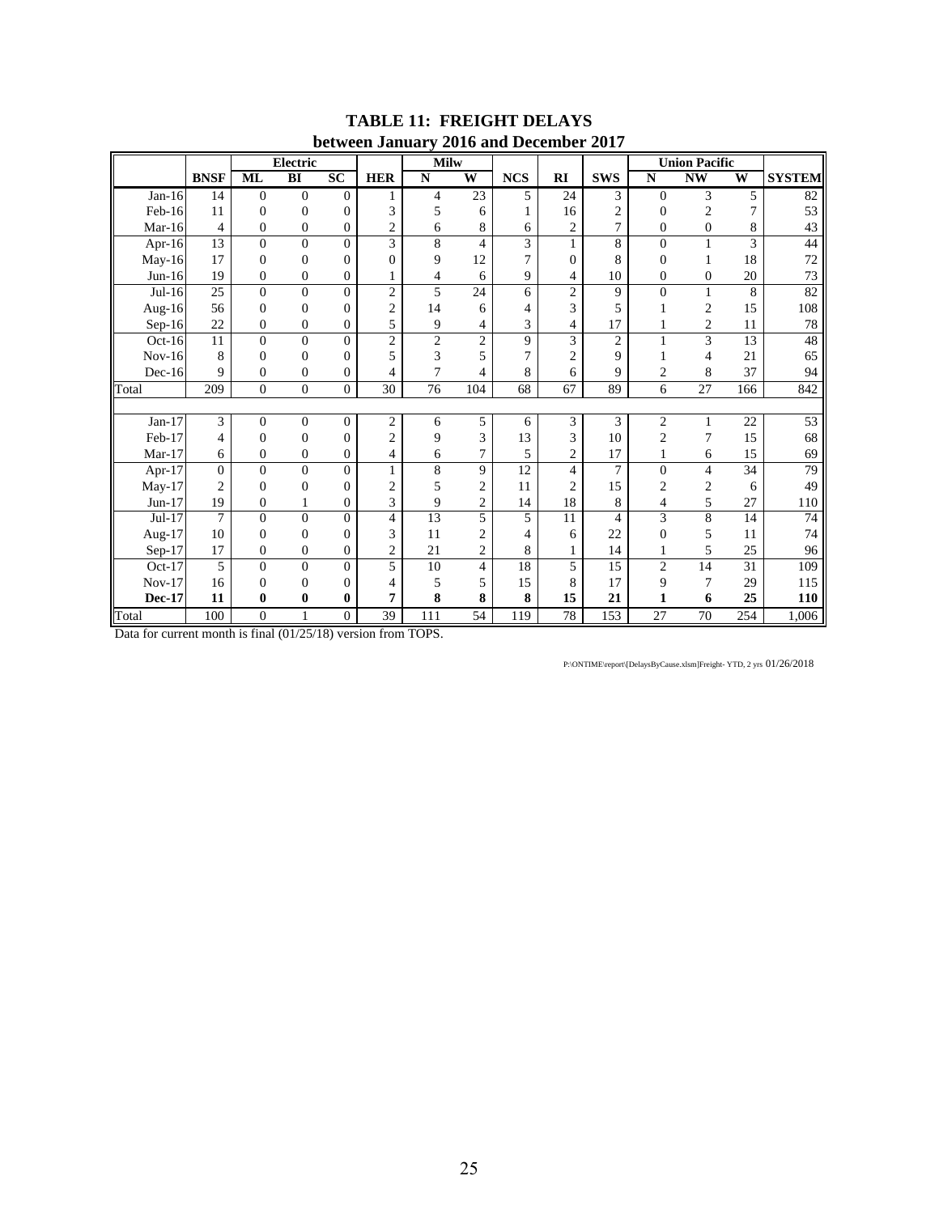# TABLE 11: FREIGHT DELAYS
## between January 2016 and December 2017

| | | Electric | | | | Milw | | | | | Union Pacific | | | |
|---|---|---|---|---|---|---|---|---|---|---|---|---|---|---|
| | **BNSF** | **ML** | **BI** | **SC** | **HER** | **N** | **W** | **NCS** | **RI** | **SWS** | **N** | **NW** | **W** | **SYSTEM** |
| Jan-16 | 14 | 0 | 0 | 0 | 1 | 4 | 23 | 5 | 24 | 3 | 0 | 3 | 5 | 82 |
| Feb-16 | 11 | 0 | 0 | 0 | 3 | 5 | 6 | 1 | 16 | 2 | 0 | 2 | 7 | 53 |
| Mar-16 | 4 | 0 | 0 | 0 | 2 | 6 | 8 | 6 | 2 | 7 | 0 | 0 | 8 | 43 |
| Apr-16 | 13 | 0 | 0 | 0 | 3 | 8 | 4 | 3 | 1 | 8 | 0 | 1 | 3 | 44 |
| May-16 | 17 | 0 | 0 | 0 | 0 | 9 | 12 | 7 | 0 | 8 | 0 | 1 | 18 | 72 |
| Jun-16 | 19 | 0 | 0 | 0 | 1 | 4 | 6 | 9 | 4 | 10 | 0 | 0 | 20 | 73 |
| Jul-16 | 25 | 0 | 0 | 0 | 2 | 5 | 24 | 6 | 2 | 9 | 0 | 1 | 8 | 82 |
| Aug-16 | 56 | 0 | 0 | 0 | 2 | 14 | 6 | 4 | 3 | 5 | 1 | 2 | 15 | 108 |
| Sep-16 | 22 | 0 | 0 | 0 | 5 | 9 | 4 | 3 | 4 | 17 | 1 | 2 | 11 | 78 |
| Oct-16 | 11 | 0 | 0 | 0 | 2 | 2 | 2 | 9 | 3 | 2 | 1 | 3 | 13 | 48 |
| Nov-16 | 8 | 0 | 0 | 0 | 5 | 3 | 5 | 7 | 2 | 9 | 1 | 4 | 21 | 65 |
| Dec-16 | 9 | 0 | 0 | 0 | 4 | 7 | 4 | 8 | 6 | 9 | 2 | 8 | 37 | 94 |
| Total | 209 | 0 | 0 | 0 | 30 | 76 | 104 | 68 | 67 | 89 | 6 | 27 | 166 | 842 |
| | | | | | | | | | | | | | | |
| Jan-17 | 3 | 0 | 0 | 0 | 2 | 6 | 5 | 6 | 3 | 3 | 2 | 1 | 22 | 53 |
| Feb-17 | 4 | 0 | 0 | 0 | 2 | 9 | 3 | 13 | 3 | 10 | 2 | 7 | 15 | 68 |
| Mar-17 | 6 | 0 | 0 | 0 | 4 | 6 | 7 | 5 | 2 | 17 | 1 | 6 | 15 | 69 |
| Apr-17 | 0 | 0 | 0 | 0 | 1 | 8 | 9 | 12 | 4 | 7 | 0 | 4 | 34 | 79 |
| May-17 | 2 | 0 | 0 | 0 | 2 | 5 | 2 | 11 | 2 | 15 | 2 | 2 | 6 | 49 |
| Jun-17 | 19 | 0 | 1 | 0 | 3 | 9 | 2 | 14 | 18 | 8 | 4 | 5 | 27 | 110 |
| Jul-17 | 7 | 0 | 0 | 0 | 4 | 13 | 5 | 5 | 11 | 4 | 3 | 8 | 14 | 74 |
| Aug-17 | 10 | 0 | 0 | 0 | 3 | 11 | 2 | 4 | 6 | 22 | 0 | 5 | 11 | 74 |
| Sep-17 | 17 | 0 | 0 | 0 | 2 | 21 | 2 | 8 | 1 | 14 | 1 | 5 | 25 | 96 |
| Oct-17 | 5 | 0 | 0 | 0 | 5 | 10 | 4 | 18 | 5 | 15 | 2 | 14 | 31 | 109 |
| Nov-17 | 16 | 0 | 0 | 0 | 4 | 5 | 5 | 15 | 8 | 17 | 9 | 7 | 29 | 115 |
| **Dec-17** | **11** | **0** | **0** | **0** | **7** | **8** | **8** | **8** | **15** | **21** | **1** | **6** | **25** | **110** |
| Total | 100 | 0 | 1 | 0 | 39 | 111 | 54 | 119 | 78 | 153 | 27 | 70 | 254 | 1,006 |

Data for current month is final (01/25/18) version from TOPS.

P:\ONTIME\report\[DelaysByCause.xlsm]Freight- YTD, 2 yrs 01/26/2018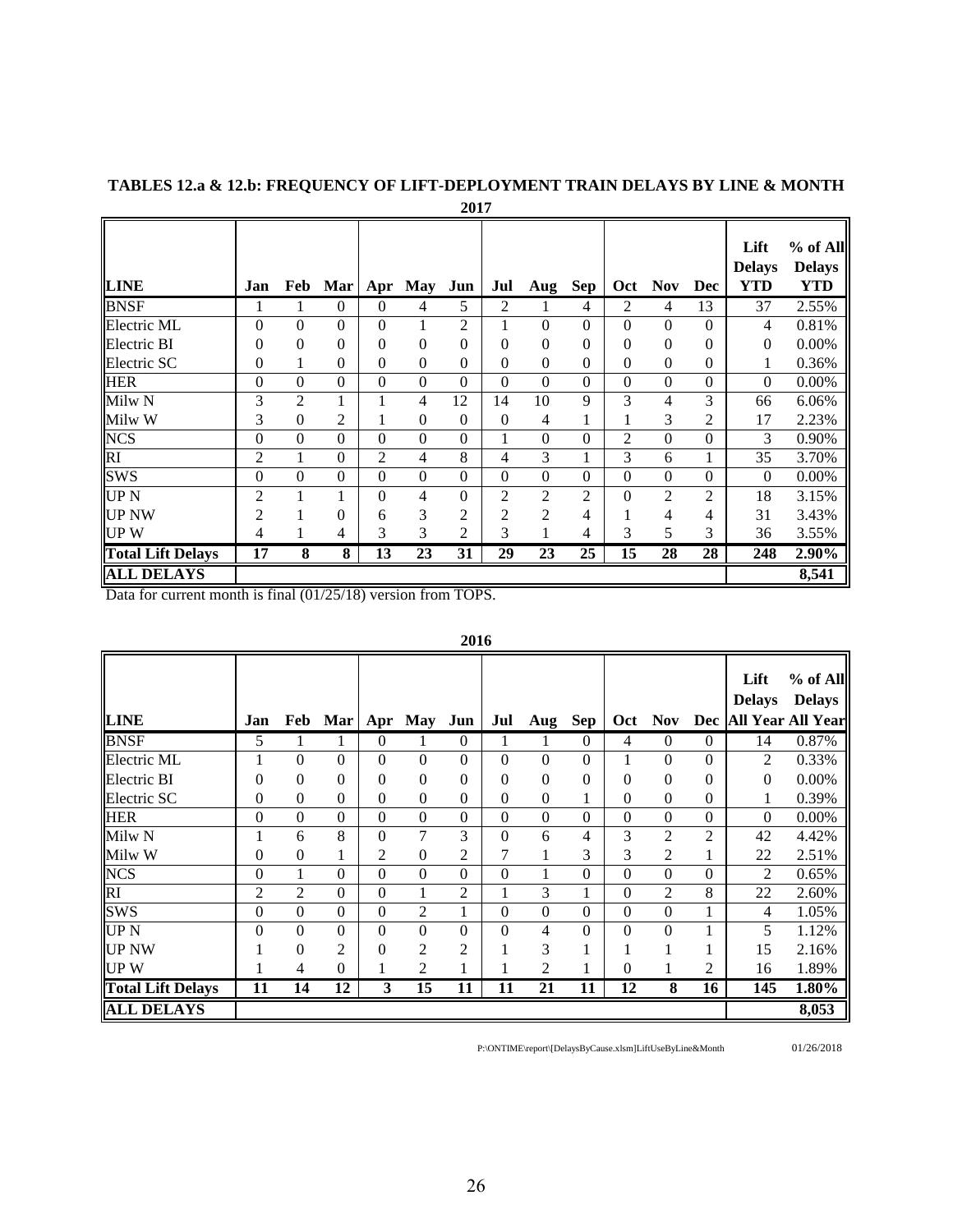## TABLES 12.a & 12.b: FREQUENCY OF LIFT-DEPLOYMENT TRAIN DELAYS BY LINE & MONTH

**2017**

| LINE | Jan | Feb | Mar | Apr | May | Jun | Jul | Aug | Sep | Oct | Nov | Dec | Lift Delays YTD | % of All Delays YTD |
|---|---|---|---|---|---|---|---|---|---|---|---|---|---|---|
| BNSF | 1 | 1 | 0 | 0 | 4 | 5 | 2 | 1 | 4 | 2 | 4 | 13 | 37 | 2.55% |
| Electric ML | 0 | 0 | 0 | 0 | 1 | 2 | 1 | 0 | 0 | 0 | 0 | 0 | 4 | 0.81% |
| Electric BI | 0 | 0 | 0 | 0 | 0 | 0 | 0 | 0 | 0 | 0 | 0 | 0 | 0 | 0.00% |
| Electric SC | 0 | 1 | 0 | 0 | 0 | 0 | 0 | 0 | 0 | 0 | 0 | 0 | 1 | 0.36% |
| HER | 0 | 0 | 0 | 0 | 0 | 0 | 0 | 0 | 0 | 0 | 0 | 0 | 0 | 0.00% |
| Milw N | 3 | 2 | 1 | 1 | 4 | 12 | 14 | 10 | 9 | 3 | 4 | 3 | 66 | 6.06% |
| Milw W | 3 | 0 | 2 | 1 | 0 | 0 | 0 | 4 | 1 | 1 | 3 | 2 | 17 | 2.23% |
| NCS | 0 | 0 | 0 | 0 | 0 | 0 | 1 | 0 | 0 | 2 | 0 | 0 | 3 | 0.90% |
| RI | 2 | 1 | 0 | 2 | 4 | 8 | 4 | 3 | 1 | 3 | 6 | 1 | 35 | 3.70% |
| SWS | 0 | 0 | 0 | 0 | 0 | 0 | 0 | 0 | 0 | 0 | 0 | 0 | 0 | 0.00% |
| UP N | 2 | 1 | 1 | 0 | 4 | 0 | 2 | 2 | 2 | 0 | 2 | 2 | 18 | 3.15% |
| UP NW | 2 | 1 | 0 | 6 | 3 | 2 | 2 | 2 | 4 | 1 | 4 | 4 | 31 | 3.43% |
| UP W | 4 | 1 | 4 | 3 | 3 | 2 | 3 | 1 | 4 | 3 | 5 | 3 | 36 | 3.55% |
| **Total Lift Delays** | **17** | **8** | **8** | **13** | **23** | **31** | **29** | **23** | **25** | **15** | **28** | **28** | **248** | **2.90%** |
| **ALL DELAYS** | | | | | | | | | | | | | | **8,541** |

Data for current month is final (01/25/18) version from TOPS.

**2016**

| LINE | Jan | Feb | Mar | Apr | May | Jun | Jul | Aug | Sep | Oct | Nov | Dec | Lift Delays All Year | % of All Delays All Year |
|---|---|---|---|---|---|---|---|---|---|---|---|---|---|---|
| BNSF | 5 | 1 | 1 | 0 | 1 | 0 | 1 | 1 | 0 | 4 | 0 | 0 | 14 | 0.87% |
| Electric ML | 1 | 0 | 0 | 0 | 0 | 0 | 0 | 0 | 0 | 1 | 0 | 0 | 2 | 0.33% |
| Electric BI | 0 | 0 | 0 | 0 | 0 | 0 | 0 | 0 | 0 | 0 | 0 | 0 | 0 | 0.00% |
| Electric SC | 0 | 0 | 0 | 0 | 0 | 0 | 0 | 0 | 1 | 0 | 0 | 0 | 1 | 0.39% |
| HER | 0 | 0 | 0 | 0 | 0 | 0 | 0 | 0 | 0 | 0 | 0 | 0 | 0 | 0.00% |
| Milw N | 1 | 6 | 8 | 0 | 7 | 3 | 0 | 6 | 4 | 3 | 2 | 2 | 42 | 4.42% |
| Milw W | 0 | 0 | 1 | 2 | 0 | 2 | 7 | 1 | 3 | 3 | 2 | 1 | 22 | 2.51% |
| NCS | 0 | 1 | 0 | 0 | 0 | 0 | 0 | 1 | 0 | 0 | 0 | 0 | 2 | 0.65% |
| RI | 2 | 2 | 0 | 0 | 1 | 2 | 1 | 3 | 1 | 0 | 2 | 8 | 22 | 2.60% |
| SWS | 0 | 0 | 0 | 0 | 2 | 1 | 0 | 0 | 0 | 0 | 0 | 1 | 4 | 1.05% |
| UP N | 0 | 0 | 0 | 0 | 0 | 0 | 0 | 4 | 0 | 0 | 0 | 1 | 5 | 1.12% |
| UP NW | 1 | 0 | 2 | 0 | 2 | 2 | 1 | 3 | 1 | 1 | 1 | 1 | 15 | 2.16% |
| UP W | 1 | 4 | 0 | 1 | 2 | 1 | 1 | 2 | 1 | 0 | 1 | 2 | 16 | 1.89% |
| **Total Lift Delays** | **11** | **14** | **12** | **3** | **15** | **11** | **11** | **21** | **11** | **12** | **8** | **16** | **145** | **1.80%** |
| **ALL DELAYS** | | | | | | | | | | | | | | **8,053** |

P:\ONTIME\report\[DelaysByCause.xlsm]LiftUseByLine&Month 01/26/2018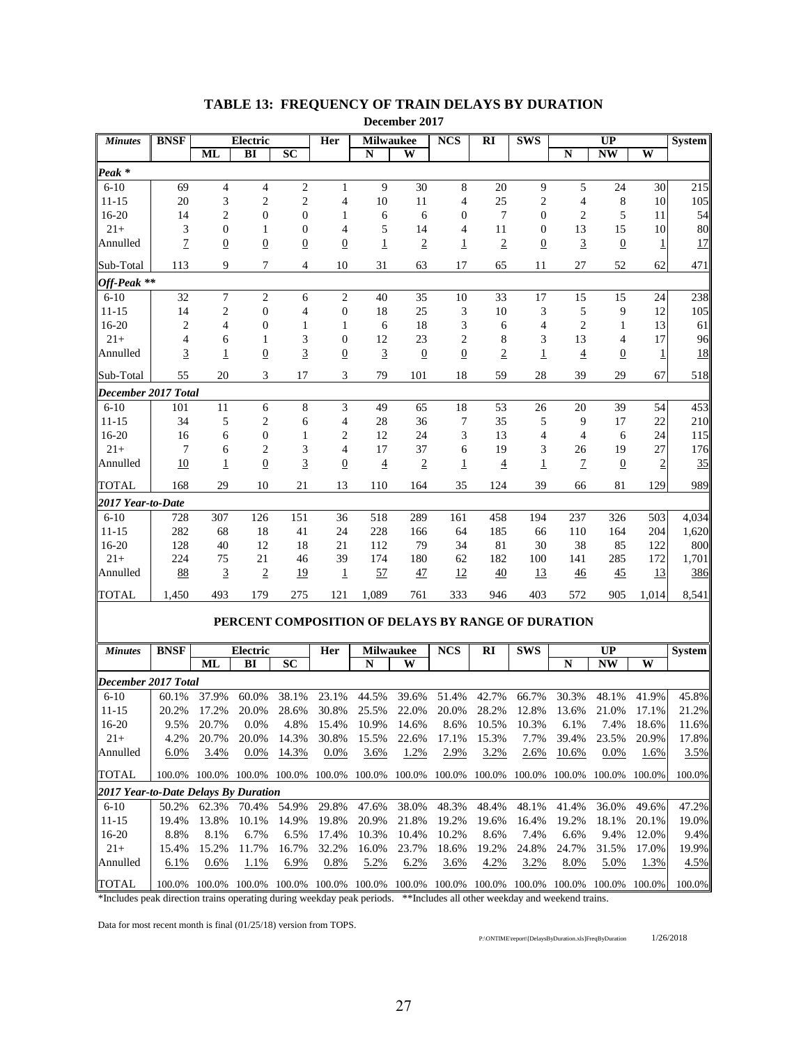## TABLE 13: FREQUENCY OF TRAIN DELAYS BY DURATION

**December 2017**

| Minutes | BNSF | Electric | | | Her | Milwaukee | | NCS | RI | SWS | UP | | | System |
|---|---|---|---|---|---|---|---|---|---|---|---|---|---|---|
| | | ML | BI | SC | | N | W | | | | N | NW | W | |
| ***Peak \**** | | | | | | | | | | | | | | |
| 6-10 | 69 | 4 | 4 | 2 | 1 | 9 | 30 | 8 | 20 | 9 | 5 | 24 | 30 | 215 |
| 11-15 | 20 | 3 | 2 | 2 | 4 | 10 | 11 | 4 | 25 | 2 | 4 | 8 | 10 | 105 |
| 16-20 | 14 | 2 | 0 | 0 | 1 | 6 | 6 | 0 | 7 | 0 | 2 | 5 | 11 | 54 |
| 21+ | 3 | 0 | 1 | 0 | 4 | 5 | 14 | 4 | 11 | 0 | 13 | 15 | 10 | 80 |
| Annulled | 7 | 0 | 0 | 0 | 0 | 1 | 2 | 1 | 2 | 0 | 3 | 0 | 1 | 17 |
| Sub-Total | 113 | 9 | 7 | 4 | 10 | 31 | 63 | 17 | 65 | 11 | 27 | 52 | 62 | 471 |
| ***Off-Peak \*\**** | | | | | | | | | | | | | | |
| 6-10 | 32 | 7 | 2 | 6 | 2 | 40 | 35 | 10 | 33 | 17 | 15 | 15 | 24 | 238 |
| 11-15 | 14 | 2 | 0 | 4 | 0 | 18 | 25 | 3 | 10 | 3 | 5 | 9 | 12 | 105 |
| 16-20 | 2 | 4 | 0 | 1 | 1 | 6 | 18 | 3 | 6 | 4 | 2 | 1 | 13 | 61 |
| 21+ | 4 | 6 | 1 | 3 | 0 | 12 | 23 | 2 | 8 | 3 | 13 | 4 | 17 | 96 |
| Annulled | 3 | 1 | 0 | 3 | 0 | 3 | 0 | 0 | 2 | 1 | 4 | 0 | 1 | 18 |
| Sub-Total | 55 | 20 | 3 | 17 | 3 | 79 | 101 | 18 | 59 | 28 | 39 | 29 | 67 | 518 |
| ***December 2017 Total*** | | | | | | | | | | | | | | |
| 6-10 | 101 | 11 | 6 | 8 | 3 | 49 | 65 | 18 | 53 | 26 | 20 | 39 | 54 | 453 |
| 11-15 | 34 | 5 | 2 | 6 | 4 | 28 | 36 | 7 | 35 | 5 | 9 | 17 | 22 | 210 |
| 16-20 | 16 | 6 | 0 | 1 | 2 | 12 | 24 | 3 | 13 | 4 | 4 | 6 | 24 | 115 |
| 21+ | 7 | 6 | 2 | 3 | 4 | 17 | 37 | 6 | 19 | 3 | 26 | 19 | 27 | 176 |
| Annulled | 10 | 1 | 0 | 3 | 0 | 4 | 2 | 1 | 4 | 1 | 7 | 0 | 2 | 35 |
| TOTAL | 168 | 29 | 10 | 21 | 13 | 110 | 164 | 35 | 124 | 39 | 66 | 81 | 129 | 989 |
| ***2017 Year-to-Date*** | | | | | | | | | | | | | | |
| 6-10 | 728 | 307 | 126 | 151 | 36 | 518 | 289 | 161 | 458 | 194 | 237 | 326 | 503 | 4,034 |
| 11-15 | 282 | 68 | 18 | 41 | 24 | 228 | 166 | 64 | 185 | 66 | 110 | 164 | 204 | 1,620 |
| 16-20 | 128 | 40 | 12 | 18 | 21 | 112 | 79 | 34 | 81 | 30 | 38 | 85 | 122 | 800 |
| 21+ | 224 | 75 | 21 | 46 | 39 | 174 | 180 | 62 | 182 | 100 | 141 | 285 | 172 | 1,701 |
| Annulled | 88 | 3 | 2 | 19 | 1 | 57 | 47 | 12 | 40 | 13 | 46 | 45 | 13 | 386 |
| TOTAL | 1,450 | 493 | 179 | 275 | 121 | 1,089 | 761 | 333 | 946 | 403 | 572 | 905 | 1,014 | 8,541 |

## PERCENT COMPOSITION OF DELAYS BY RANGE OF DURATION

| Minutes | BNSF | Electric | | | Her | Milwaukee | | NCS | RI | SWS | UP | | | System |
|---|---|---|---|---|---|---|---|---|---|---|---|---|---|---|
| | | ML | BI | SC | | N | W | | | | N | NW | W | |
| ***December 2017 Total*** | | | | | | | | | | | | | | |
| 6-10 | 60.1% | 37.9% | 60.0% | 38.1% | 23.1% | 44.5% | 39.6% | 51.4% | 42.7% | 66.7% | 30.3% | 48.1% | 41.9% | 45.8% |
| 11-15 | 20.2% | 17.2% | 20.0% | 28.6% | 30.8% | 25.5% | 22.0% | 20.0% | 28.2% | 12.8% | 13.6% | 21.0% | 17.1% | 21.2% |
| 16-20 | 9.5% | 20.7% | 0.0% | 4.8% | 15.4% | 10.9% | 14.6% | 8.6% | 10.5% | 10.3% | 6.1% | 7.4% | 18.6% | 11.6% |
| 21+ | 4.2% | 20.7% | 20.0% | 14.3% | 30.8% | 15.5% | 22.6% | 17.1% | 15.3% | 7.7% | 39.4% | 23.5% | 20.9% | 17.8% |
| Annulled | 6.0% | 3.4% | 0.0% | 14.3% | 0.0% | 3.6% | 1.2% | 2.9% | 3.2% | 2.6% | 10.6% | 0.0% | 1.6% | 3.5% |
| TOTAL | 100.0% | 100.0% | 100.0% | 100.0% | 100.0% | 100.0% | 100.0% | 100.0% | 100.0% | 100.0% | 100.0% | 100.0% | 100.0% | 100.0% |
| ***2017 Year-to-Date Delays By Duration*** | | | | | | | | | | | | | | |
| 6-10 | 50.2% | 62.3% | 70.4% | 54.9% | 29.8% | 47.6% | 38.0% | 48.3% | 48.4% | 48.1% | 41.4% | 36.0% | 49.6% | 47.2% |
| 11-15 | 19.4% | 13.8% | 10.1% | 14.9% | 19.8% | 20.9% | 21.8% | 19.2% | 19.6% | 16.4% | 19.2% | 18.1% | 20.1% | 19.0% |
| 16-20 | 8.8% | 8.1% | 6.7% | 6.5% | 17.4% | 10.3% | 10.4% | 10.2% | 8.6% | 7.4% | 6.6% | 9.4% | 12.0% | 9.4% |
| 21+ | 15.4% | 15.2% | 11.7% | 16.7% | 32.2% | 16.0% | 23.7% | 18.6% | 19.2% | 24.8% | 24.7% | 31.5% | 17.0% | 19.9% |
| Annulled | 6.1% | 0.6% | 1.1% | 6.9% | 0.8% | 5.2% | 6.2% | 3.6% | 4.2% | 3.2% | 8.0% | 5.0% | 1.3% | 4.5% |
| TOTAL | 100.0% | 100.0% | 100.0% | 100.0% | 100.0% | 100.0% | 100.0% | 100.0% | 100.0% | 100.0% | 100.0% | 100.0% | 100.0% | 100.0% |

*Includes peak direction trains operating during weekday peak periods. **Includes all other weekday and weekend trains.

Data for most recent month is final (01/25/18) version from TOPS.

P:\ONTIME\report\[DelaysByDuration.xls]FreqByDuration 1/26/2018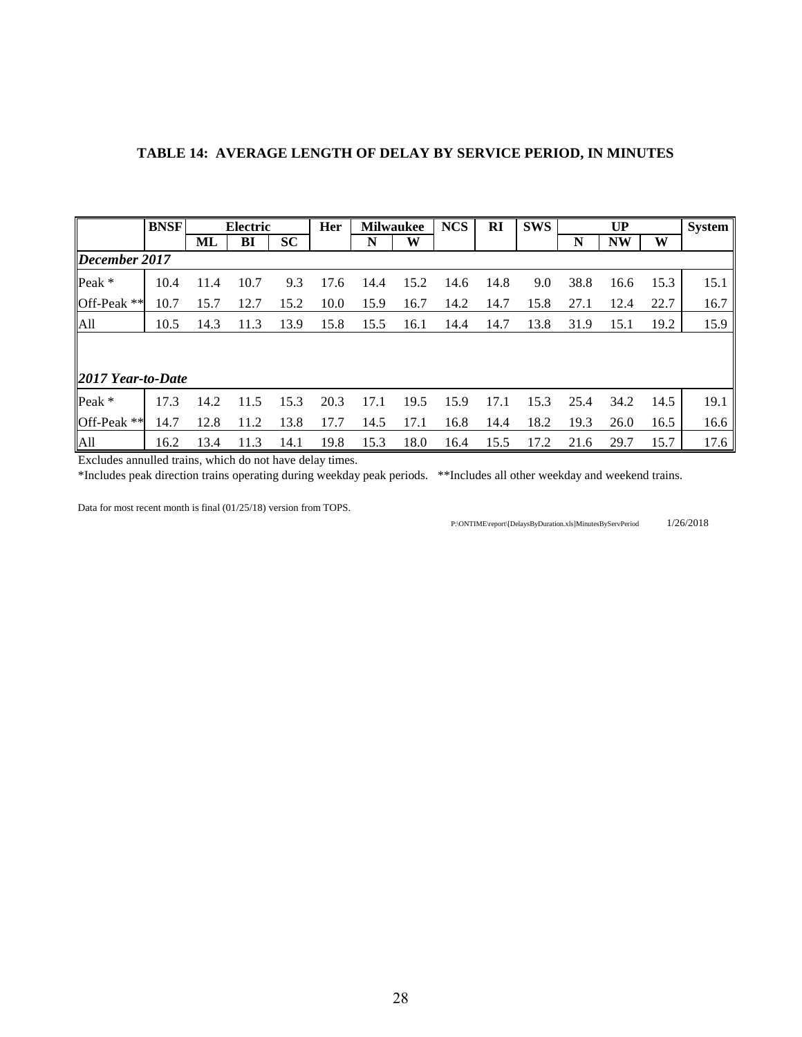**TABLE 14: AVERAGE LENGTH OF DELAY BY SERVICE PERIOD, IN MINUTES**

| | BNSF | Electric | | | Her | Milwaukee | | NCS | RI | SWS | UP | | | System |
|---|---|---|---|---|---|---|---|---|---|---|---|---|---|---|
| | | ML | BI | SC | | N | W | | | | N | NW | W | |
| ***December 2017*** | | | | | | | | | | | | | | |
| Peak * | 10.4 | 11.4 | 10.7 | 9.3 | 17.6 | 14.4 | 15.2 | 14.6 | 14.8 | 9.0 | 38.8 | 16.6 | 15.3 | 15.1 |
| Off-Peak ** | 10.7 | 15.7 | 12.7 | 15.2 | 10.0 | 15.9 | 16.7 | 14.2 | 14.7 | 15.8 | 27.1 | 12.4 | 22.7 | 16.7 |
| All | 10.5 | 14.3 | 11.3 | 13.9 | 15.8 | 15.5 | 16.1 | 14.4 | 14.7 | 13.8 | 31.9 | 15.1 | 19.2 | 15.9 |
| ***2017 Year-to-Date*** | | | | | | | | | | | | | | |
| Peak * | 17.3 | 14.2 | 11.5 | 15.3 | 20.3 | 17.1 | 19.5 | 15.9 | 17.1 | 15.3 | 25.4 | 34.2 | 14.5 | 19.1 |
| Off-Peak ** | 14.7 | 12.8 | 11.2 | 13.8 | 17.7 | 14.5 | 17.1 | 16.8 | 14.4 | 18.2 | 19.3 | 26.0 | 16.5 | 16.6 |
| All | 16.2 | 13.4 | 11.3 | 14.1 | 19.8 | 15.3 | 18.0 | 16.4 | 15.5 | 17.2 | 21.6 | 29.7 | 15.7 | 17.6 |

Excludes annulled trains, which do not have delay times.

*Includes peak direction trains operating during weekday peak periods. **Includes all other weekday and weekend trains.

Data for most recent month is final (01/25/18) version from TOPS.

P:\ONTIME\report\[DelaysByDuration.xls]MinutesByServPeriod 1/26/2018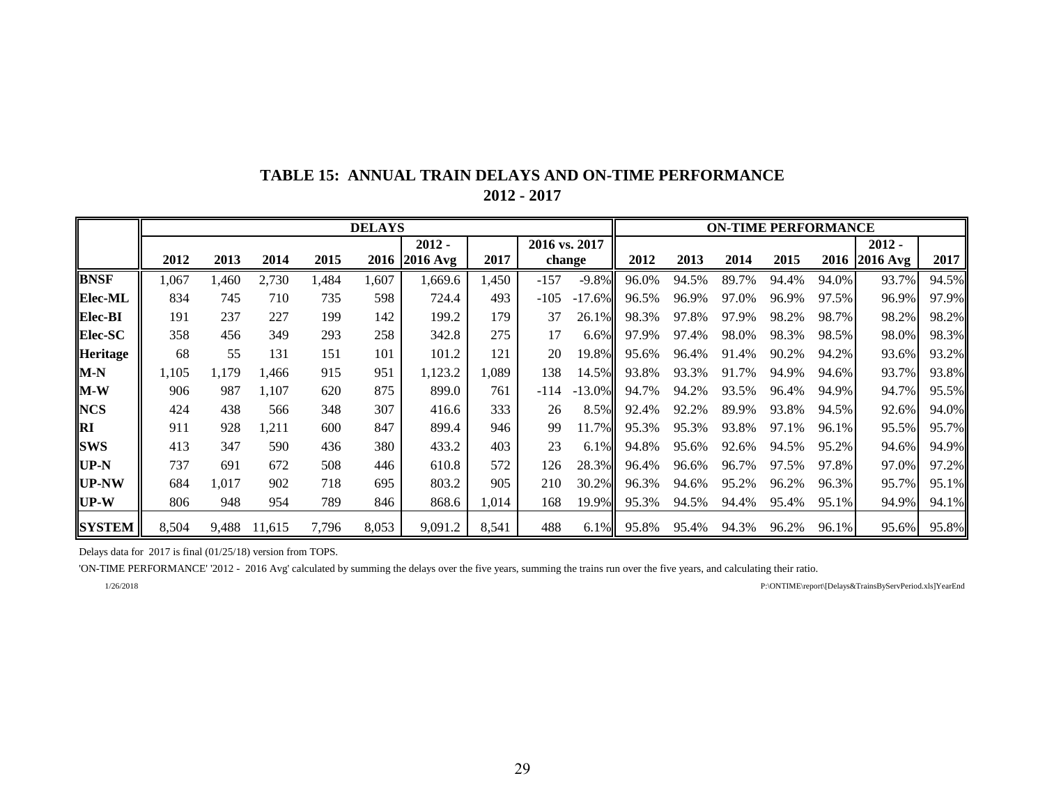## TABLE 15: ANNUAL TRAIN DELAYS AND ON-TIME PERFORMANCE

### 2012 - 2017

| | DELAYS | | | | | | | | | ON-TIME PERFORMANCE | | | | | | |
|---|---|---|---|---|---|---|---|---|---|---|---|---|---|---|---|---|
| | 2012 | 2013 | 2014 | 2015 | 2016 | 2012 - 2016 Avg | 2017 | 2016 vs. 2017 change | | 2012 | 2013 | 2014 | 2015 | 2016 | 2012 - 2016 Avg | 2017 |
| **BNSF** | 1,067 | 1,460 | 2,730 | 1,484 | 1,607 | 1,669.6 | 1,450 | -157 | -9.8% | 96.0% | 94.5% | 89.7% | 94.4% | 94.0% | 93.7% | 94.5% |
| **Elec-ML** | 834 | 745 | 710 | 735 | 598 | 724.4 | 493 | -105 | -17.6% | 96.5% | 96.9% | 97.0% | 96.9% | 97.5% | 96.9% | 97.9% |
| **Elec-BI** | 191 | 237 | 227 | 199 | 142 | 199.2 | 179 | 37 | 26.1% | 98.3% | 97.8% | 97.9% | 98.2% | 98.7% | 98.2% | 98.2% |
| **Elec-SC** | 358 | 456 | 349 | 293 | 258 | 342.8 | 275 | 17 | 6.6% | 97.9% | 97.4% | 98.0% | 98.3% | 98.5% | 98.0% | 98.3% |
| **Heritage** | 68 | 55 | 131 | 151 | 101 | 101.2 | 121 | 20 | 19.8% | 95.6% | 96.4% | 91.4% | 90.2% | 94.2% | 93.6% | 93.2% |
| **M-N** | 1,105 | 1,179 | 1,466 | 915 | 951 | 1,123.2 | 1,089 | 138 | 14.5% | 93.8% | 93.3% | 91.7% | 94.9% | 94.6% | 93.7% | 93.8% |
| **M-W** | 906 | 987 | 1,107 | 620 | 875 | 899.0 | 761 | -114 | -13.0% | 94.7% | 94.2% | 93.5% | 96.4% | 94.9% | 94.7% | 95.5% |
| **NCS** | 424 | 438 | 566 | 348 | 307 | 416.6 | 333 | 26 | 8.5% | 92.4% | 92.2% | 89.9% | 93.8% | 94.5% | 92.6% | 94.0% |
| **RI** | 911 | 928 | 1,211 | 600 | 847 | 899.4 | 946 | 99 | 11.7% | 95.3% | 95.3% | 93.8% | 97.1% | 96.1% | 95.5% | 95.7% |
| **SWS** | 413 | 347 | 590 | 436 | 380 | 433.2 | 403 | 23 | 6.1% | 94.8% | 95.6% | 92.6% | 94.5% | 95.2% | 94.6% | 94.9% |
| **UP-N** | 737 | 691 | 672 | 508 | 446 | 610.8 | 572 | 126 | 28.3% | 96.4% | 96.6% | 96.7% | 97.5% | 97.8% | 97.0% | 97.2% |
| **UP-NW** | 684 | 1,017 | 902 | 718 | 695 | 803.2 | 905 | 210 | 30.2% | 96.3% | 94.6% | 95.2% | 96.2% | 96.3% | 95.7% | 95.1% |
| **UP-W** | 806 | 948 | 954 | 789 | 846 | 868.6 | 1,014 | 168 | 19.9% | 95.3% | 94.5% | 94.4% | 95.4% | 95.1% | 94.9% | 94.1% |
| **SYSTEM** | 8,504 | 9,488 | 11,615 | 7,796 | 8,053 | 9,091.2 | 8,541 | 488 | 6.1% | 95.8% | 95.4% | 94.3% | 96.2% | 96.1% | 95.6% | 95.8% |

Delays data for 2017 is final (01/25/18) version from TOPS.

'ON-TIME PERFORMANCE' '2012 - 2016 Avg' calculated by summing the delays over the five years, summing the trains run over the five years, and calculating their ratio.

1/26/2018

P:\ONTIME\report\[Delays&TrainsByServPeriod.xls]YearEnd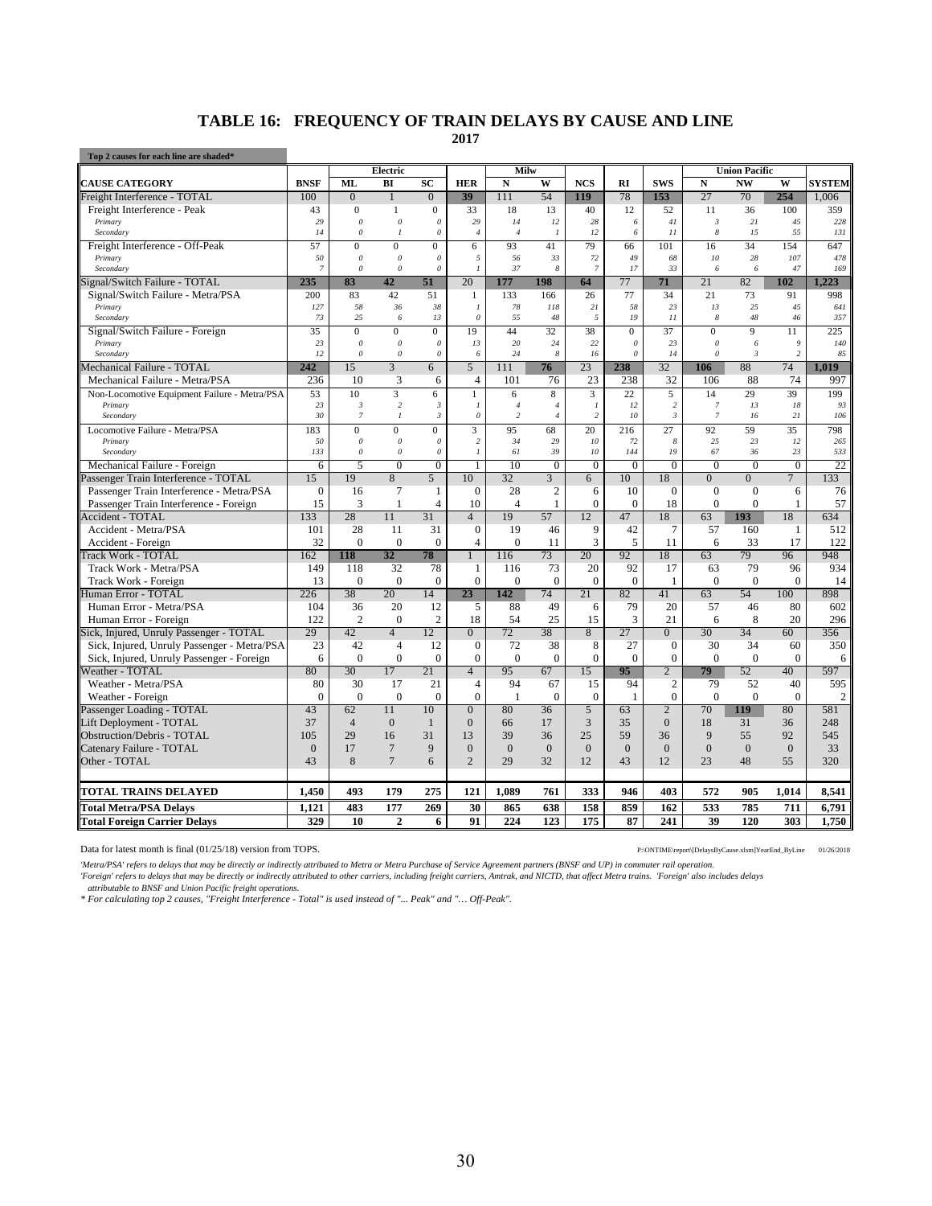# TABLE 16: FREQUENCY OF TRAIN DELAYS BY CAUSE AND LINE

**2017**

**Top 2 causes for each line are shaded***

| | | Electric | | | | Milw | | | | | Union Pacific | | | |
|---|---|---|---|---|---|---|---|---|---|---|---|---|---|---|
| **CAUSE CATEGORY** | **BNSF** | **ML** | **BI** | **SC** | **HER** | **N** | **W** | **NCS** | **RI** | **SWS** | **N** | **NW** | **W** | **SYSTEM** |
| Freight Interference - TOTAL | 100 | 0 | 1 | 0 | 39 | 111 | 54 | 119 | 78 | 153 | 27 | 70 | 254 | 1,006 |
| Freight Interference - Peak | 43 | 0 | 1 | 0 | 33 | 18 | 13 | 40 | 12 | 52 | 11 | 36 | 100 | 359 |
| *Primary* | *29* | *0* | *0* | *0* | *29* | *14* | *12* | *28* | *6* | *41* | *3* | *21* | *45* | *228* |
| *Secondary* | *14* | *0* | *1* | *0* | *4* | *4* | *1* | *12* | *6* | *11* | *8* | *15* | *55* | *131* |
| Freight Interference - Off-Peak | 57 | 0 | 0 | 0 | 6 | 93 | 41 | 79 | 66 | 101 | 16 | 34 | 154 | 647 |
| *Primary* | *50* | *0* | *0* | *0* | *5* | *56* | *33* | *72* | *49* | *68* | *10* | *28* | *107* | *478* |
| *Secondary* | *7* | *0* | *0* | *0* | *1* | *37* | *8* | *7* | *17* | *33* | *6* | *6* | *47* | *169* |
| Signal/Switch Failure - TOTAL | 235 | 83 | 42 | 51 | 20 | 177 | 198 | 64 | 77 | 71 | 21 | 82 | 102 | 1,223 |
| Signal/Switch Failure - Metra/PSA | 200 | 83 | 42 | 51 | 1 | 133 | 166 | 26 | 77 | 34 | 21 | 73 | 91 | 998 |
| *Primary* | *127* | *58* | *36* | *38* | *1* | *78* | *118* | *21* | *58* | *23* | *13* | *25* | *45* | *641* |
| *Secondary* | *73* | *25* | *6* | *13* | *0* | *55* | *48* | *5* | *19* | *11* | *8* | *48* | *46* | *357* |
| Signal/Switch Failure - Foreign | 35 | 0 | 0 | 0 | 19 | 44 | 32 | 38 | 0 | 37 | 0 | 9 | 11 | 225 |
| *Primary* | *23* | *0* | *0* | *0* | *13* | *20* | *24* | *22* | *0* | *23* | *0* | *6* | *9* | *140* |
| *Secondary* | *12* | *0* | *0* | *0* | *6* | *24* | *8* | *16* | *0* | *14* | *0* | *3* | *2* | *85* |
| Mechanical Failure - TOTAL | 242 | 15 | 3 | 6 | 5 | 111 | 76 | 23 | 238 | 32 | 106 | 88 | 74 | 1,019 |
| Mechanical Failure - Metra/PSA | 236 | 10 | 3 | 6 | 4 | 101 | 76 | 23 | 238 | 32 | 106 | 88 | 74 | 997 |
| Non-Locomotive Equipment Failure - Metra/PSA | 53 | 10 | 3 | 6 | 1 | 6 | 8 | 3 | 22 | 5 | 14 | 29 | 39 | 199 |
| *Primary* | *23* | *3* | *2* | *3* | *1* | *4* | *4* | *1* | *12* | *2* | *7* | *13* | *18* | *93* |
| *Secondary* | *30* | *7* | *1* | *3* | *0* | *2* | *4* | *2* | *10* | *3* | *7* | *16* | *21* | *106* |
| Locomotive Failure - Metra/PSA | 183 | 0 | 0 | 0 | 3 | 95 | 68 | 20 | 216 | 27 | 92 | 59 | 35 | 798 |
| *Primary* | *50* | *0* | *0* | *0* | *2* | *34* | *29* | *10* | *72* | *8* | *25* | *23* | *12* | *265* |
| *Secondary* | *133* | *0* | *0* | *0* | *1* | *61* | *39* | *10* | *144* | *19* | *67* | *36* | *23* | *533* |
| Mechanical Failure - Foreign | 6 | 5 | 0 | 0 | 1 | 10 | 0 | 0 | 0 | 0 | 0 | 0 | 0 | 22 |
| Passenger Train Interference - TOTAL | 15 | 19 | 8 | 5 | 10 | 32 | 3 | 6 | 10 | 18 | 0 | 0 | 7 | 133 |
| Passenger Train Interference - Metra/PSA | 0 | 16 | 7 | 1 | 0 | 28 | 2 | 6 | 10 | 0 | 0 | 0 | 6 | 76 |
| Passenger Train Interference - Foreign | 15 | 3 | 1 | 4 | 10 | 4 | 1 | 0 | 0 | 18 | 0 | 0 | 1 | 57 |
| Accident - TOTAL | 133 | 28 | 11 | 31 | 4 | 19 | 57 | 12 | 47 | 18 | 63 | 193 | 18 | 634 |
| Accident - Metra/PSA | 101 | 28 | 11 | 31 | 0 | 19 | 46 | 9 | 42 | 7 | 57 | 160 | 1 | 512 |
| Accident - Foreign | 32 | 0 | 0 | 0 | 4 | 0 | 11 | 3 | 5 | 11 | 6 | 33 | 17 | 122 |
| Track Work - TOTAL | 162 | 118 | 32 | 78 | 1 | 116 | 73 | 20 | 92 | 18 | 63 | 79 | 96 | 948 |
| Track Work - Metra/PSA | 149 | 118 | 32 | 78 | 1 | 116 | 73 | 20 | 92 | 17 | 63 | 79 | 96 | 934 |
| Track Work - Foreign | 13 | 0 | 0 | 0 | 0 | 0 | 0 | 0 | 0 | 1 | 0 | 0 | 0 | 14 |
| Human Error - TOTAL | 226 | 38 | 20 | 14 | 23 | 142 | 74 | 21 | 82 | 41 | 63 | 54 | 100 | 898 |
| Human Error - Metra/PSA | 104 | 36 | 20 | 12 | 5 | 88 | 49 | 6 | 79 | 20 | 57 | 46 | 80 | 602 |
| Human Error - Foreign | 122 | 2 | 0 | 2 | 18 | 54 | 25 | 15 | 3 | 21 | 6 | 8 | 20 | 296 |
| Sick, Injured, Unruly Passenger - TOTAL | 29 | 42 | 4 | 12 | 0 | 72 | 38 | 8 | 27 | 0 | 30 | 34 | 60 | 356 |
| Sick, Injured, Unruly Passenger - Metra/PSA | 23 | 42 | 4 | 12 | 0 | 72 | 38 | 8 | 27 | 0 | 30 | 34 | 60 | 350 |
| Sick, Injured, Unruly Passenger - Foreign | 6 | 0 | 0 | 0 | 0 | 0 | 0 | 0 | 0 | 0 | 0 | 0 | 0 | 6 |
| Weather - TOTAL | 80 | 30 | 17 | 21 | 4 | 95 | 67 | 15 | 95 | 2 | 79 | 52 | 40 | 597 |
| Weather - Metra/PSA | 80 | 30 | 17 | 21 | 4 | 94 | 67 | 15 | 94 | 2 | 79 | 52 | 40 | 595 |
| Weather - Foreign | 0 | 0 | 0 | 0 | 0 | 1 | 0 | 0 | 1 | 0 | 0 | 0 | 0 | 2 |
| Passenger Loading - TOTAL | 43 | 62 | 11 | 10 | 0 | 80 | 36 | 5 | 63 | 2 | 70 | 119 | 80 | 581 |
| Lift Deployment - TOTAL | 37 | 4 | 0 | 1 | 0 | 66 | 17 | 3 | 35 | 0 | 18 | 31 | 36 | 248 |
| Obstruction/Debris - TOTAL | 105 | 29 | 16 | 31 | 13 | 39 | 36 | 25 | 59 | 36 | 9 | 55 | 92 | 545 |
| Catenary Failure - TOTAL | 0 | 17 | 7 | 9 | 0 | 0 | 0 | 0 | 0 | 0 | 0 | 0 | 0 | 33 |
| Other - TOTAL | 43 | 8 | 7 | 6 | 2 | 29 | 32 | 12 | 43 | 12 | 23 | 48 | 55 | 320 |
| **TOTAL TRAINS DELAYED** | **1,450** | **493** | **179** | **275** | **121** | **1,089** | **761** | **333** | **946** | **403** | **572** | **905** | **1,014** | **8,541** |
| **Total Metra/PSA Delays** | **1,121** | **483** | **177** | **269** | **30** | **865** | **638** | **158** | **859** | **162** | **533** | **785** | **711** | **6,791** |
| **Total Foreign Carrier Delays** | **329** | **10** | **2** | **6** | **91** | **224** | **123** | **175** | **87** | **241** | **39** | **120** | **303** | **1,750** |

Data for latest month is final (01/25/18) version from TOPS.

P:\ONTIME\report\[DelaysByCause.xlsm]YearEnd_ByLine 01/26/2018

*'Metra/PSA' refers to delays that may be directly or indirectly attributed to Metra or Metra Purchase of Service Agreement partners (BNSF and UP) in commuter rail operation.*
*'Foreign' refers to delays that may be directly or indirectly attributed to other carriers, including freight carriers, Amtrak, and NICTD, that affect Metra trains. 'Foreign' also includes delays attributable to BNSF and Union Pacific freight operations.*
** For calculating top 2 causes, "Freight Interference - Total" is used instead of "... Peak" and "… Off-Peak".*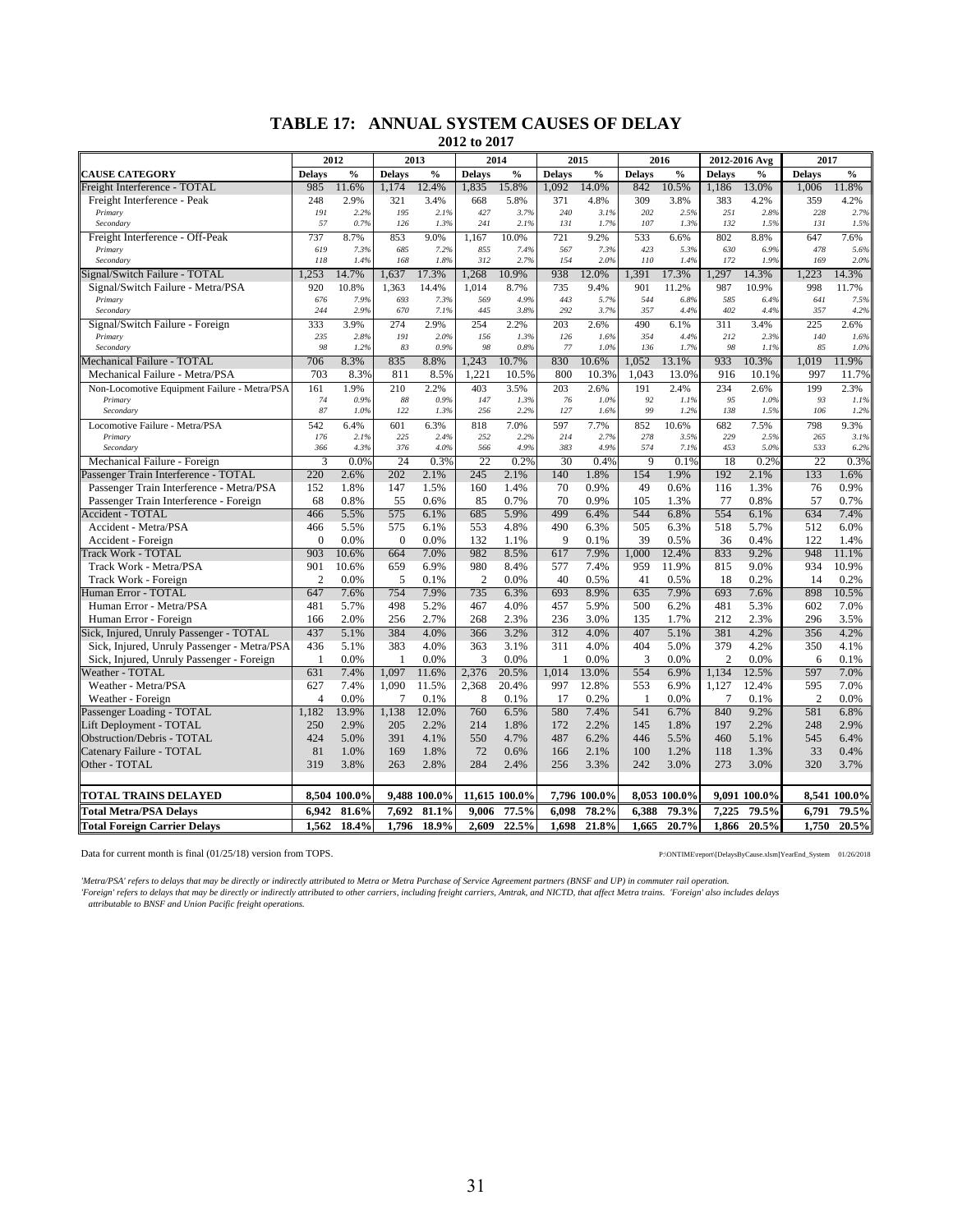# TABLE 17: ANNUAL SYSTEM CAUSES OF DELAY

## 2012 to 2017

| CAUSE CATEGORY | 2012 | | 2013 | | 2014 | | 2015 | | 2016 | | 2012-2016 Avg | | 2017 | |
|---|---|---|---|---|---|---|---|---|---|---|---|---|---|---|
| | Delays | % | Delays | % | Delays | % | Delays | % | Delays | % | Delays | % | Delays | % |
| Freight Interference - TOTAL | 985 | 11.6% | 1,174 | 12.4% | 1,835 | 15.8% | 1,092 | 14.0% | 842 | 10.5% | 1,186 | 13.0% | 1,006 | 11.8% |
| Freight Interference - Peak | 248 | 2.9% | 321 | 3.4% | 668 | 5.8% | 371 | 4.8% | 309 | 3.8% | 383 | 4.2% | 359 | 4.2% |
| *Primary* | *191* | *2.2%* | *195* | *2.1%* | *427* | *3.7%* | *240* | *3.1%* | *202* | *2.5%* | *251* | *2.8%* | *228* | *2.7%* |
| *Secondary* | *57* | *0.7%* | *126* | *1.3%* | *241* | *2.1%* | *131* | *1.7%* | *107* | *1.3%* | *132* | *1.5%* | *131* | *1.5%* |
| Freight Interference - Off-Peak | 737 | 8.7% | 853 | 9.0% | 1,167 | 10.0% | 721 | 9.2% | 533 | 6.6% | 802 | 8.8% | 647 | 7.6% |
| *Primary* | *619* | *7.3%* | *685* | *7.2%* | *855* | *7.4%* | *567* | *7.3%* | *423* | *5.3%* | *630* | *6.9%* | *478* | *5.6%* |
| *Secondary* | *118* | *1.4%* | *168* | *1.8%* | *312* | *2.7%* | *154* | *2.0%* | *110* | *1.4%* | *172* | *1.9%* | *169* | *2.0%* |
| Signal/Switch Failure - TOTAL | 1,253 | 14.7% | 1,637 | 17.3% | 1,268 | 10.9% | 938 | 12.0% | 1,391 | 17.3% | 1,297 | 14.3% | 1,223 | 14.3% |
| Signal/Switch Failure - Metra/PSA | 920 | 10.8% | 1,363 | 14.4% | 1,014 | 8.7% | 735 | 9.4% | 901 | 11.2% | 987 | 10.9% | 998 | 11.7% |
| *Primary* | *676* | *7.9%* | *693* | *7.3%* | *569* | *4.9%* | *443* | *5.7%* | *544* | *6.8%* | *585* | *6.4%* | *641* | *7.5%* |
| *Secondary* | *244* | *2.9%* | *670* | *7.1%* | *445* | *3.8%* | *292* | *3.7%* | *357* | *4.4%* | *402* | *4.4%* | *357* | *4.2%* |
| Signal/Switch Failure - Foreign | 333 | 3.9% | 274 | 2.9% | 254 | 2.2% | 203 | 2.6% | 490 | 6.1% | 311 | 3.4% | 225 | 2.6% |
| *Primary* | *235* | *2.8%* | *191* | *2.0%* | *156* | *1.3%* | *126* | *1.6%* | *354* | *4.4%* | *212* | *2.3%* | *140* | *1.6%* |
| *Secondary* | *98* | *1.2%* | *83* | *0.9%* | *98* | *0.8%* | *77* | *1.0%* | *136* | *1.7%* | *98* | *1.1%* | *85* | *1.0%* |
| Mechanical Failure - TOTAL | 706 | 8.3% | 835 | 8.8% | 1,243 | 10.7% | 830 | 10.6% | 1,052 | 13.1% | 933 | 10.3% | 1,019 | 11.9% |
| Mechanical Failure - Metra/PSA | 703 | 8.3% | 811 | 8.5% | 1,221 | 10.5% | 800 | 10.3% | 1,043 | 13.0% | 916 | 10.1% | 997 | 11.7% |
| Non-Locomotive Equipment Failure - Metra/PSA | 161 | 1.9% | 210 | 2.2% | 403 | 3.5% | 203 | 2.6% | 191 | 2.4% | 234 | 2.6% | 199 | 2.3% |
| *Primary* | *74* | *0.9%* | *88* | *0.9%* | *147* | *1.3%* | *76* | *1.0%* | *92* | *1.1%* | *95* | *1.0%* | *93* | *1.1%* |
| *Secondary* | *87* | *1.0%* | *122* | *1.3%* | *256* | *2.2%* | *127* | *1.6%* | *99* | *1.2%* | *138* | *1.5%* | *106* | *1.2%* |
| Locomotive Failure - Metra/PSA | 542 | 6.4% | 601 | 6.3% | 818 | 7.0% | 597 | 7.7% | 852 | 10.6% | 682 | 7.5% | 798 | 9.3% |
| *Primary* | *176* | *2.1%* | *225* | *2.4%* | *252* | *2.2%* | *214* | *2.7%* | *278* | *3.5%* | *229* | *2.5%* | *265* | *3.1%* |
| *Secondary* | *366* | *4.3%* | *376* | *4.0%* | *566* | *4.9%* | *383* | *4.9%* | *574* | *7.1%* | *453* | *5.0%* | *533* | *6.2%* |
| Mechanical Failure - Foreign | 3 | 0.0% | 24 | 0.3% | 22 | 0.2% | 30 | 0.4% | 9 | 0.1% | 18 | 0.2% | 22 | 0.3% |
| Passenger Train Interference - TOTAL | 220 | 2.6% | 202 | 2.1% | 245 | 2.1% | 140 | 1.8% | 154 | 1.9% | 192 | 2.1% | 133 | 1.6% |
| Passenger Train Interference - Metra/PSA | 152 | 1.8% | 147 | 1.5% | 160 | 1.4% | 70 | 0.9% | 49 | 0.6% | 116 | 1.3% | 76 | 0.9% |
| Passenger Train Interference - Foreign | 68 | 0.8% | 55 | 0.6% | 85 | 0.7% | 70 | 0.9% | 105 | 1.3% | 77 | 0.8% | 57 | 0.7% |
| Accident - TOTAL | 466 | 5.5% | 575 | 6.1% | 685 | 5.9% | 499 | 6.4% | 544 | 6.8% | 554 | 6.1% | 634 | 7.4% |
| Accident - Metra/PSA | 466 | 5.5% | 575 | 6.1% | 553 | 4.8% | 490 | 6.3% | 505 | 6.3% | 518 | 5.7% | 512 | 6.0% |
| Accident - Foreign | 0 | 0.0% | 0 | 0.0% | 132 | 1.1% | 9 | 0.1% | 39 | 0.5% | 36 | 0.4% | 122 | 1.4% |
| Track Work - TOTAL | 903 | 10.6% | 664 | 7.0% | 982 | 8.5% | 617 | 7.9% | 1,000 | 12.4% | 833 | 9.2% | 948 | 11.1% |
| Track Work - Metra/PSA | 901 | 10.6% | 659 | 6.9% | 980 | 8.4% | 577 | 7.4% | 959 | 11.9% | 815 | 9.0% | 934 | 10.9% |
| Track Work - Foreign | 2 | 0.0% | 5 | 0.1% | 2 | 0.0% | 40 | 0.5% | 41 | 0.5% | 18 | 0.2% | 14 | 0.2% |
| Human Error - TOTAL | 647 | 7.6% | 754 | 7.9% | 735 | 6.3% | 693 | 8.9% | 635 | 7.9% | 693 | 7.6% | 898 | 10.5% |
| Human Error - Metra/PSA | 481 | 5.7% | 498 | 5.2% | 467 | 4.0% | 457 | 5.9% | 500 | 6.2% | 481 | 5.3% | 602 | 7.0% |
| Human Error - Foreign | 166 | 2.0% | 256 | 2.7% | 268 | 2.3% | 236 | 3.0% | 135 | 1.7% | 212 | 2.3% | 296 | 3.5% |
| Sick, Injured, Unruly Passenger - TOTAL | 437 | 5.1% | 384 | 4.0% | 366 | 3.2% | 312 | 4.0% | 407 | 5.1% | 381 | 4.2% | 356 | 4.2% |
| Sick, Injured, Unruly Passenger - Metra/PSA | 436 | 5.1% | 383 | 4.0% | 363 | 3.1% | 311 | 4.0% | 404 | 5.0% | 379 | 4.2% | 350 | 4.1% |
| Sick, Injured, Unruly Passenger - Foreign | 1 | 0.0% | 1 | 0.0% | 3 | 0.0% | 1 | 0.0% | 3 | 0.0% | 2 | 0.0% | 6 | 0.1% |
| Weather - TOTAL | 631 | 7.4% | 1,097 | 11.6% | 2,376 | 20.5% | 1,014 | 13.0% | 554 | 6.9% | 1,134 | 12.5% | 597 | 7.0% |
| Weather - Metra/PSA | 627 | 7.4% | 1,090 | 11.5% | 2,368 | 20.4% | 997 | 12.8% | 553 | 6.9% | 1,127 | 12.4% | 595 | 7.0% |
| Weather - Foreign | 4 | 0.0% | 7 | 0.1% | 8 | 0.1% | 17 | 0.2% | 1 | 0.0% | 7 | 0.1% | 2 | 0.0% |
| Passenger Loading - TOTAL | 1,182 | 13.9% | 1,138 | 12.0% | 760 | 6.5% | 580 | 7.4% | 541 | 6.7% | 840 | 9.2% | 581 | 6.8% |
| Lift Deployment - TOTAL | 250 | 2.9% | 205 | 2.2% | 214 | 1.8% | 172 | 2.2% | 145 | 1.8% | 197 | 2.2% | 248 | 2.9% |
| Obstruction/Debris - TOTAL | 424 | 5.0% | 391 | 4.1% | 550 | 4.7% | 487 | 6.2% | 446 | 5.5% | 460 | 5.1% | 545 | 6.4% |
| Catenary Failure - TOTAL | 81 | 1.0% | 169 | 1.8% | 72 | 0.6% | 166 | 2.1% | 100 | 1.2% | 118 | 1.3% | 33 | 0.4% |
| Other - TOTAL | 319 | 3.8% | 263 | 2.8% | 284 | 2.4% | 256 | 3.3% | 242 | 3.0% | 273 | 3.0% | 320 | 3.7% |
| **TOTAL TRAINS DELAYED** | **8,504** | **100.0%** | **9,488** | **100.0%** | **11,615** | **100.0%** | **7,796** | **100.0%** | **8,053** | **100.0%** | **9,091** | **100.0%** | **8,541** | **100.0%** |
| **Total Metra/PSA Delays** | **6,942** | **81.6%** | **7,692** | **81.1%** | **9,006** | **77.5%** | **6,098** | **78.2%** | **6,388** | **79.3%** | **7,225** | **79.5%** | **6,791** | **79.5%** |
| **Total Foreign Carrier Delays** | **1,562** | **18.4%** | **1,796** | **18.9%** | **2,609** | **22.5%** | **1,698** | **21.8%** | **1,665** | **20.7%** | **1,866** | **20.5%** | **1,750** | **20.5%** |

Data for current month is final (01/25/18) version from TOPS.

P:\ONTIME\report\[DelaysByCause.xlsm]YearEnd_System 01/26/2018

*'Metra/PSA' refers to delays that may be directly or indirectly attributed to Metra or Metra Purchase of Service Agreement partners (BNSF and UP) in commuter rail operation.*
*'Foreign' refers to delays that may be directly or indirectly attributed to other carriers, including freight carriers, Amtrak, and NICTD, that affect Metra trains. 'Foreign' also includes delays attributable to BNSF and Union Pacific freight operations.*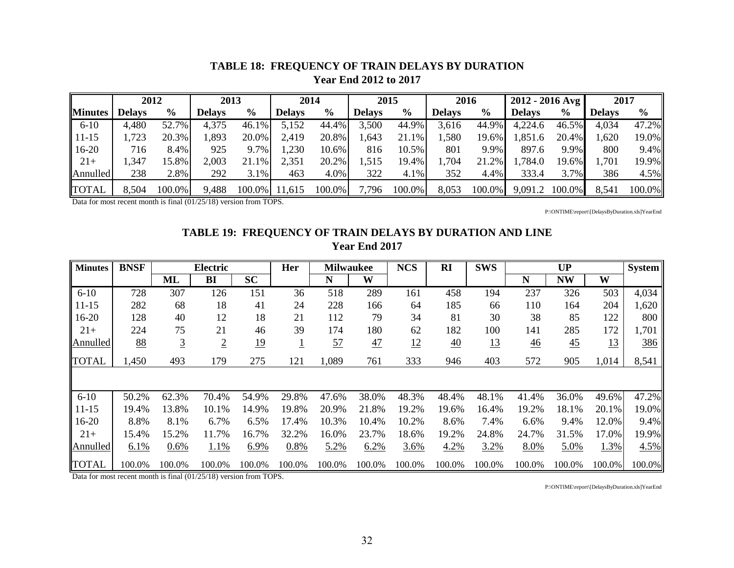## TABLE 18: FREQUENCY OF TRAIN DELAYS BY DURATION
### Year End 2012 to 2017

| | 2012 | | 2013 | | 2014 | | 2015 | | 2016 | | 2012 - 2016 Avg | | 2017 | |
|---|---|---|---|---|---|---|---|---|---|---|---|---|---|---|
| **Minutes** | **Delays** | **%** | **Delays** | **%** | **Delays** | **%** | **Delays** | **%** | **Delays** | **%** | **Delays** | **%** | **Delays** | **%** |
| 6-10 | 4,480 | 52.7% | 4,375 | 46.1% | 5,152 | 44.4% | 3,500 | 44.9% | 3,616 | 44.9% | 4,224.6 | 46.5% | 4,034 | 47.2% |
| 11-15 | 1,723 | 20.3% | 1,893 | 20.0% | 2,419 | 20.8% | 1,643 | 21.1% | 1,580 | 19.6% | 1,851.6 | 20.4% | 1,620 | 19.0% |
| 16-20 | 716 | 8.4% | 925 | 9.7% | 1,230 | 10.6% | 816 | 10.5% | 801 | 9.9% | 897.6 | 9.9% | 800 | 9.4% |
| 21+ | 1,347 | 15.8% | 2,003 | 21.1% | 2,351 | 20.2% | 1,515 | 19.4% | 1,704 | 21.2% | 1,784.0 | 19.6% | 1,701 | 19.9% |
| Annulled | 238 | 2.8% | 292 | 3.1% | 463 | 4.0% | 322 | 4.1% | 352 | 4.4% | 333.4 | 3.7% | 386 | 4.5% |
| TOTAL | 8,504 | 100.0% | 9,488 | 100.0% | 11,615 | 100.0% | 7,796 | 100.0% | 8,053 | 100.0% | 9,091.2 | 100.0% | 8,541 | 100.0% |

Data for most recent month is final (01/25/18) version from TOPS.

P:\ONTIME\report\[DelaysByDuration.xls]YearEnd

## TABLE 19: FREQUENCY OF TRAIN DELAYS BY DURATION AND LINE
### Year End 2017

| Minutes | BNSF | Electric | | | Her | Milwaukee | | NCS | RI | SWS | UP | | | System |
|---|---|---|---|---|---|---|---|---|---|---|---|---|---|---|
| | | ML | BI | SC | | N | W | | | | N | NW | W | |
| 6-10 | 728 | 307 | 126 | 151 | 36 | 518 | 289 | 161 | 458 | 194 | 237 | 326 | 503 | 4,034 |
| 11-15 | 282 | 68 | 18 | 41 | 24 | 228 | 166 | 64 | 185 | 66 | 110 | 164 | 204 | 1,620 |
| 16-20 | 128 | 40 | 12 | 18 | 21 | 112 | 79 | 34 | 81 | 30 | 38 | 85 | 122 | 800 |
| 21+ | 224 | 75 | 21 | 46 | 39 | 174 | 180 | 62 | 182 | 100 | 141 | 285 | 172 | 1,701 |
| Annulled | 88 | 3 | 2 | 19 | 1 | 57 | 47 | 12 | 40 | 13 | 46 | 45 | 13 | 386 |
| TOTAL | 1,450 | 493 | 179 | 275 | 121 | 1,089 | 761 | 333 | 946 | 403 | 572 | 905 | 1,014 | 8,541 |
| | | | | | | | | | | | | | | |
| 6-10 | 50.2% | 62.3% | 70.4% | 54.9% | 29.8% | 47.6% | 38.0% | 48.3% | 48.4% | 48.1% | 41.4% | 36.0% | 49.6% | 47.2% |
| 11-15 | 19.4% | 13.8% | 10.1% | 14.9% | 19.8% | 20.9% | 21.8% | 19.2% | 19.6% | 16.4% | 19.2% | 18.1% | 20.1% | 19.0% |
| 16-20 | 8.8% | 8.1% | 6.7% | 6.5% | 17.4% | 10.3% | 10.4% | 10.2% | 8.6% | 7.4% | 6.6% | 9.4% | 12.0% | 9.4% |
| 21+ | 15.4% | 15.2% | 11.7% | 16.7% | 32.2% | 16.0% | 23.7% | 18.6% | 19.2% | 24.8% | 24.7% | 31.5% | 17.0% | 19.9% |
| Annulled | 6.1% | 0.6% | 1.1% | 6.9% | 0.8% | 5.2% | 6.2% | 3.6% | 4.2% | 3.2% | 8.0% | 5.0% | 1.3% | 4.5% |
| TOTAL | 100.0% | 100.0% | 100.0% | 100.0% | 100.0% | 100.0% | 100.0% | 100.0% | 100.0% | 100.0% | 100.0% | 100.0% | 100.0% | 100.0% |

Data for most recent month is final (01/25/18) version from TOPS.

P:\ONTIME\report\[DelaysByDuration.xls]YearEnd